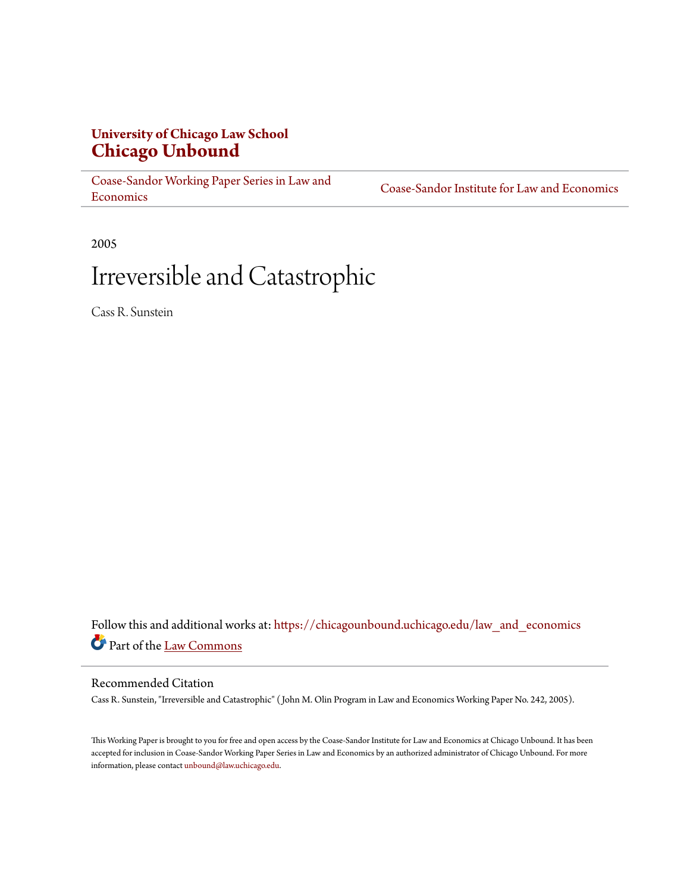University of Chicago Law School
**Chicago Unbound**

Coase-Sandor Working Paper Series in Law and Economics | Coase-Sandor Institute for Law and Economics

2005

# Irreversible and Catastrophic

Cass R. Sunstein

Follow this and additional works at: https://chicagounbound.uchicago.edu/law_and_economics

Part of the Law Commons

## Recommended Citation

Cass R. Sunstein, "Irreversible and Catastrophic" ( John M. Olin Program in Law and Economics Working Paper No. 242, 2005).

This Working Paper is brought to you for free and open access by the Coase-Sandor Institute for Law and Economics at Chicago Unbound. It has been accepted for inclusion in Coase-Sandor Working Paper Series in Law and Economics by an authorized administrator of Chicago Unbound. For more information, please contact unbound@law.uchicago.edu.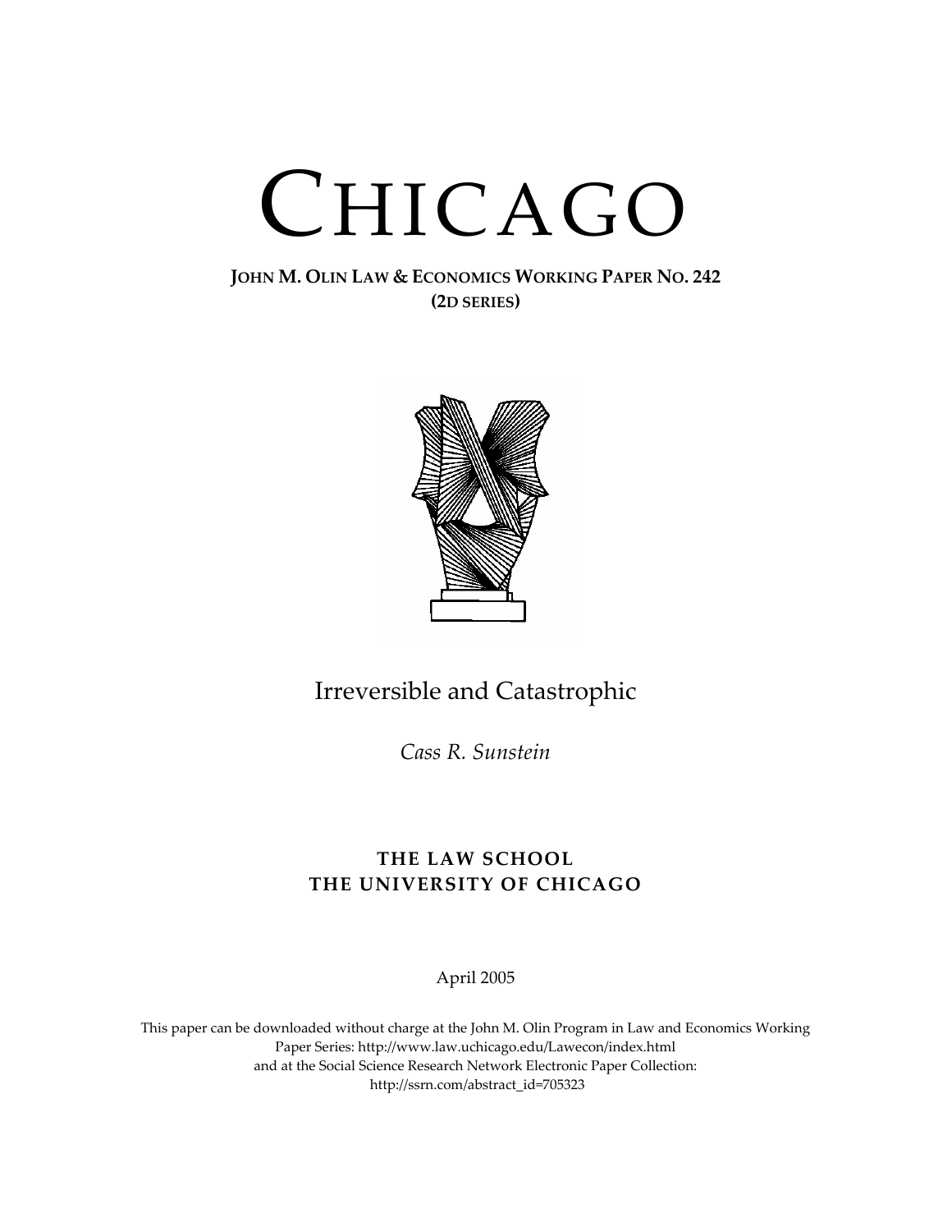# CHICAGO

**JOHN M. OLIN LAW & ECONOMICS WORKING PAPER NO. 242**
**(2D SERIES)**

## Irreversible and Catastrophic

*Cass R. Sunstein*

**THE LAW SCHOOL**
**THE UNIVERSITY OF CHICAGO**

April 2005

This paper can be downloaded without charge at the John M. Olin Program in Law and Economics Working Paper Series: http://www.law.uchicago.edu/Lawecon/index.html
and at the Social Science Research Network Electronic Paper Collection:
http://ssrn.com/abstract_id=705323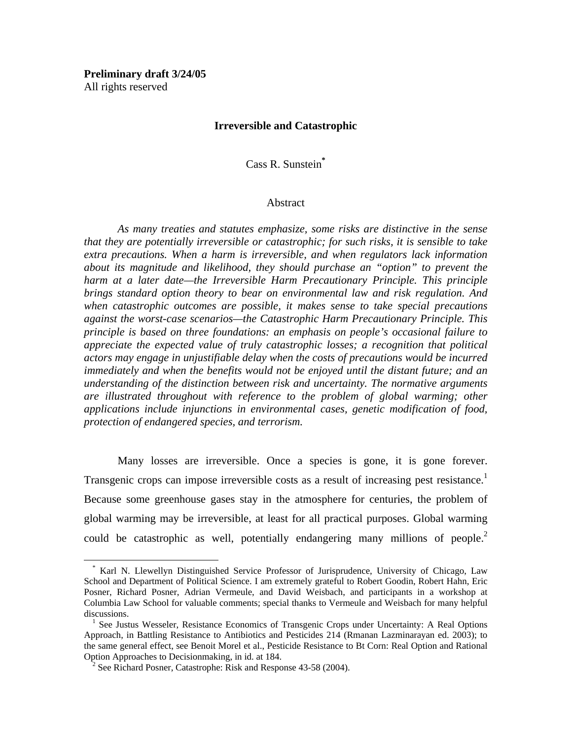**Preliminary draft 3/24/05**
All rights reserved

## Irreversible and Catastrophic

Cass R. Sunstein[*]

Abstract

*As many treaties and statutes emphasize, some risks are distinctive in the sense that they are potentially irreversible or catastrophic; for such risks, it is sensible to take extra precautions. When a harm is irreversible, and when regulators lack information about its magnitude and likelihood, they should purchase an "option" to prevent the harm at a later date—the Irreversible Harm Precautionary Principle. This principle brings standard option theory to bear on environmental law and risk regulation. And when catastrophic outcomes are possible, it makes sense to take special precautions against the worst-case scenarios—the Catastrophic Harm Precautionary Principle. This principle is based on three foundations: an emphasis on people's occasional failure to appreciate the expected value of truly catastrophic losses; a recognition that political actors may engage in unjustifiable delay when the costs of precautions would be incurred immediately and when the benefits would not be enjoyed until the distant future; and an understanding of the distinction between risk and uncertainty. The normative arguments are illustrated throughout with reference to the problem of global warming; other applications include injunctions in environmental cases, genetic modification of food, protection of endangered species, and terrorism.*

Many losses are irreversible. Once a species is gone, it is gone forever. Transgenic crops can impose irreversible costs as a result of increasing pest resistance.[1] Because some greenhouse gases stay in the atmosphere for centuries, the problem of global warming may be irreversible, at least for all practical purposes. Global warming could be catastrophic as well, potentially endangering many millions of people.[2]

---

[*] Karl N. Llewellyn Distinguished Service Professor of Jurisprudence, University of Chicago, Law School and Department of Political Science. I am extremely grateful to Robert Goodin, Robert Hahn, Eric Posner, Richard Posner, Adrian Vermeule, and David Weisbach, and participants in a workshop at Columbia Law School for valuable comments; special thanks to Vermeule and Weisbach for many helpful discussions.

[1] See Justus Wesseler, Resistance Economics of Transgenic Crops under Uncertainty: A Real Options Approach, in Battling Resistance to Antibiotics and Pesticides 214 (Rmanan Lazminarayan ed. 2003); to the same general effect, see Benoit Morel et al., Pesticide Resistance to Bt Corn: Real Option and Rational Option Approaches to Decisionmaking, in id. at 184.

[2] See Richard Posner, Catastrophe: Risk and Response 43-58 (2004).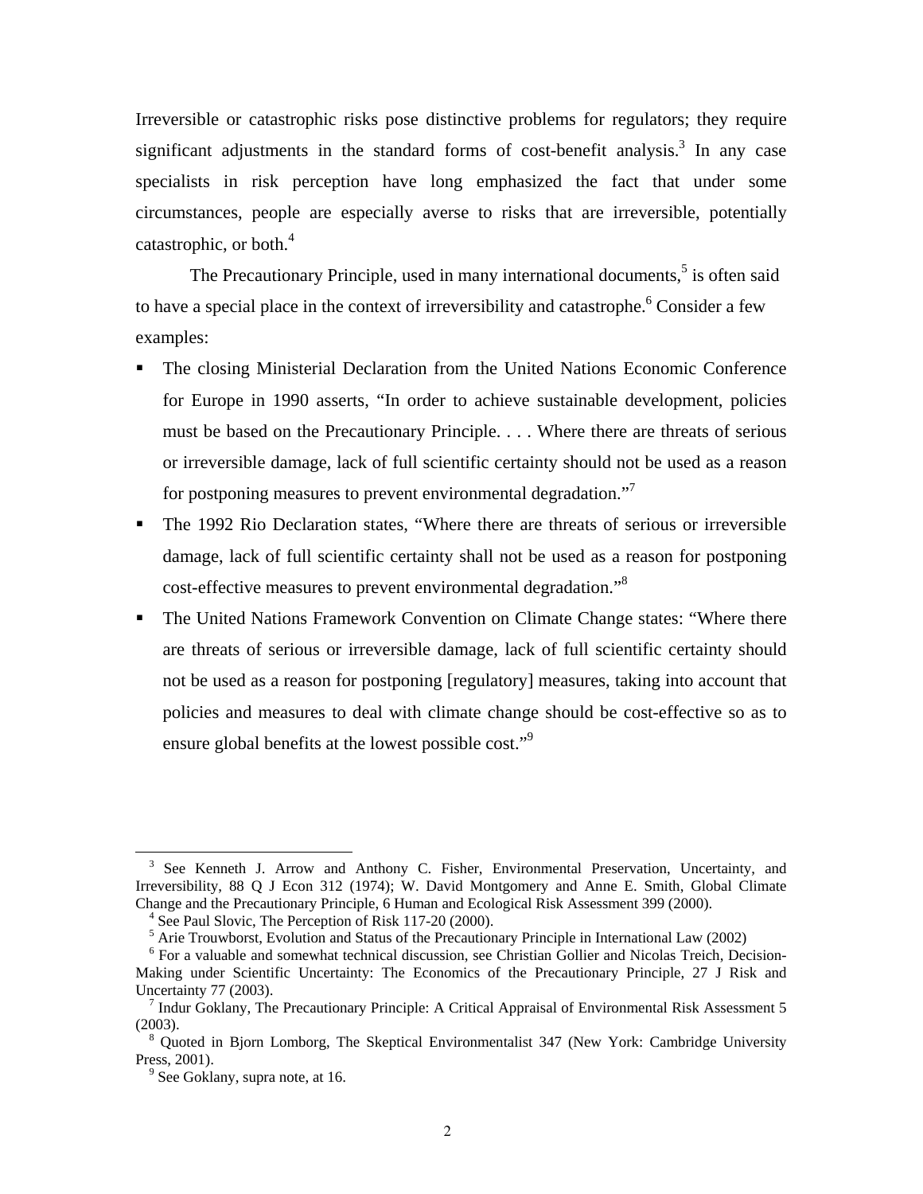Irreversible or catastrophic risks pose distinctive problems for regulators; they require significant adjustments in the standard forms of cost-benefit analysis.[3] In any case specialists in risk perception have long emphasized the fact that under some circumstances, people are especially averse to risks that are irreversible, potentially catastrophic, or both.[4]

The Precautionary Principle, used in many international documents,[5] is often said to have a special place in the context of irreversibility and catastrophe.[6] Consider a few examples:

- The closing Ministerial Declaration from the United Nations Economic Conference for Europe in 1990 asserts, "In order to achieve sustainable development, policies must be based on the Precautionary Principle. . . . Where there are threats of serious or irreversible damage, lack of full scientific certainty should not be used as a reason for postponing measures to prevent environmental degradation."[7]
- The 1992 Rio Declaration states, "Where there are threats of serious or irreversible damage, lack of full scientific certainty shall not be used as a reason for postponing cost-effective measures to prevent environmental degradation."[8]
- The United Nations Framework Convention on Climate Change states: "Where there are threats of serious or irreversible damage, lack of full scientific certainty should not be used as a reason for postponing [regulatory] measures, taking into account that policies and measures to deal with climate change should be cost-effective so as to ensure global benefits at the lowest possible cost."[9]

---

[3] See Kenneth J. Arrow and Anthony C. Fisher, Environmental Preservation, Uncertainty, and Irreversibility, 88 Q J Econ 312 (1974); W. David Montgomery and Anne E. Smith, Global Climate Change and the Precautionary Principle, 6 Human and Ecological Risk Assessment 399 (2000).

[4] See Paul Slovic, The Perception of Risk 117-20 (2000).

[5] Arie Trouwborst, Evolution and Status of the Precautionary Principle in International Law (2002)

[6] For a valuable and somewhat technical discussion, see Christian Gollier and Nicolas Treich, Decision-Making under Scientific Uncertainty: The Economics of the Precautionary Principle, 27 J Risk and Uncertainty 77 (2003).

[7] Indur Goklany, The Precautionary Principle: A Critical Appraisal of Environmental Risk Assessment 5 (2003).

[8] Quoted in Bjorn Lomborg, The Skeptical Environmentalist 347 (New York: Cambridge University Press, 2001).

[9] See Goklany, supra note, at 16.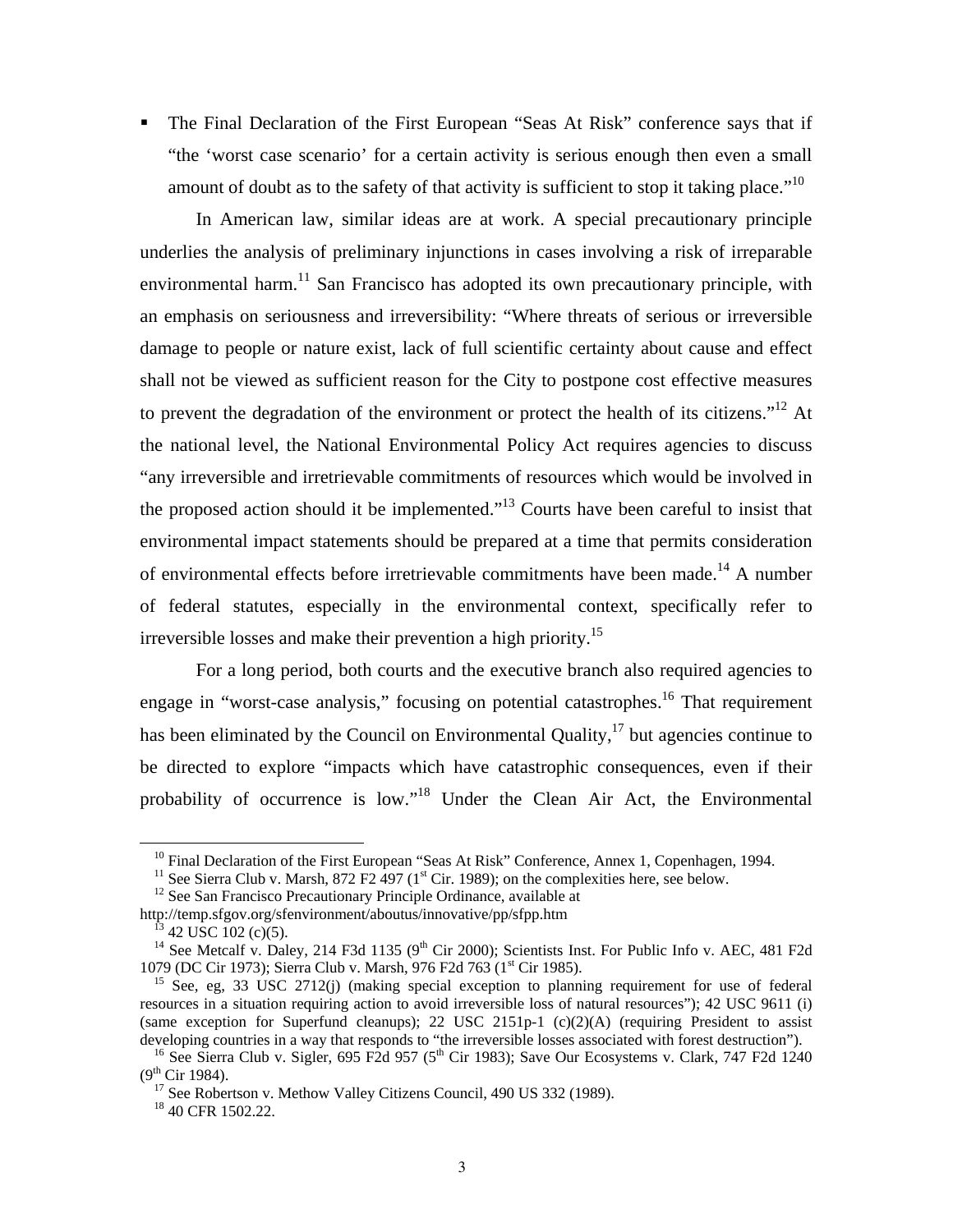- The Final Declaration of the First European "Seas At Risk" conference says that if "the 'worst case scenario' for a certain activity is serious enough then even a small amount of doubt as to the safety of that activity is sufficient to stop it taking place."[10]

In American law, similar ideas are at work. A special precautionary principle underlies the analysis of preliminary injunctions in cases involving a risk of irreparable environmental harm.[11] San Francisco has adopted its own precautionary principle, with an emphasis on seriousness and irreversibility: "Where threats of serious or irreversible damage to people or nature exist, lack of full scientific certainty about cause and effect shall not be viewed as sufficient reason for the City to postpone cost effective measures to prevent the degradation of the environment or protect the health of its citizens."[12] At the national level, the National Environmental Policy Act requires agencies to discuss "any irreversible and irretrievable commitments of resources which would be involved in the proposed action should it be implemented."[13] Courts have been careful to insist that environmental impact statements should be prepared at a time that permits consideration of environmental effects before irretrievable commitments have been made.[14] A number of federal statutes, especially in the environmental context, specifically refer to irreversible losses and make their prevention a high priority.[15]

For a long period, both courts and the executive branch also required agencies to engage in "worst-case analysis," focusing on potential catastrophes.[16] That requirement has been eliminated by the Council on Environmental Quality,[17] but agencies continue to be directed to explore "impacts which have catastrophic consequences, even if their probability of occurrence is low."[18] Under the Clean Air Act, the Environmental

---

[10] Final Declaration of the First European "Seas At Risk" Conference, Annex 1, Copenhagen, 1994.

[11] See Sierra Club v. Marsh, 872 F2 497 (1st Cir. 1989); on the complexities here, see below.

[12] See San Francisco Precautionary Principle Ordinance, available at http://temp.sfgov.org/sfenvironment/aboutus/innovative/pp/sfpp.htm

[13] 42 USC 102 (c)(5).

[14] See Metcalf v. Daley, 214 F3d 1135 (9th Cir 2000); Scientists Inst. For Public Info v. AEC, 481 F2d 1079 (DC Cir 1973); Sierra Club v. Marsh, 976 F2d 763 (1st Cir 1985).

[15] See, eg, 33 USC 2712(j) (making special exception to planning requirement for use of federal resources in a situation requiring action to avoid irreversible loss of natural resources"); 42 USC 9611 (i) (same exception for Superfund cleanups); 22 USC 2151p-1 (c)(2)(A) (requiring President to assist developing countries in a way that responds to "the irreversible losses associated with forest destruction").

[16] See Sierra Club v. Sigler, 695 F2d 957 (5th Cir 1983); Save Our Ecosystems v. Clark, 747 F2d 1240 (9th Cir 1984).

[17] See Robertson v. Methow Valley Citizens Council, 490 US 332 (1989).

[18] 40 CFR 1502.22.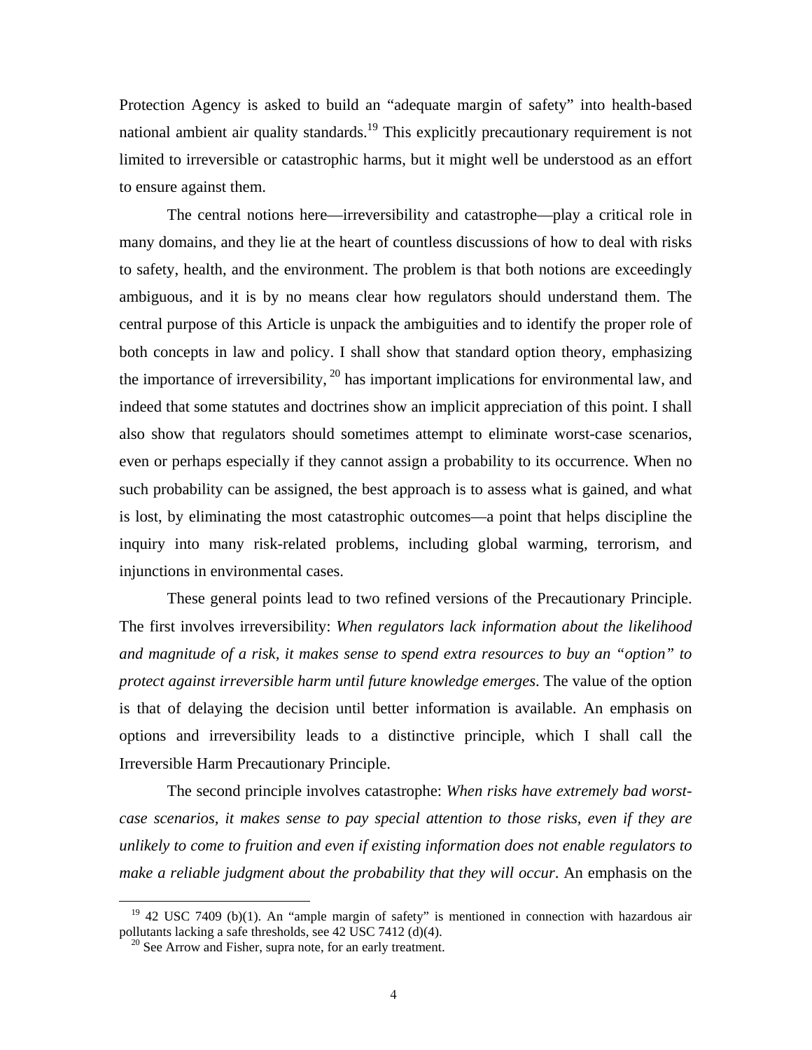Protection Agency is asked to build an "adequate margin of safety" into health-based national ambient air quality standards.[19] This explicitly precautionary requirement is not limited to irreversible or catastrophic harms, but it might well be understood as an effort to ensure against them.

The central notions here—irreversibility and catastrophe—play a critical role in many domains, and they lie at the heart of countless discussions of how to deal with risks to safety, health, and the environment. The problem is that both notions are exceedingly ambiguous, and it is by no means clear how regulators should understand them. The central purpose of this Article is unpack the ambiguities and to identify the proper role of both concepts in law and policy. I shall show that standard option theory, emphasizing the importance of irreversibility, [20] has important implications for environmental law, and indeed that some statutes and doctrines show an implicit appreciation of this point. I shall also show that regulators should sometimes attempt to eliminate worst-case scenarios, even or perhaps especially if they cannot assign a probability to its occurrence. When no such probability can be assigned, the best approach is to assess what is gained, and what is lost, by eliminating the most catastrophic outcomes—a point that helps discipline the inquiry into many risk-related problems, including global warming, terrorism, and injunctions in environmental cases.

These general points lead to two refined versions of the Precautionary Principle. The first involves irreversibility: *When regulators lack information about the likelihood and magnitude of a risk, it makes sense to spend extra resources to buy an "option" to protect against irreversible harm until future knowledge emerges*. The value of the option is that of delaying the decision until better information is available. An emphasis on options and irreversibility leads to a distinctive principle, which I shall call the Irreversible Harm Precautionary Principle.

The second principle involves catastrophe: *When risks have extremely bad worst-case scenarios, it makes sense to pay special attention to those risks, even if they are unlikely to come to fruition and even if existing information does not enable regulators to make a reliable judgment about the probability that they will occur*. An emphasis on the

---

[19] 42 USC 7409 (b)(1). An "ample margin of safety" is mentioned in connection with hazardous air pollutants lacking a safe thresholds, see 42 USC 7412 (d)(4).

[20] See Arrow and Fisher, supra note, for an early treatment.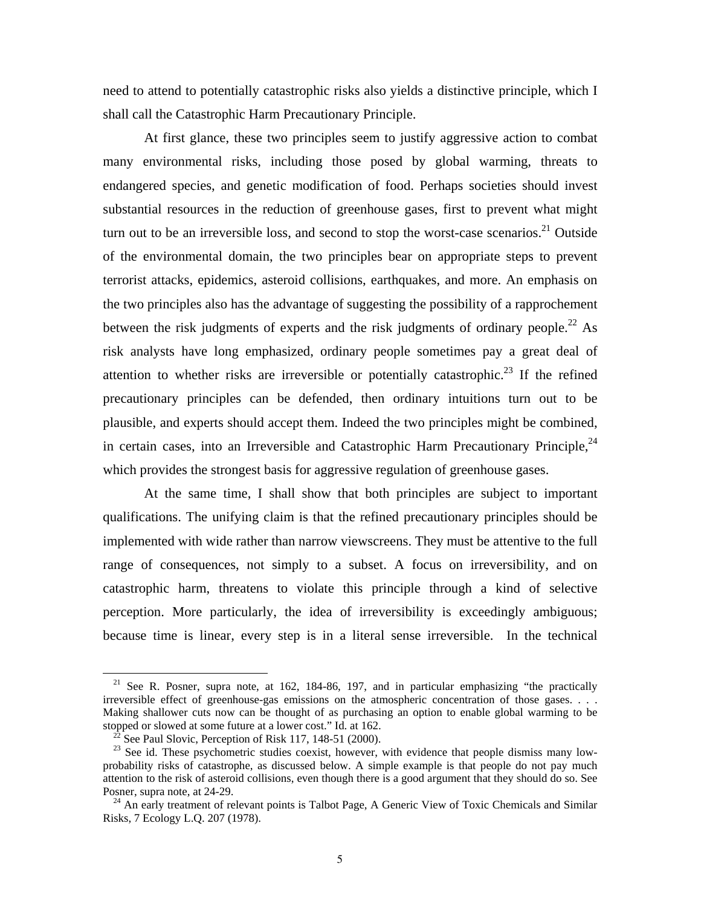need to attend to potentially catastrophic risks also yields a distinctive principle, which I shall call the Catastrophic Harm Precautionary Principle.

At first glance, these two principles seem to justify aggressive action to combat many environmental risks, including those posed by global warming, threats to endangered species, and genetic modification of food. Perhaps societies should invest substantial resources in the reduction of greenhouse gases, first to prevent what might turn out to be an irreversible loss, and second to stop the worst-case scenarios.[21] Outside of the environmental domain, the two principles bear on appropriate steps to prevent terrorist attacks, epidemics, asteroid collisions, earthquakes, and more. An emphasis on the two principles also has the advantage of suggesting the possibility of a rapprochement between the risk judgments of experts and the risk judgments of ordinary people.[22] As risk analysts have long emphasized, ordinary people sometimes pay a great deal of attention to whether risks are irreversible or potentially catastrophic.[23] If the refined precautionary principles can be defended, then ordinary intuitions turn out to be plausible, and experts should accept them. Indeed the two principles might be combined, in certain cases, into an Irreversible and Catastrophic Harm Precautionary Principle,[24] which provides the strongest basis for aggressive regulation of greenhouse gases.

At the same time, I shall show that both principles are subject to important qualifications. The unifying claim is that the refined precautionary principles should be implemented with wide rather than narrow viewscreens. They must be attentive to the full range of consequences, not simply to a subset. A focus on irreversibility, and on catastrophic harm, threatens to violate this principle through a kind of selective perception. More particularly, the idea of irreversibility is exceedingly ambiguous; because time is linear, every step is in a literal sense irreversible. In the technical

---

[21] See R. Posner, supra note, at 162, 184-86, 197, and in particular emphasizing "the practically irreversible effect of greenhouse-gas emissions on the atmospheric concentration of those gases. . . . Making shallower cuts now can be thought of as purchasing an option to enable global warming to be stopped or slowed at some future at a lower cost." Id. at 162.

[22] See Paul Slovic, Perception of Risk 117, 148-51 (2000).

[23] See id. These psychometric studies coexist, however, with evidence that people dismiss many low-probability risks of catastrophe, as discussed below. A simple example is that people do not pay much attention to the risk of asteroid collisions, even though there is a good argument that they should do so. See Posner, supra note, at 24-29.

[24] An early treatment of relevant points is Talbot Page, A Generic View of Toxic Chemicals and Similar Risks, 7 Ecology L.Q. 207 (1978).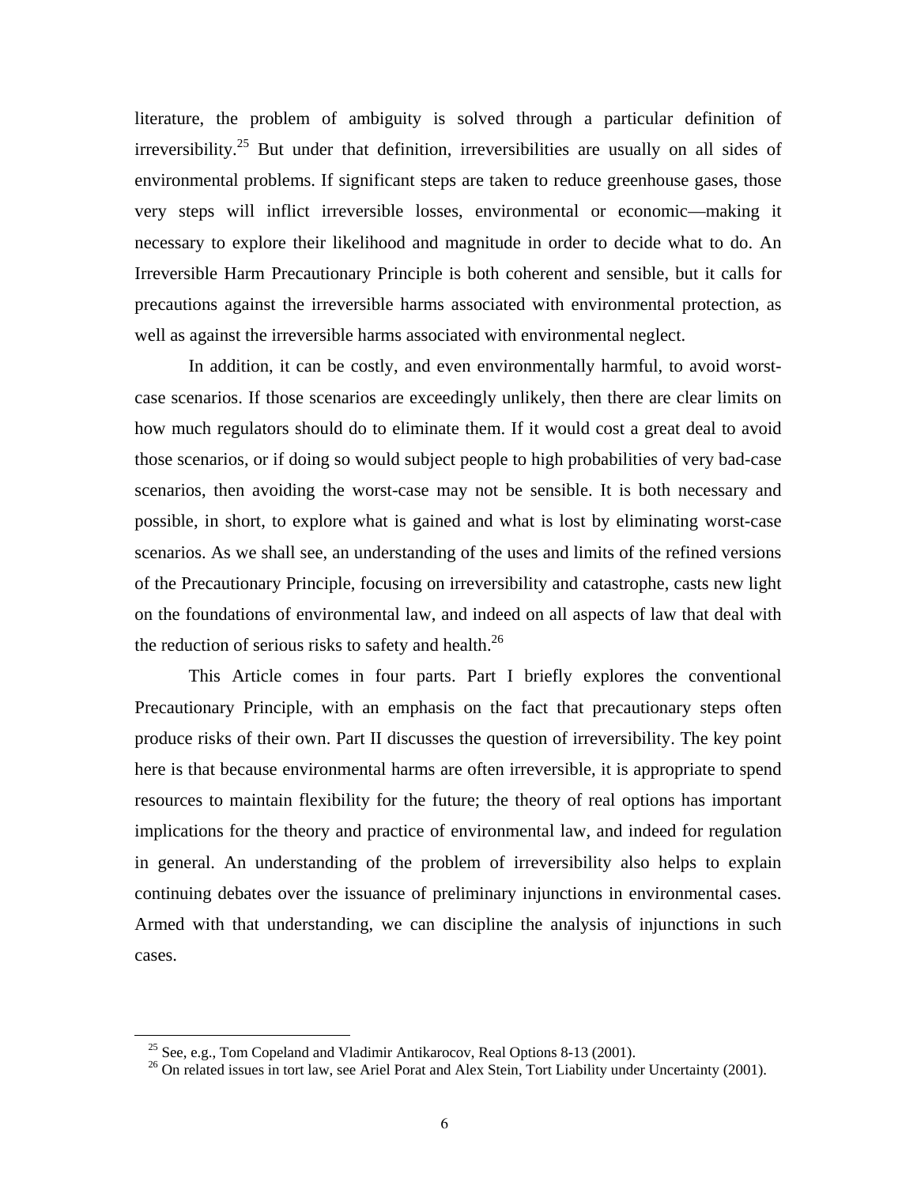literature, the problem of ambiguity is solved through a particular definition of irreversibility.[25] But under that definition, irreversibilities are usually on all sides of environmental problems. If significant steps are taken to reduce greenhouse gases, those very steps will inflict irreversible losses, environmental or economic—making it necessary to explore their likelihood and magnitude in order to decide what to do. An Irreversible Harm Precautionary Principle is both coherent and sensible, but it calls for precautions against the irreversible harms associated with environmental protection, as well as against the irreversible harms associated with environmental neglect.

In addition, it can be costly, and even environmentally harmful, to avoid worst-case scenarios. If those scenarios are exceedingly unlikely, then there are clear limits on how much regulators should do to eliminate them. If it would cost a great deal to avoid those scenarios, or if doing so would subject people to high probabilities of very bad-case scenarios, then avoiding the worst-case may not be sensible. It is both necessary and possible, in short, to explore what is gained and what is lost by eliminating worst-case scenarios. As we shall see, an understanding of the uses and limits of the refined versions of the Precautionary Principle, focusing on irreversibility and catastrophe, casts new light on the foundations of environmental law, and indeed on all aspects of law that deal with the reduction of serious risks to safety and health.[26]

This Article comes in four parts. Part I briefly explores the conventional Precautionary Principle, with an emphasis on the fact that precautionary steps often produce risks of their own. Part II discusses the question of irreversibility. The key point here is that because environmental harms are often irreversible, it is appropriate to spend resources to maintain flexibility for the future; the theory of real options has important implications for the theory and practice of environmental law, and indeed for regulation in general. An understanding of the problem of irreversibility also helps to explain continuing debates over the issuance of preliminary injunctions in environmental cases. Armed with that understanding, we can discipline the analysis of injunctions in such cases.

---

[25] See, e.g., Tom Copeland and Vladimir Antikarocov, Real Options 8-13 (2001).

[26] On related issues in tort law, see Ariel Porat and Alex Stein, Tort Liability under Uncertainty (2001).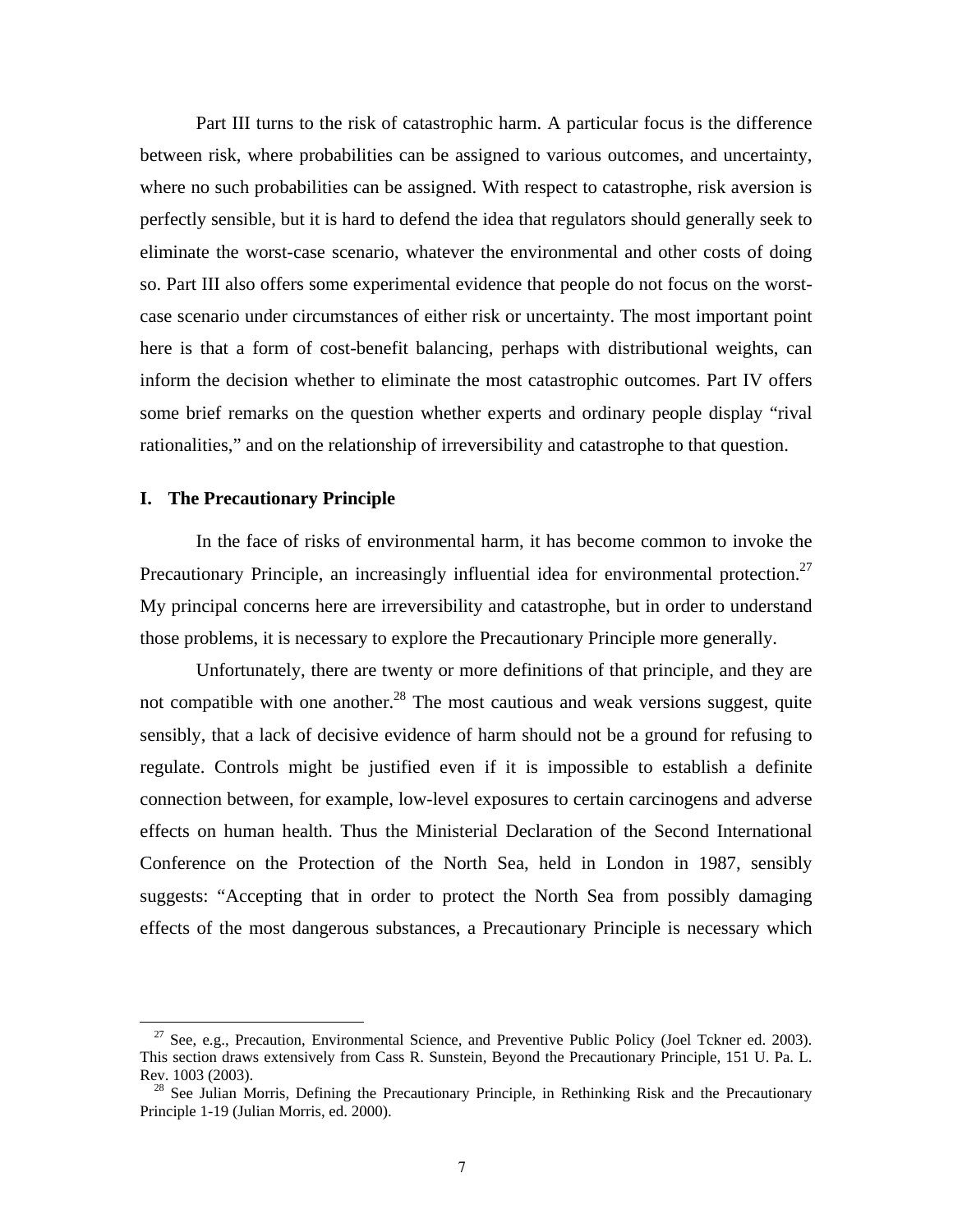Part III turns to the risk of catastrophic harm. A particular focus is the difference between risk, where probabilities can be assigned to various outcomes, and uncertainty, where no such probabilities can be assigned. With respect to catastrophe, risk aversion is perfectly sensible, but it is hard to defend the idea that regulators should generally seek to eliminate the worst-case scenario, whatever the environmental and other costs of doing so. Part III also offers some experimental evidence that people do not focus on the worst-case scenario under circumstances of either risk or uncertainty. The most important point here is that a form of cost-benefit balancing, perhaps with distributional weights, can inform the decision whether to eliminate the most catastrophic outcomes. Part IV offers some brief remarks on the question whether experts and ordinary people display "rival rationalities," and on the relationship of irreversibility and catastrophe to that question.

## I. The Precautionary Principle

In the face of risks of environmental harm, it has become common to invoke the Precautionary Principle, an increasingly influential idea for environmental protection.[27] My principal concerns here are irreversibility and catastrophe, but in order to understand those problems, it is necessary to explore the Precautionary Principle more generally.

Unfortunately, there are twenty or more definitions of that principle, and they are not compatible with one another.[28] The most cautious and weak versions suggest, quite sensibly, that a lack of decisive evidence of harm should not be a ground for refusing to regulate. Controls might be justified even if it is impossible to establish a definite connection between, for example, low-level exposures to certain carcinogens and adverse effects on human health. Thus the Ministerial Declaration of the Second International Conference on the Protection of the North Sea, held in London in 1987, sensibly suggests: "Accepting that in order to protect the North Sea from possibly damaging effects of the most dangerous substances, a Precautionary Principle is necessary which

[27] See, e.g., Precaution, Environmental Science, and Preventive Public Policy (Joel Tckner ed. 2003). This section draws extensively from Cass R. Sunstein, Beyond the Precautionary Principle, 151 U. Pa. L. Rev. 1003 (2003).

[28] See Julian Morris, Defining the Precautionary Principle, in Rethinking Risk and the Precautionary Principle 1-19 (Julian Morris, ed. 2000).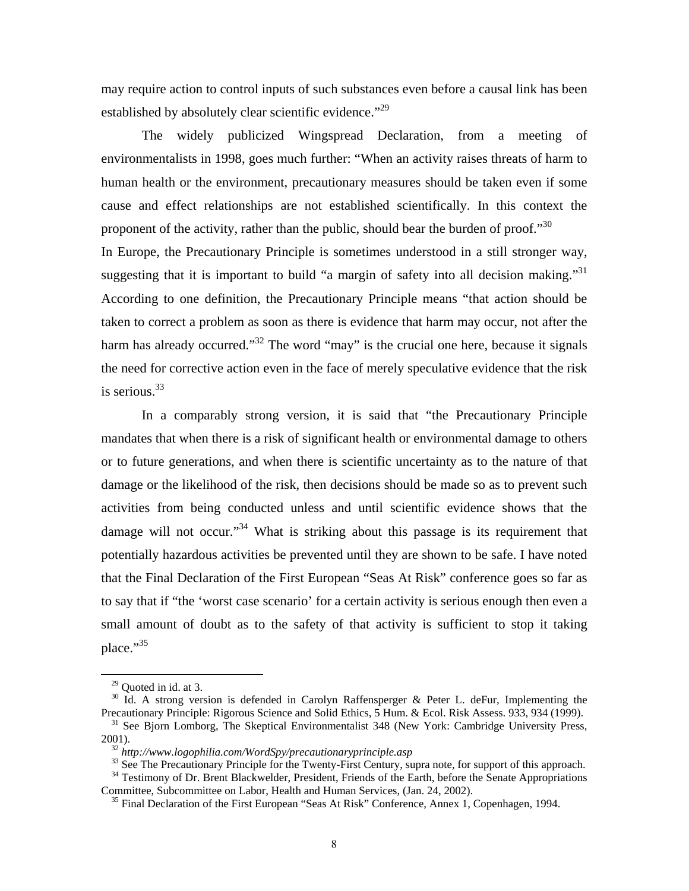may require action to control inputs of such substances even before a causal link has been established by absolutely clear scientific evidence."[29]

The widely publicized Wingspread Declaration, from a meeting of environmentalists in 1998, goes much further: "When an activity raises threats of harm to human health or the environment, precautionary measures should be taken even if some cause and effect relationships are not established scientifically. In this context the proponent of the activity, rather than the public, should bear the burden of proof."[30]

In Europe, the Precautionary Principle is sometimes understood in a still stronger way, suggesting that it is important to build "a margin of safety into all decision making."[31] According to one definition, the Precautionary Principle means "that action should be taken to correct a problem as soon as there is evidence that harm may occur, not after the harm has already occurred."[32] The word "may" is the crucial one here, because it signals the need for corrective action even in the face of merely speculative evidence that the risk is serious.[33]

In a comparably strong version, it is said that "the Precautionary Principle mandates that when there is a risk of significant health or environmental damage to others or to future generations, and when there is scientific uncertainty as to the nature of that damage or the likelihood of the risk, then decisions should be made so as to prevent such activities from being conducted unless and until scientific evidence shows that the damage will not occur."[34] What is striking about this passage is its requirement that potentially hazardous activities be prevented until they are shown to be safe. I have noted that the Final Declaration of the First European "Seas At Risk" conference goes so far as to say that if "the 'worst case scenario' for a certain activity is serious enough then even a small amount of doubt as to the safety of that activity is sufficient to stop it taking place."[35]

---

[29] Quoted in id. at 3.

[30] Id. A strong version is defended in Carolyn Raffensperger & Peter L. deFur, Implementing the Precautionary Principle: Rigorous Science and Solid Ethics, 5 Hum. & Ecol. Risk Assess. 933, 934 (1999).

[31] See Bjorn Lomborg, The Skeptical Environmentalist 348 (New York: Cambridge University Press, 2001).

[32] *http://www.logophilia.com/WordSpy/precautionaryprinciple.asp*

[33] See The Precautionary Principle for the Twenty-First Century, supra note, for support of this approach.

[34] Testimony of Dr. Brent Blackwelder, President, Friends of the Earth, before the Senate Appropriations Committee, Subcommittee on Labor, Health and Human Services, (Jan. 24, 2002).

[35] Final Declaration of the First European "Seas At Risk" Conference, Annex 1, Copenhagen, 1994.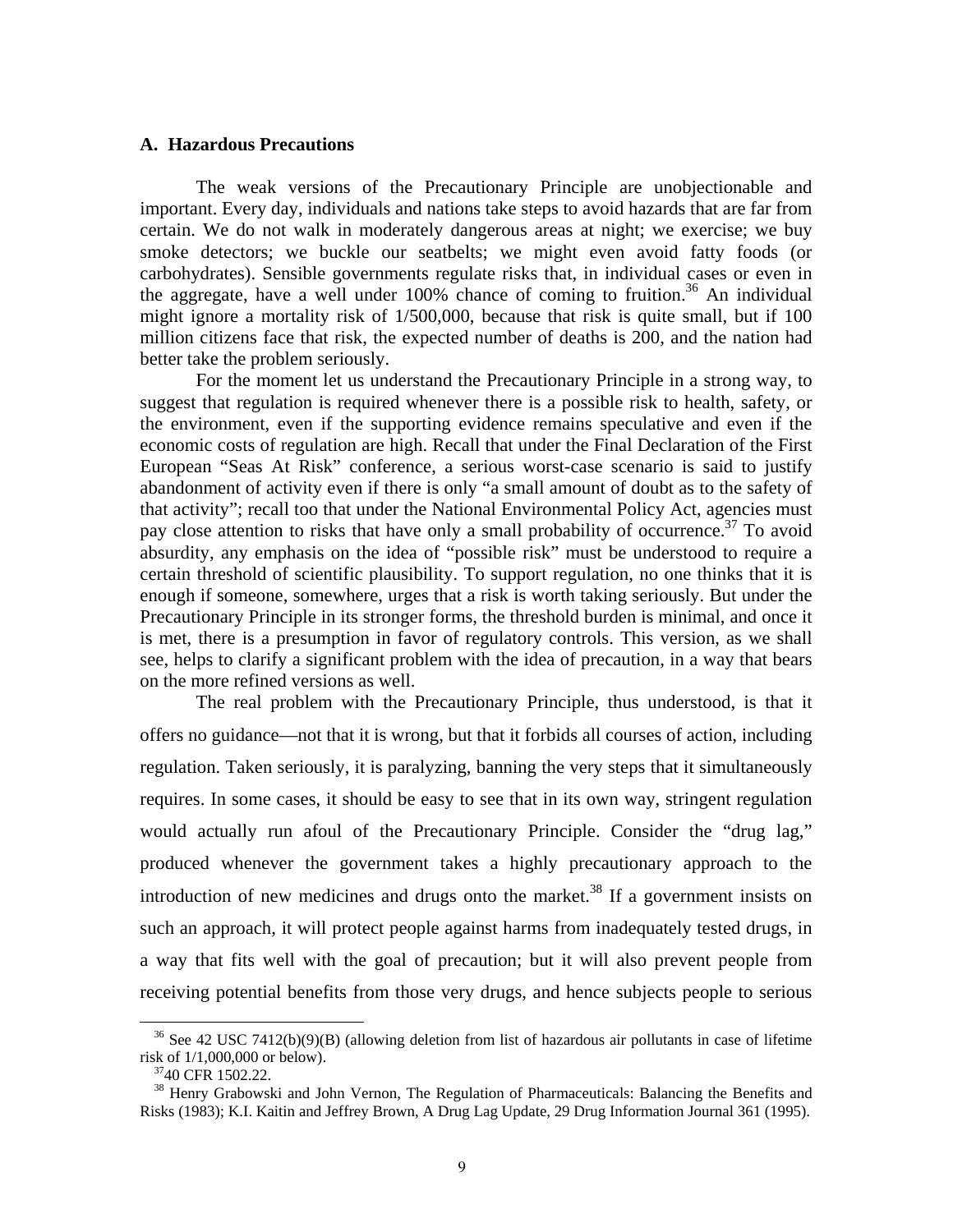### A. Hazardous Precautions

The weak versions of the Precautionary Principle are unobjectionable and important. Every day, individuals and nations take steps to avoid hazards that are far from certain. We do not walk in moderately dangerous areas at night; we exercise; we buy smoke detectors; we buckle our seatbelts; we might even avoid fatty foods (or carbohydrates). Sensible governments regulate risks that, in individual cases or even in the aggregate, have a well under 100% chance of coming to fruition.[36] An individual might ignore a mortality risk of 1/500,000, because that risk is quite small, but if 100 million citizens face that risk, the expected number of deaths is 200, and the nation had better take the problem seriously.

For the moment let us understand the Precautionary Principle in a strong way, to suggest that regulation is required whenever there is a possible risk to health, safety, or the environment, even if the supporting evidence remains speculative and even if the economic costs of regulation are high. Recall that under the Final Declaration of the First European "Seas At Risk" conference, a serious worst-case scenario is said to justify abandonment of activity even if there is only "a small amount of doubt as to the safety of that activity"; recall too that under the National Environmental Policy Act, agencies must pay close attention to risks that have only a small probability of occurrence.[37] To avoid absurdity, any emphasis on the idea of "possible risk" must be understood to require a certain threshold of scientific plausibility. To support regulation, no one thinks that it is enough if someone, somewhere, urges that a risk is worth taking seriously. But under the Precautionary Principle in its stronger forms, the threshold burden is minimal, and once it is met, there is a presumption in favor of regulatory controls. This version, as we shall see, helps to clarify a significant problem with the idea of precaution, in a way that bears on the more refined versions as well.

The real problem with the Precautionary Principle, thus understood, is that it offers no guidance—not that it is wrong, but that it forbids all courses of action, including regulation. Taken seriously, it is paralyzing, banning the very steps that it simultaneously requires. In some cases, it should be easy to see that in its own way, stringent regulation would actually run afoul of the Precautionary Principle. Consider the "drug lag," produced whenever the government takes a highly precautionary approach to the introduction of new medicines and drugs onto the market.[38] If a government insists on such an approach, it will protect people against harms from inadequately tested drugs, in a way that fits well with the goal of precaution; but it will also prevent people from receiving potential benefits from those very drugs, and hence subjects people to serious

---

[36] See 42 USC 7412(b)(9)(B) (allowing deletion from list of hazardous air pollutants in case of lifetime risk of 1/1,000,000 or below).

[37] 40 CFR 1502.22.

[38] Henry Grabowski and John Vernon, The Regulation of Pharmaceuticals: Balancing the Benefits and Risks (1983); K.I. Kaitin and Jeffrey Brown, A Drug Lag Update, 29 Drug Information Journal 361 (1995).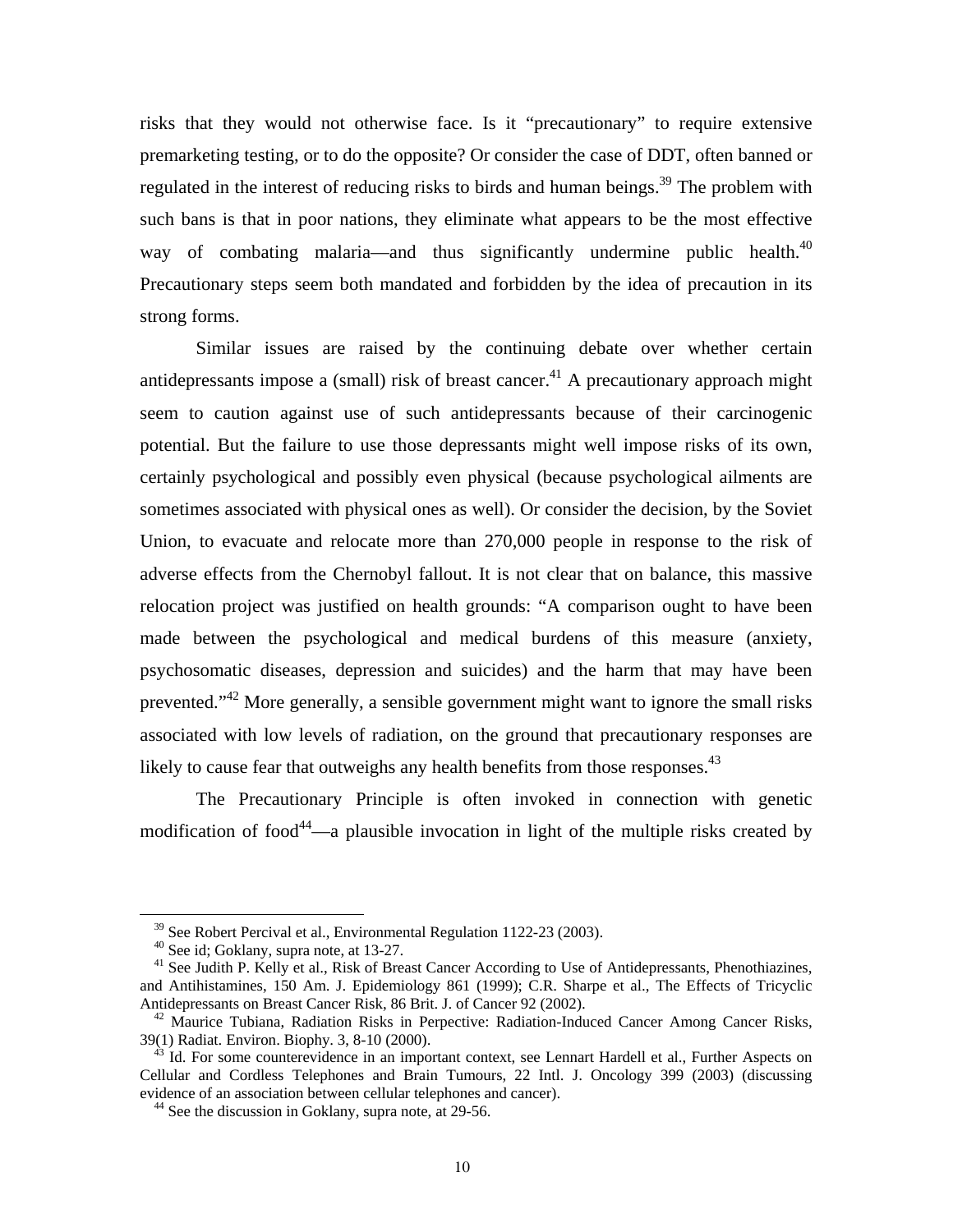risks that they would not otherwise face. Is it "precautionary" to require extensive premarketing testing, or to do the opposite? Or consider the case of DDT, often banned or regulated in the interest of reducing risks to birds and human beings.[39] The problem with such bans is that in poor nations, they eliminate what appears to be the most effective way of combating malaria—and thus significantly undermine public health.[40] Precautionary steps seem both mandated and forbidden by the idea of precaution in its strong forms.

Similar issues are raised by the continuing debate over whether certain antidepressants impose a (small) risk of breast cancer.[41] A precautionary approach might seem to caution against use of such antidepressants because of their carcinogenic potential. But the failure to use those depressants might well impose risks of its own, certainly psychological and possibly even physical (because psychological ailments are sometimes associated with physical ones as well). Or consider the decision, by the Soviet Union, to evacuate and relocate more than 270,000 people in response to the risk of adverse effects from the Chernobyl fallout. It is not clear that on balance, this massive relocation project was justified on health grounds: "A comparison ought to have been made between the psychological and medical burdens of this measure (anxiety, psychosomatic diseases, depression and suicides) and the harm that may have been prevented."[42] More generally, a sensible government might want to ignore the small risks associated with low levels of radiation, on the ground that precautionary responses are likely to cause fear that outweighs any health benefits from those responses.[43]

The Precautionary Principle is often invoked in connection with genetic modification of food[44]—a plausible invocation in light of the multiple risks created by

---

[39] See Robert Percival et al., Environmental Regulation 1122-23 (2003).

[40] See id; Goklany, supra note, at 13-27.

[41] See Judith P. Kelly et al., Risk of Breast Cancer According to Use of Antidepressants, Phenothiazines, and Antihistamines, 150 Am. J. Epidemiology 861 (1999); C.R. Sharpe et al., The Effects of Tricyclic Antidepressants on Breast Cancer Risk, 86 Brit. J. of Cancer 92 (2002).

[42] Maurice Tubiana, Radiation Risks in Perpective: Radiation-Induced Cancer Among Cancer Risks, 39(1) Radiat. Environ. Biophy. 3, 8-10 (2000).

[43] Id. For some counterevidence in an important context, see Lennart Hardell et al., Further Aspects on Cellular and Cordless Telephones and Brain Tumours, 22 Intl. J. Oncology 399 (2003) (discussing evidence of an association between cellular telephones and cancer).

[44] See the discussion in Goklany, supra note, at 29-56.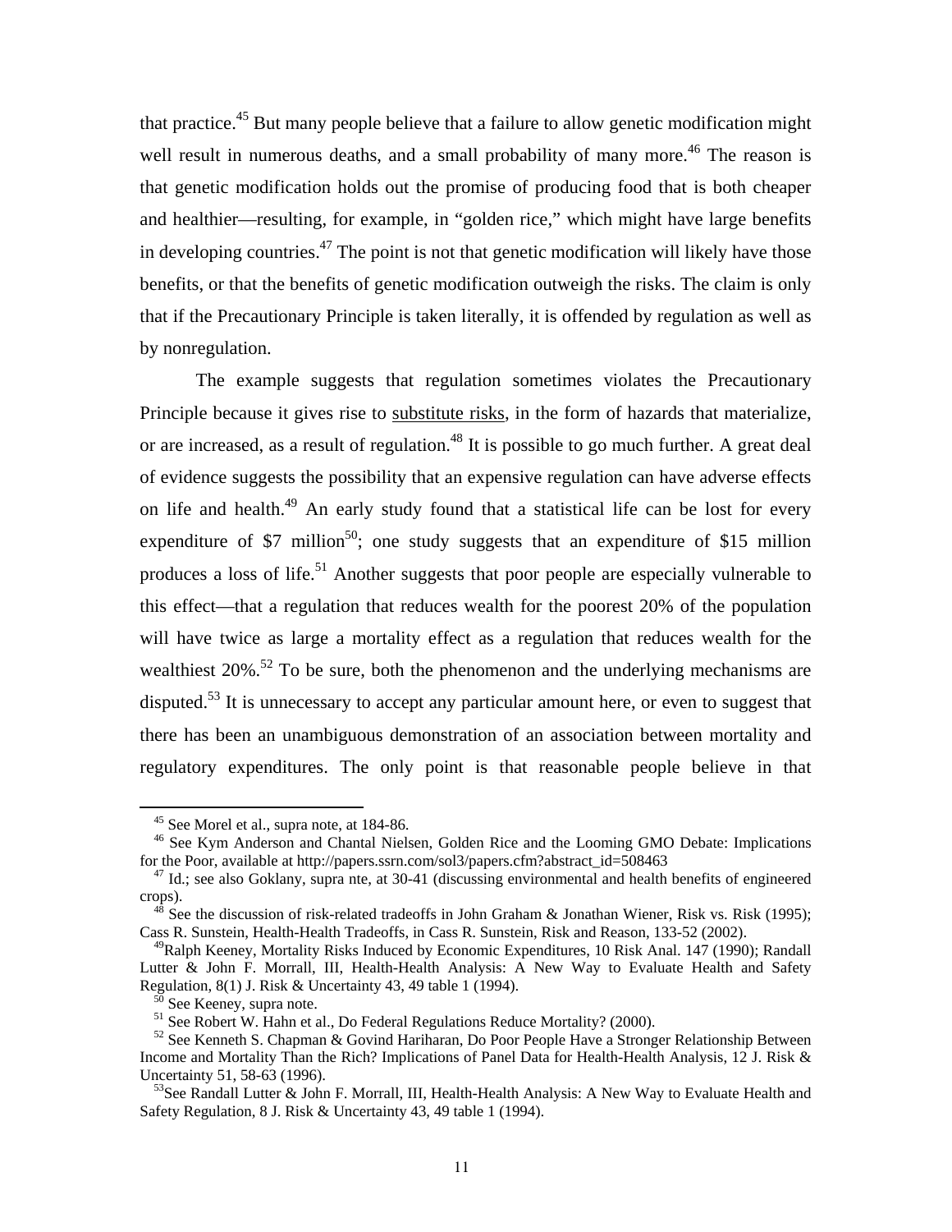that practice.[45] But many people believe that a failure to allow genetic modification might well result in numerous deaths, and a small probability of many more.[46] The reason is that genetic modification holds out the promise of producing food that is both cheaper and healthier—resulting, for example, in "golden rice," which might have large benefits in developing countries.[47] The point is not that genetic modification will likely have those benefits, or that the benefits of genetic modification outweigh the risks. The claim is only that if the Precautionary Principle is taken literally, it is offended by regulation as well as by nonregulation.

The example suggests that regulation sometimes violates the Precautionary Principle because it gives rise to <u>substitute risks</u>, in the form of hazards that materialize, or are increased, as a result of regulation.[48] It is possible to go much further. A great deal of evidence suggests the possibility that an expensive regulation can have adverse effects on life and health.[49] An early study found that a statistical life can be lost for every expenditure of \$7 million[50]; one study suggests that an expenditure of \$15 million produces a loss of life.[51] Another suggests that poor people are especially vulnerable to this effect—that a regulation that reduces wealth for the poorest 20% of the population will have twice as large a mortality effect as a regulation that reduces wealth for the wealthiest 20%.[52] To be sure, both the phenomenon and the underlying mechanisms are disputed.[53] It is unnecessary to accept any particular amount here, or even to suggest that there has been an unambiguous demonstration of an association between mortality and regulatory expenditures. The only point is that reasonable people believe in that

---

[45] See Morel et al., supra note, at 184-86.

[46] See Kym Anderson and Chantal Nielsen, Golden Rice and the Looming GMO Debate: Implications for the Poor, available at http://papers.ssrn.com/sol3/papers.cfm?abstract_id=508463

[47] Id.; see also Goklany, supra nte, at 30-41 (discussing environmental and health benefits of engineered crops).

[48] See the discussion of risk-related tradeoffs in John Graham & Jonathan Wiener, Risk vs. Risk (1995); Cass R. Sunstein, Health-Health Tradeoffs, in Cass R. Sunstein, Risk and Reason, 133-52 (2002).

[49] Ralph Keeney, Mortality Risks Induced by Economic Expenditures, 10 Risk Anal. 147 (1990); Randall Lutter & John F. Morrall, III, Health-Health Analysis: A New Way to Evaluate Health and Safety Regulation, 8(1) J. Risk & Uncertainty 43, 49 table 1 (1994).

[50] See Keeney, supra note.

[51] See Robert W. Hahn et al., Do Federal Regulations Reduce Mortality? (2000).

[52] See Kenneth S. Chapman & Govind Hariharan, Do Poor People Have a Stronger Relationship Between Income and Mortality Than the Rich? Implications of Panel Data for Health-Health Analysis, 12 J. Risk & Uncertainty 51, 58-63 (1996).

[53] See Randall Lutter & John F. Morrall, III, Health-Health Analysis: A New Way to Evaluate Health and Safety Regulation, 8 J. Risk & Uncertainty 43, 49 table 1 (1994).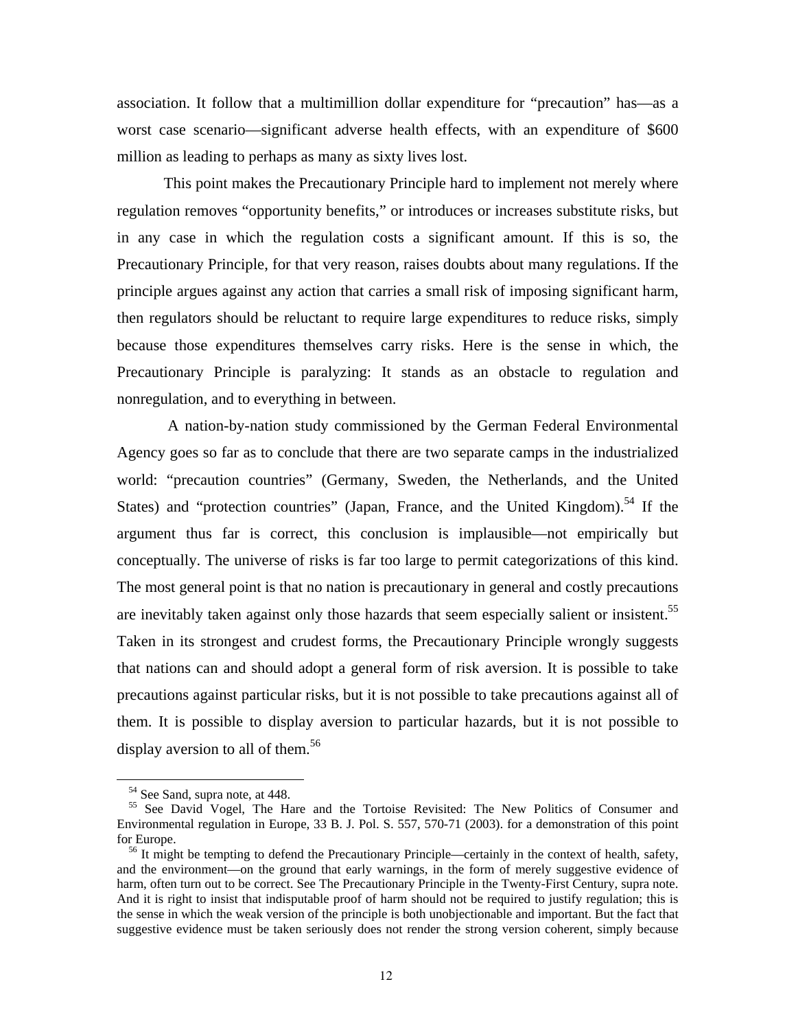association. It follow that a multimillion dollar expenditure for "precaution" has—as a worst case scenario—significant adverse health effects, with an expenditure of $600 million as leading to perhaps as many as sixty lives lost.

This point makes the Precautionary Principle hard to implement not merely where regulation removes "opportunity benefits," or introduces or increases substitute risks, but in any case in which the regulation costs a significant amount. If this is so, the Precautionary Principle, for that very reason, raises doubts about many regulations. If the principle argues against any action that carries a small risk of imposing significant harm, then regulators should be reluctant to require large expenditures to reduce risks, simply because those expenditures themselves carry risks. Here is the sense in which, the Precautionary Principle is paralyzing: It stands as an obstacle to regulation and nonregulation, and to everything in between.

A nation-by-nation study commissioned by the German Federal Environmental Agency goes so far as to conclude that there are two separate camps in the industrialized world: "precaution countries" (Germany, Sweden, the Netherlands, and the United States) and "protection countries" (Japan, France, and the United Kingdom).[54] If the argument thus far is correct, this conclusion is implausible—not empirically but conceptually. The universe of risks is far too large to permit categorizations of this kind. The most general point is that no nation is precautionary in general and costly precautions are inevitably taken against only those hazards that seem especially salient or insistent.[55] Taken in its strongest and crudest forms, the Precautionary Principle wrongly suggests that nations can and should adopt a general form of risk aversion. It is possible to take precautions against particular risks, but it is not possible to take precautions against all of them. It is possible to display aversion to particular hazards, but it is not possible to display aversion to all of them.[56]

---

[54] See Sand, supra note, at 448.

[55] See David Vogel, The Hare and the Tortoise Revisited: The New Politics of Consumer and Environmental regulation in Europe, 33 B. J. Pol. S. 557, 570-71 (2003). for a demonstration of this point for Europe.

[56] It might be tempting to defend the Precautionary Principle—certainly in the context of health, safety, and the environment—on the ground that early warnings, in the form of merely suggestive evidence of harm, often turn out to be correct. See The Precautionary Principle in the Twenty-First Century, supra note. And it is right to insist that indisputable proof of harm should not be required to justify regulation; this is the sense in which the weak version of the principle is both unobjectionable and important. But the fact that suggestive evidence must be taken seriously does not render the strong version coherent, simply because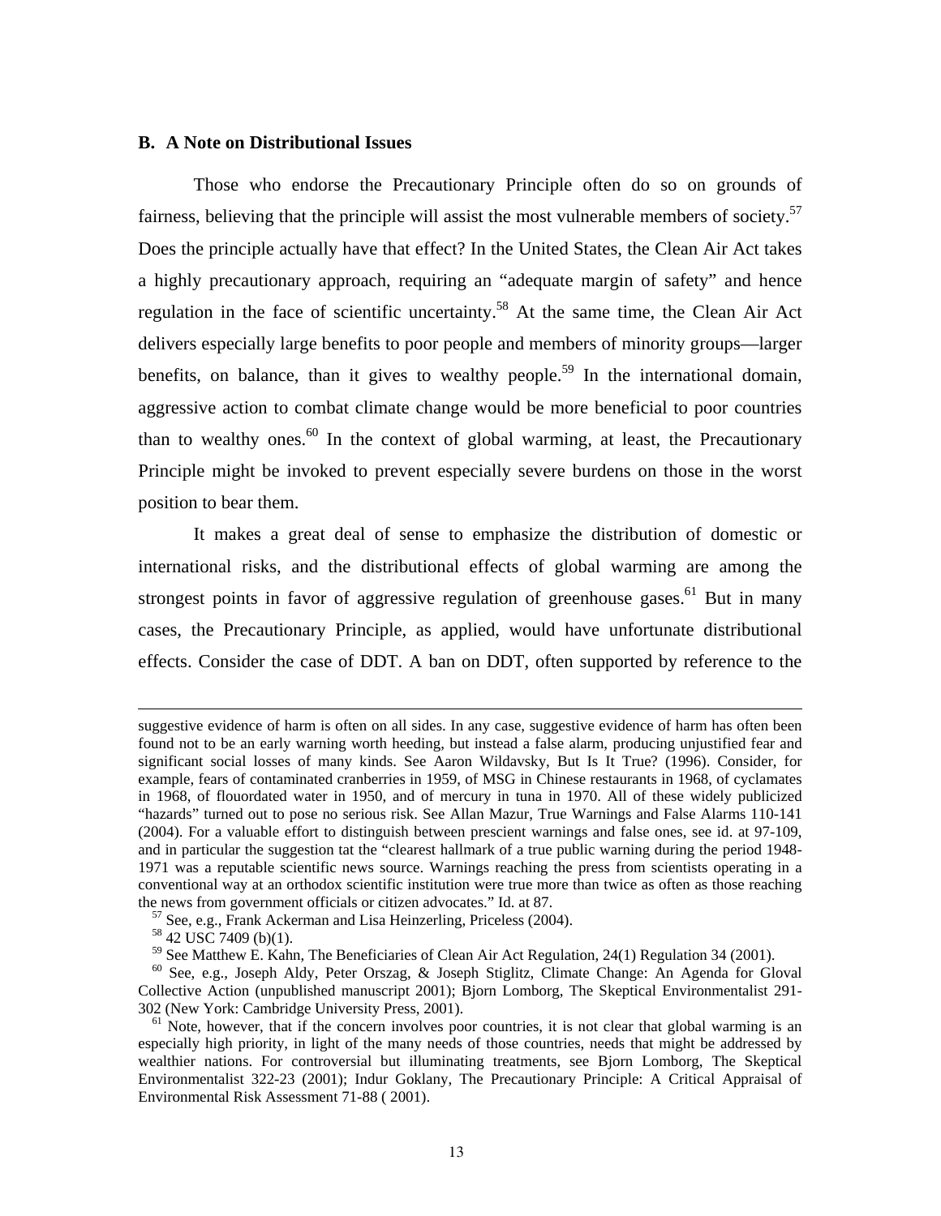### B. A Note on Distributional Issues

Those who endorse the Precautionary Principle often do so on grounds of fairness, believing that the principle will assist the most vulnerable members of society.[57] Does the principle actually have that effect? In the United States, the Clean Air Act takes a highly precautionary approach, requiring an "adequate margin of safety" and hence regulation in the face of scientific uncertainty.[58] At the same time, the Clean Air Act delivers especially large benefits to poor people and members of minority groups—larger benefits, on balance, than it gives to wealthy people.[59] In the international domain, aggressive action to combat climate change would be more beneficial to poor countries than to wealthy ones.[60] In the context of global warming, at least, the Precautionary Principle might be invoked to prevent especially severe burdens on those in the worst position to bear them.

It makes a great deal of sense to emphasize the distribution of domestic or international risks, and the distributional effects of global warming are among the strongest points in favor of aggressive regulation of greenhouse gases.[61] But in many cases, the Precautionary Principle, as applied, would have unfortunate distributional effects. Consider the case of DDT. A ban on DDT, often supported by reference to the

---

suggestive evidence of harm is often on all sides. In any case, suggestive evidence of harm has often been found not to be an early warning worth heeding, but instead a false alarm, producing unjustified fear and significant social losses of many kinds. See Aaron Wildavsky, But Is It True? (1996). Consider, for example, fears of contaminated cranberries in 1959, of MSG in Chinese restaurants in 1968, of cyclamates in 1968, of flouordated water in 1950, and of mercury in tuna in 1970. All of these widely publicized "hazards" turned out to pose no serious risk. See Allan Mazur, True Warnings and False Alarms 110-141 (2004). For a valuable effort to distinguish between prescient warnings and false ones, see id. at 97-109, and in particular the suggestion tat the "clearest hallmark of a true public warning during the period 1948-1971 was a reputable scientific news source. Warnings reaching the press from scientists operating in a conventional way at an orthodox scientific institution were true more than twice as often as those reaching the news from government officials or citizen advocates." Id. at 87.

[57] See, e.g., Frank Ackerman and Lisa Heinzerling, Priceless (2004).

[58] 42 USC 7409 (b)(1).

[59] See Matthew E. Kahn, The Beneficiaries of Clean Air Act Regulation, 24(1) Regulation 34 (2001).

[60] See, e.g., Joseph Aldy, Peter Orszag, & Joseph Stiglitz, Climate Change: An Agenda for Gloval Collective Action (unpublished manuscript 2001); Bjorn Lomborg, The Skeptical Environmentalist 291-302 (New York: Cambridge University Press, 2001).

[61] Note, however, that if the concern involves poor countries, it is not clear that global warming is an especially high priority, in light of the many needs of those countries, needs that might be addressed by wealthier nations. For controversial but illuminating treatments, see Bjorn Lomborg, The Skeptical Environmentalist 322-23 (2001); Indur Goklany, The Precautionary Principle: A Critical Appraisal of Environmental Risk Assessment 71-88 ( 2001).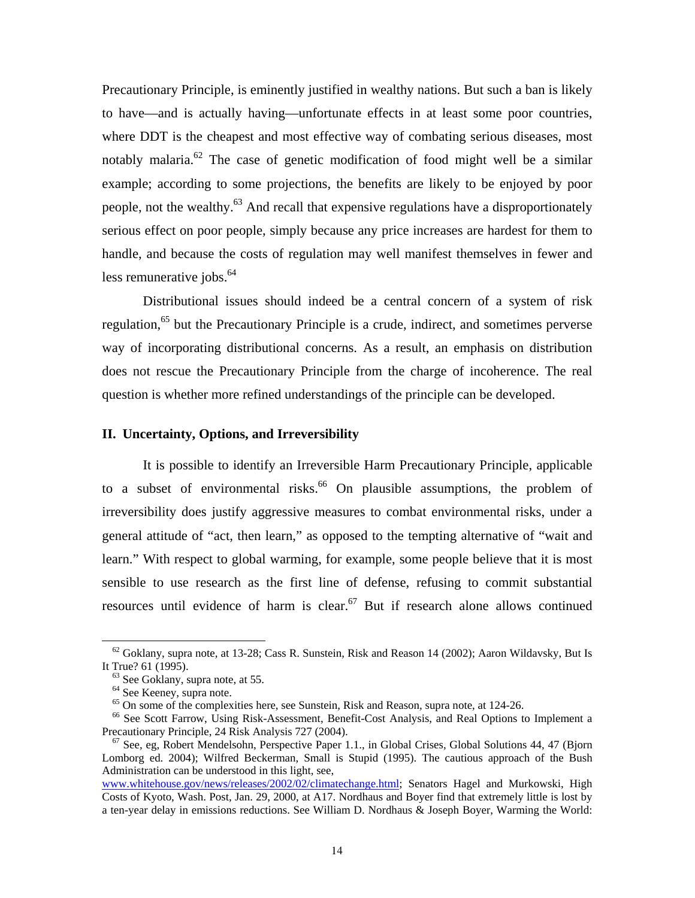Precautionary Principle, is eminently justified in wealthy nations. But such a ban is likely to have—and is actually having—unfortunate effects in at least some poor countries, where DDT is the cheapest and most effective way of combating serious diseases, most notably malaria.[62] The case of genetic modification of food might well be a similar example; according to some projections, the benefits are likely to be enjoyed by poor people, not the wealthy.[63] And recall that expensive regulations have a disproportionately serious effect on poor people, simply because any price increases are hardest for them to handle, and because the costs of regulation may well manifest themselves in fewer and less remunerative jobs.[64]

Distributional issues should indeed be a central concern of a system of risk regulation,[65] but the Precautionary Principle is a crude, indirect, and sometimes perverse way of incorporating distributional concerns. As a result, an emphasis on distribution does not rescue the Precautionary Principle from the charge of incoherence. The real question is whether more refined understandings of the principle can be developed.

## II. Uncertainty, Options, and Irreversibility

It is possible to identify an Irreversible Harm Precautionary Principle, applicable to a subset of environmental risks.[66] On plausible assumptions, the problem of irreversibility does justify aggressive measures to combat environmental risks, under a general attitude of "act, then learn," as opposed to the tempting alternative of "wait and learn." With respect to global warming, for example, some people believe that it is most sensible to use research as the first line of defense, refusing to commit substantial resources until evidence of harm is clear.[67] But if research alone allows continued

---

[62] Goklany, supra note, at 13-28; Cass R. Sunstein, Risk and Reason 14 (2002); Aaron Wildavsky, But Is It True? 61 (1995).

[63] See Goklany, supra note, at 55.

[64] See Keeney, supra note.

[65] On some of the complexities here, see Sunstein, Risk and Reason, supra note, at 124-26.

[66] See Scott Farrow, Using Risk-Assessment, Benefit-Cost Analysis, and Real Options to Implement a Precautionary Principle, 24 Risk Analysis 727 (2004).

[67] See, eg, Robert Mendelsohn, Perspective Paper 1.1., in Global Crises, Global Solutions 44, 47 (Bjorn Lomborg ed. 2004); Wilfred Beckerman, Small is Stupid (1995). The cautious approach of the Bush Administration can be understood in this light, see, www.whitehouse.gov/news/releases/2002/02/climatechange.html; Senators Hagel and Murkowski, High Costs of Kyoto, Wash. Post, Jan. 29, 2000, at A17. Nordhaus and Boyer find that extremely little is lost by a ten-year delay in emissions reductions. See William D. Nordhaus & Joseph Boyer, Warming the World: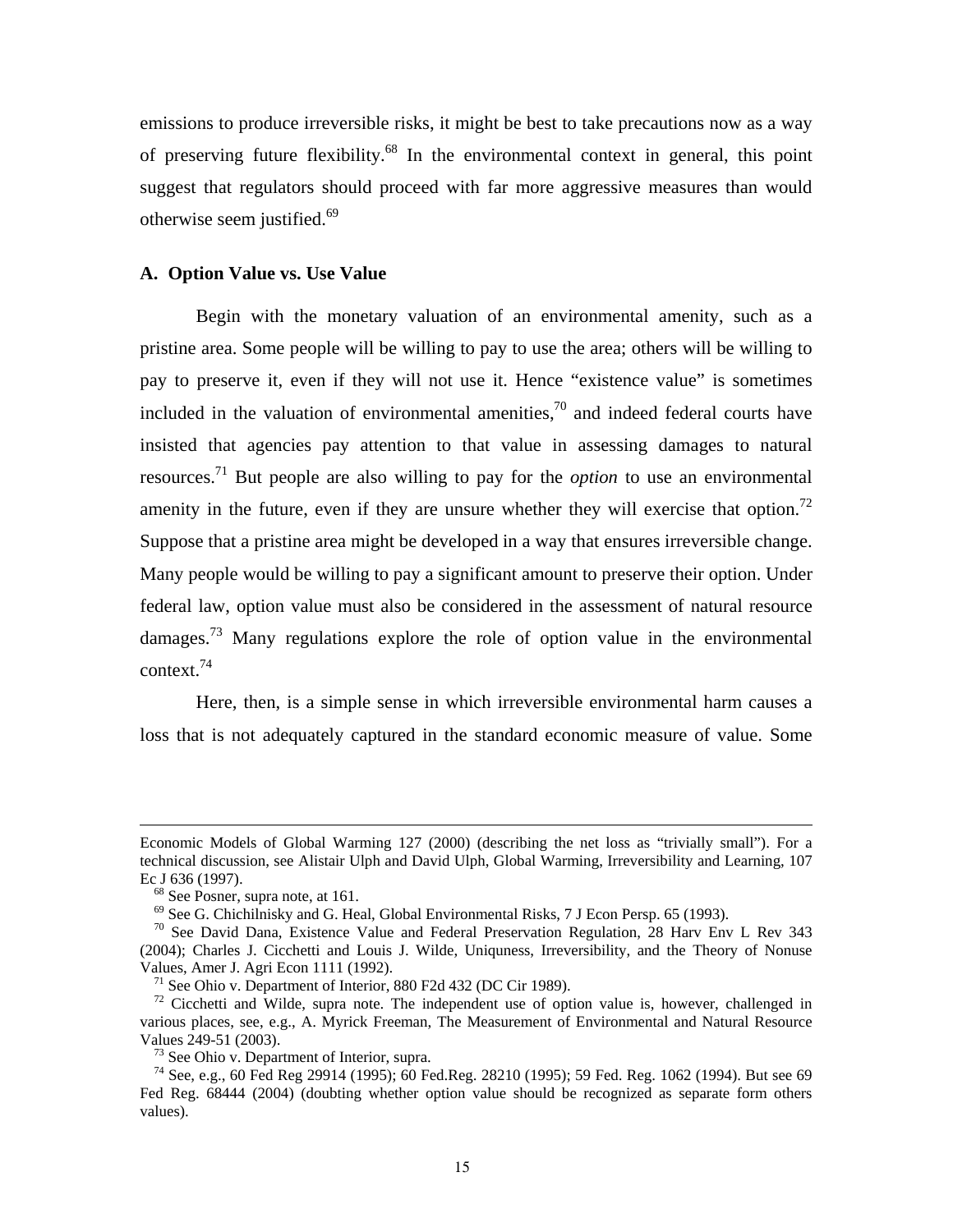emissions to produce irreversible risks, it might be best to take precautions now as a way of preserving future flexibility.[68] In the environmental context in general, this point suggest that regulators should proceed with far more aggressive measures than would otherwise seem justified.[69]

### A. Option Value vs. Use Value

Begin with the monetary valuation of an environmental amenity, such as a pristine area. Some people will be willing to pay to use the area; others will be willing to pay to preserve it, even if they will not use it. Hence "existence value" is sometimes included in the valuation of environmental amenities,[70] and indeed federal courts have insisted that agencies pay attention to that value in assessing damages to natural resources.[71] But people are also willing to pay for the *option* to use an environmental amenity in the future, even if they are unsure whether they will exercise that option.[72] Suppose that a pristine area might be developed in a way that ensures irreversible change. Many people would be willing to pay a significant amount to preserve their option. Under federal law, option value must also be considered in the assessment of natural resource damages.[73] Many regulations explore the role of option value in the environmental context.[74]

Here, then, is a simple sense in which irreversible environmental harm causes a loss that is not adequately captured in the standard economic measure of value. Some

---

Economic Models of Global Warming 127 (2000) (describing the net loss as "trivially small"). For a technical discussion, see Alistair Ulph and David Ulph, Global Warming, Irreversibility and Learning, 107 Ec J 636 (1997).

[68] See Posner, supra note, at 161.

[69] See G. Chichilnisky and G. Heal, Global Environmental Risks, 7 J Econ Persp. 65 (1993).

[70] See David Dana, Existence Value and Federal Preservation Regulation, 28 Harv Env L Rev 343 (2004); Charles J. Cicchetti and Louis J. Wilde, Uniquness, Irreversibility, and the Theory of Nonuse Values, Amer J. Agri Econ 1111 (1992).

[71] See Ohio v. Department of Interior, 880 F2d 432 (DC Cir 1989).

[72] Cicchetti and Wilde, supra note. The independent use of option value is, however, challenged in various places, see, e.g., A. Myrick Freeman, The Measurement of Environmental and Natural Resource Values 249-51 (2003).

[73] See Ohio v. Department of Interior, supra.

[74] See, e.g., 60 Fed Reg 29914 (1995); 60 Fed.Reg. 28210 (1995); 59 Fed. Reg. 1062 (1994). But see 69 Fed Reg. 68444 (2004) (doubting whether option value should be recognized as separate form others values).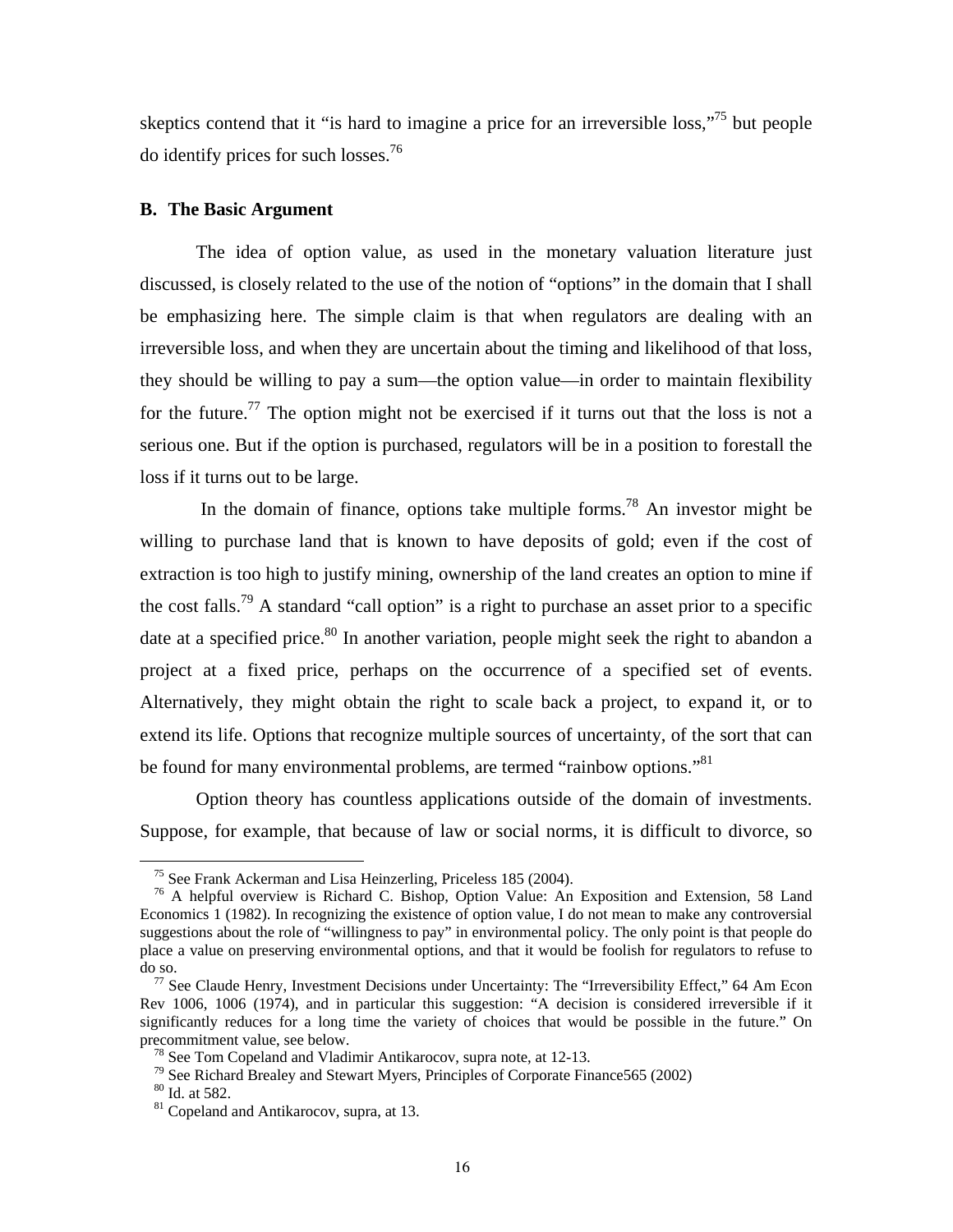skeptics contend that it "is hard to imagine a price for an irreversible loss,"[75] but people do identify prices for such losses.[76]

### B. The Basic Argument

The idea of option value, as used in the monetary valuation literature just discussed, is closely related to the use of the notion of "options" in the domain that I shall be emphasizing here. The simple claim is that when regulators are dealing with an irreversible loss, and when they are uncertain about the timing and likelihood of that loss, they should be willing to pay a sum—the option value—in order to maintain flexibility for the future.[77] The option might not be exercised if it turns out that the loss is not a serious one. But if the option is purchased, regulators will be in a position to forestall the loss if it turns out to be large.

In the domain of finance, options take multiple forms.[78] An investor might be willing to purchase land that is known to have deposits of gold; even if the cost of extraction is too high to justify mining, ownership of the land creates an option to mine if the cost falls.[79] A standard "call option" is a right to purchase an asset prior to a specific date at a specified price.[80] In another variation, people might seek the right to abandon a project at a fixed price, perhaps on the occurrence of a specified set of events. Alternatively, they might obtain the right to scale back a project, to expand it, or to extend its life. Options that recognize multiple sources of uncertainty, of the sort that can be found for many environmental problems, are termed "rainbow options."[81]

Option theory has countless applications outside of the domain of investments. Suppose, for example, that because of law or social norms, it is difficult to divorce, so

---

[75] See Frank Ackerman and Lisa Heinzerling, Priceless 185 (2004).

[76] A helpful overview is Richard C. Bishop, Option Value: An Exposition and Extension, 58 Land Economics 1 (1982). In recognizing the existence of option value, I do not mean to make any controversial suggestions about the role of "willingness to pay" in environmental policy. The only point is that people do place a value on preserving environmental options, and that it would be foolish for regulators to refuse to do so.

[77] See Claude Henry, Investment Decisions under Uncertainty: The "Irreversibility Effect," 64 Am Econ Rev 1006, 1006 (1974), and in particular this suggestion: "A decision is considered irreversible if it significantly reduces for a long time the variety of choices that would be possible in the future." On precommitment value, see below.

[78] See Tom Copeland and Vladimir Antikarocov, supra note, at 12-13.

[79] See Richard Brealey and Stewart Myers, Principles of Corporate Finance565 (2002)

[80] Id. at 582.

[81] Copeland and Antikarocov, supra, at 13.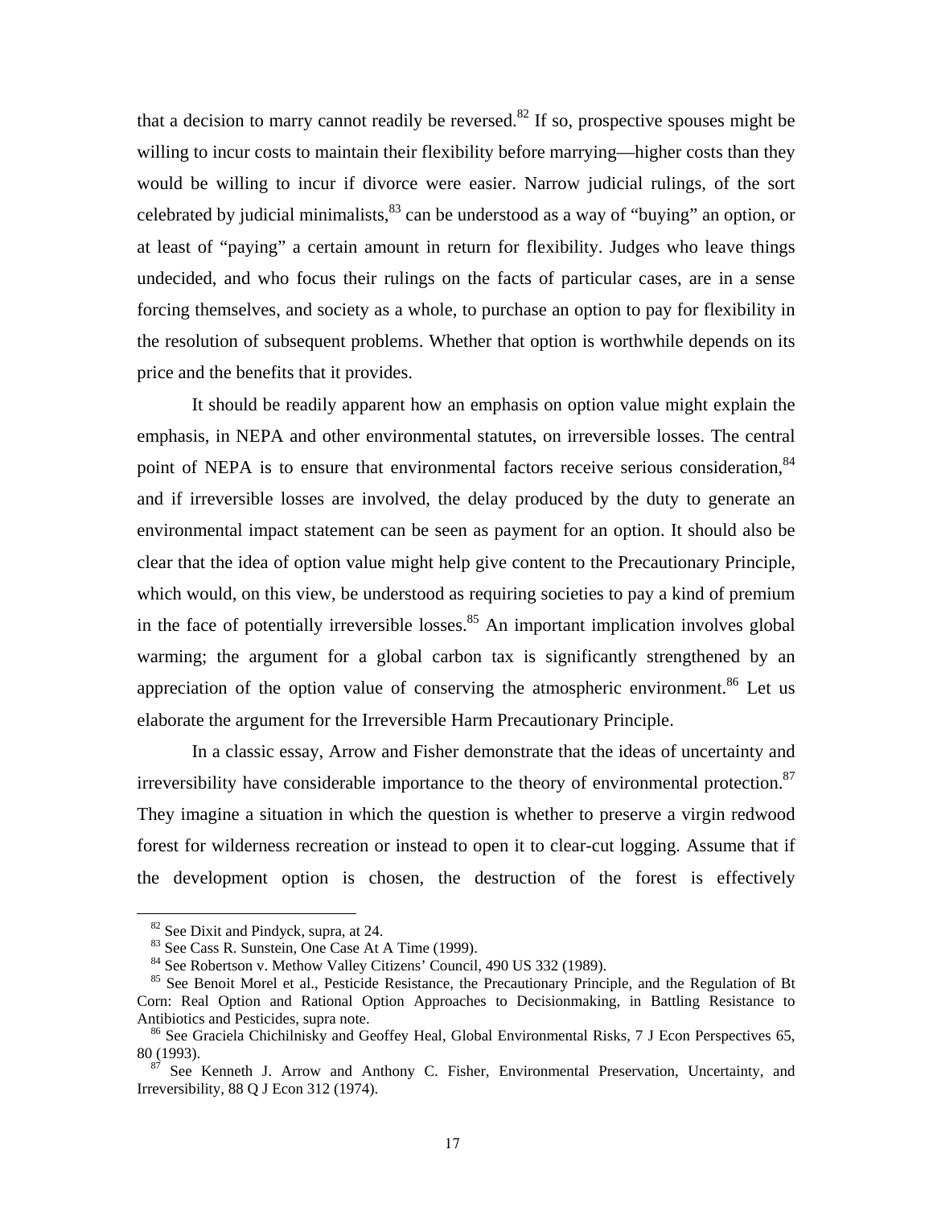that a decision to marry cannot readily be reversed.[82] If so, prospective spouses might be willing to incur costs to maintain their flexibility before marrying—higher costs than they would be willing to incur if divorce were easier. Narrow judicial rulings, of the sort celebrated by judicial minimalists,[83] can be understood as a way of "buying" an option, or at least of "paying" a certain amount in return for flexibility. Judges who leave things undecided, and who focus their rulings on the facts of particular cases, are in a sense forcing themselves, and society as a whole, to purchase an option to pay for flexibility in the resolution of subsequent problems. Whether that option is worthwhile depends on its price and the benefits that it provides.

It should be readily apparent how an emphasis on option value might explain the emphasis, in NEPA and other environmental statutes, on irreversible losses. The central point of NEPA is to ensure that environmental factors receive serious consideration,[84] and if irreversible losses are involved, the delay produced by the duty to generate an environmental impact statement can be seen as payment for an option. It should also be clear that the idea of option value might help give content to the Precautionary Principle, which would, on this view, be understood as requiring societies to pay a kind of premium in the face of potentially irreversible losses.[85] An important implication involves global warming; the argument for a global carbon tax is significantly strengthened by an appreciation of the option value of conserving the atmospheric environment.[86] Let us elaborate the argument for the Irreversible Harm Precautionary Principle.

In a classic essay, Arrow and Fisher demonstrate that the ideas of uncertainty and irreversibility have considerable importance to the theory of environmental protection.[87] They imagine a situation in which the question is whether to preserve a virgin redwood forest for wilderness recreation or instead to open it to clear-cut logging. Assume that if the development option is chosen, the destruction of the forest is effectively

---

[82] See Dixit and Pindyck, supra, at 24.

[83] See Cass R. Sunstein, One Case At A Time (1999).

[84] See Robertson v. Methow Valley Citizens' Council, 490 US 332 (1989).

[85] See Benoit Morel et al., Pesticide Resistance, the Precautionary Principle, and the Regulation of Bt Corn: Real Option and Rational Option Approaches to Decisionmaking, in Battling Resistance to Antibiotics and Pesticides, supra note.

[86] See Graciela Chichilnisky and Geoffrey Heal, Global Environmental Risks, 7 J Econ Perspectives 65, 80 (1993).

[87] See Kenneth J. Arrow and Anthony C. Fisher, Environmental Preservation, Uncertainty, and Irreversibility, 88 Q J Econ 312 (1974).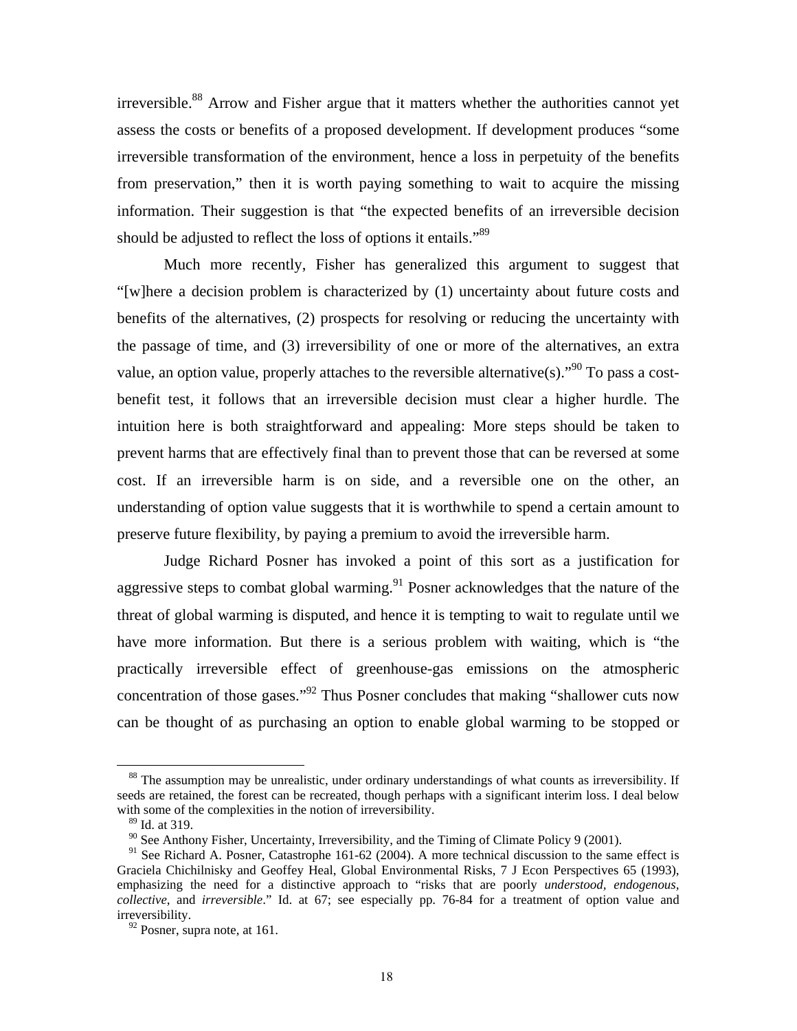irreversible.[88] Arrow and Fisher argue that it matters whether the authorities cannot yet assess the costs or benefits of a proposed development. If development produces "some irreversible transformation of the environment, hence a loss in perpetuity of the benefits from preservation," then it is worth paying something to wait to acquire the missing information. Their suggestion is that "the expected benefits of an irreversible decision should be adjusted to reflect the loss of options it entails."[89]

Much more recently, Fisher has generalized this argument to suggest that "[w]here a decision problem is characterized by (1) uncertainty about future costs and benefits of the alternatives, (2) prospects for resolving or reducing the uncertainty with the passage of time, and (3) irreversibility of one or more of the alternatives, an extra value, an option value, properly attaches to the reversible alternative(s)."[90] To pass a cost-benefit test, it follows that an irreversible decision must clear a higher hurdle. The intuition here is both straightforward and appealing: More steps should be taken to prevent harms that are effectively final than to prevent those that can be reversed at some cost. If an irreversible harm is on side, and a reversible one on the other, an understanding of option value suggests that it is worthwhile to spend a certain amount to preserve future flexibility, by paying a premium to avoid the irreversible harm.

Judge Richard Posner has invoked a point of this sort as a justification for aggressive steps to combat global warming.[91] Posner acknowledges that the nature of the threat of global warming is disputed, and hence it is tempting to wait to regulate until we have more information. But there is a serious problem with waiting, which is "the practically irreversible effect of greenhouse-gas emissions on the atmospheric concentration of those gases."[92] Thus Posner concludes that making "shallower cuts now can be thought of as purchasing an option to enable global warming to be stopped or

---

[88] The assumption may be unrealistic, under ordinary understandings of what counts as irreversibility. If seeds are retained, the forest can be recreated, though perhaps with a significant interim loss. I deal below with some of the complexities in the notion of irreversibility.

[89] Id. at 319.

[90] See Anthony Fisher, Uncertainty, Irreversibility, and the Timing of Climate Policy 9 (2001).

[91] See Richard A. Posner, Catastrophe 161-62 (2004). A more technical discussion to the same effect is Graciela Chichilnisky and Geoffey Heal, Global Environmental Risks, 7 J Econ Perspectives 65 (1993), emphasizing the need for a distinctive approach to "risks that are poorly *understood, endogenous, collective*, and *irreversible*." Id. at 67; see especially pp. 76-84 for a treatment of option value and irreversibility.

[92] Posner, supra note, at 161.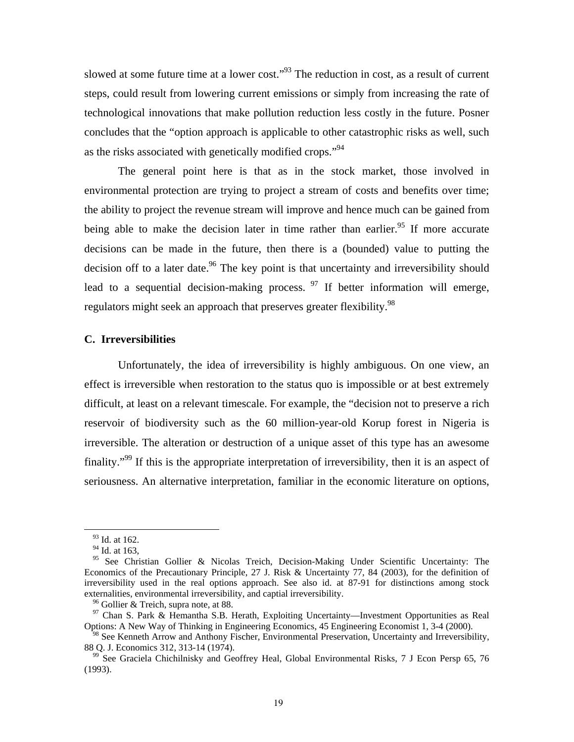slowed at some future time at a lower cost."[93] The reduction in cost, as a result of current steps, could result from lowering current emissions or simply from increasing the rate of technological innovations that make pollution reduction less costly in the future. Posner concludes that the "option approach is applicable to other catastrophic risks as well, such as the risks associated with genetically modified crops."[94]

The general point here is that as in the stock market, those involved in environmental protection are trying to project a stream of costs and benefits over time; the ability to project the revenue stream will improve and hence much can be gained from being able to make the decision later in time rather than earlier.[95] If more accurate decisions can be made in the future, then there is a (bounded) value to putting the decision off to a later date.[96] The key point is that uncertainty and irreversibility should lead to a sequential decision-making process. [97] If better information will emerge, regulators might seek an approach that preserves greater flexibility.[98]

### C. Irreversibilities

Unfortunately, the idea of irreversibility is highly ambiguous. On one view, an effect is irreversible when restoration to the status quo is impossible or at best extremely difficult, at least on a relevant timescale. For example, the "decision not to preserve a rich reservoir of biodiversity such as the 60 million-year-old Korup forest in Nigeria is irreversible. The alteration or destruction of a unique asset of this type has an awesome finality."[99] If this is the appropriate interpretation of irreversibility, then it is an aspect of seriousness. An alternative interpretation, familiar in the economic literature on options,

---

[93] Id. at 162.

[94] Id. at 163,

[95] See Christian Gollier & Nicolas Treich, Decision-Making Under Scientific Uncertainty: The Economics of the Precautionary Principle, 27 J. Risk & Uncertainty 77, 84 (2003), for the definition of irreversibility used in the real options approach. See also id. at 87-91 for distinctions among stock externalities, environmental irreversibility, and captial irreversibility.

[96] Gollier & Treich, supra note, at 88.

[97] Chan S. Park & Hemantha S.B. Herath, Exploiting Uncertainty—Investment Opportunities as Real Options: A New Way of Thinking in Engineering Economics, 45 Engineering Economist 1, 3-4 (2000).

[98] See Kenneth Arrow and Anthony Fischer, Environmental Preservation, Uncertainty and Irreversibility, 88 Q. J. Economics 312, 313-14 (1974).

[99] See Graciela Chichilnisky and Geoffrey Heal, Global Environmental Risks, 7 J Econ Persp 65, 76 (1993).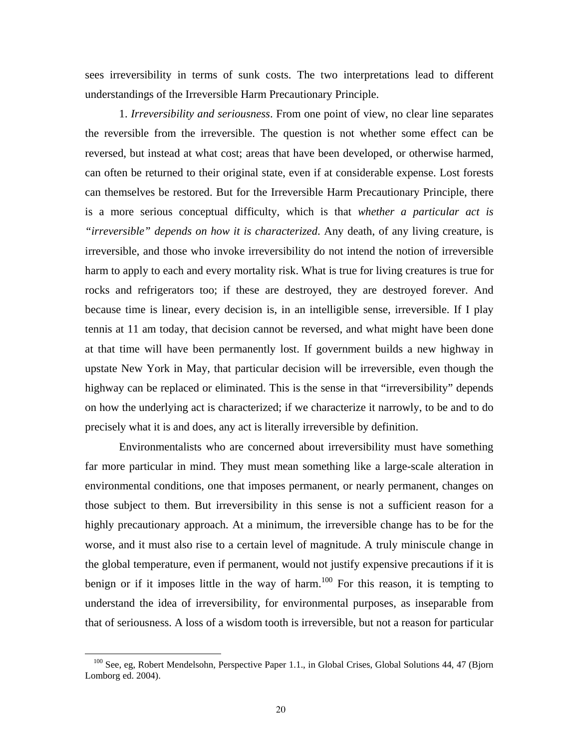sees irreversibility in terms of sunk costs. The two interpretations lead to different understandings of the Irreversible Harm Precautionary Principle.

1. *Irreversibility and seriousness*. From one point of view, no clear line separates the reversible from the irreversible. The question is not whether some effect can be reversed, but instead at what cost; areas that have been developed, or otherwise harmed, can often be returned to their original state, even if at considerable expense. Lost forests can themselves be restored. But for the Irreversible Harm Precautionary Principle, there is a more serious conceptual difficulty, which is that *whether a particular act is "irreversible" depends on how it is characterized*. Any death, of any living creature, is irreversible, and those who invoke irreversibility do not intend the notion of irreversible harm to apply to each and every mortality risk. What is true for living creatures is true for rocks and refrigerators too; if these are destroyed, they are destroyed forever. And because time is linear, every decision is, in an intelligible sense, irreversible. If I play tennis at 11 am today, that decision cannot be reversed, and what might have been done at that time will have been permanently lost. If government builds a new highway in upstate New York in May, that particular decision will be irreversible, even though the highway can be replaced or eliminated. This is the sense in that "irreversibility" depends on how the underlying act is characterized; if we characterize it narrowly, to be and to do precisely what it is and does, any act is literally irreversible by definition.

Environmentalists who are concerned about irreversibility must have something far more particular in mind. They must mean something like a large-scale alteration in environmental conditions, one that imposes permanent, or nearly permanent, changes on those subject to them. But irreversibility in this sense is not a sufficient reason for a highly precautionary approach. At a minimum, the irreversible change has to be for the worse, and it must also rise to a certain level of magnitude. A truly miniscule change in the global temperature, even if permanent, would not justify expensive precautions if it is benign or if it imposes little in the way of harm.[100] For this reason, it is tempting to understand the idea of irreversibility, for environmental purposes, as inseparable from that of seriousness. A loss of a wisdom tooth is irreversible, but not a reason for particular

[100] See, eg, Robert Mendelsohn, Perspective Paper 1.1., in Global Crises, Global Solutions 44, 47 (Bjorn Lomborg ed. 2004).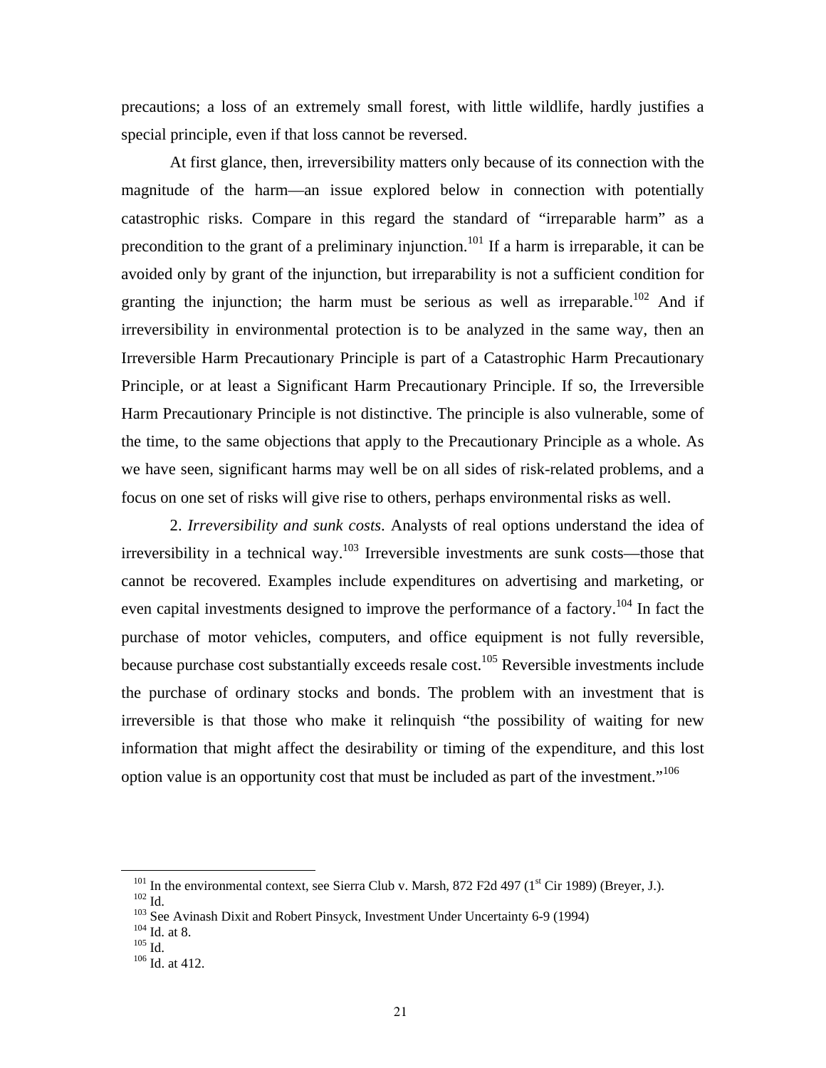precautions; a loss of an extremely small forest, with little wildlife, hardly justifies a special principle, even if that loss cannot be reversed.

At first glance, then, irreversibility matters only because of its connection with the magnitude of the harm—an issue explored below in connection with potentially catastrophic risks. Compare in this regard the standard of "irreparable harm" as a precondition to the grant of a preliminary injunction.[101] If a harm is irreparable, it can be avoided only by grant of the injunction, but irreparability is not a sufficient condition for granting the injunction; the harm must be serious as well as irreparable.[102] And if irreversibility in environmental protection is to be analyzed in the same way, then an Irreversible Harm Precautionary Principle is part of a Catastrophic Harm Precautionary Principle, or at least a Significant Harm Precautionary Principle. If so, the Irreversible Harm Precautionary Principle is not distinctive. The principle is also vulnerable, some of the time, to the same objections that apply to the Precautionary Principle as a whole. As we have seen, significant harms may well be on all sides of risk-related problems, and a focus on one set of risks will give rise to others, perhaps environmental risks as well.

2. *Irreversibility and sunk costs*. Analysts of real options understand the idea of irreversibility in a technical way.[103] Irreversible investments are sunk costs—those that cannot be recovered. Examples include expenditures on advertising and marketing, or even capital investments designed to improve the performance of a factory.[104] In fact the purchase of motor vehicles, computers, and office equipment is not fully reversible, because purchase cost substantially exceeds resale cost.[105] Reversible investments include the purchase of ordinary stocks and bonds. The problem with an investment that is irreversible is that those who make it relinquish "the possibility of waiting for new information that might affect the desirability or timing of the expenditure, and this lost option value is an opportunity cost that must be included as part of the investment."[106]

---

[101] In the environmental context, see Sierra Club v. Marsh, 872 F2d 497 (1st Cir 1989) (Breyer, J.).

[102] Id.

[103] See Avinash Dixit and Robert Pinsyck, Investment Under Uncertainty 6-9 (1994)

[104] Id. at 8.

[105] Id.

[106] Id. at 412.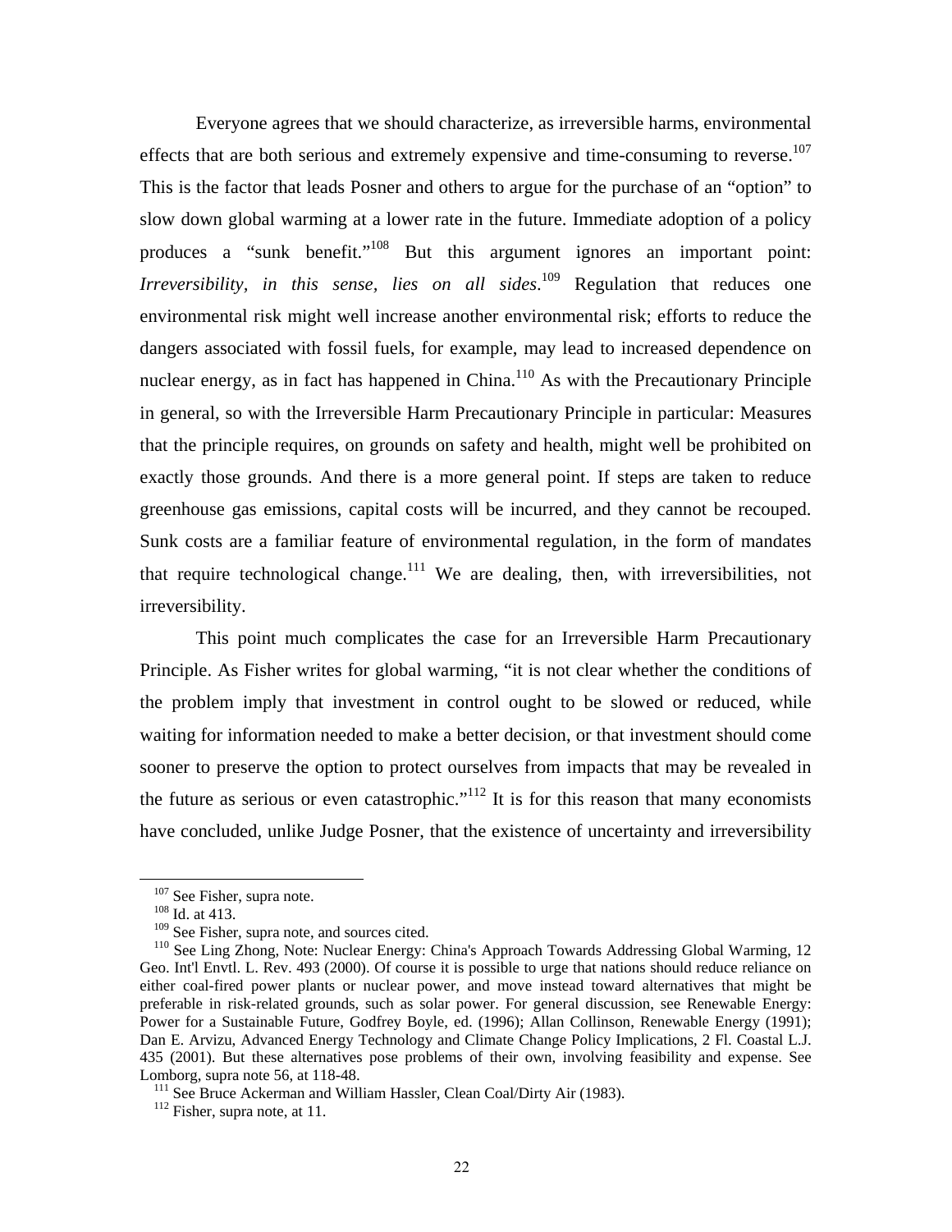Everyone agrees that we should characterize, as irreversible harms, environmental effects that are both serious and extremely expensive and time-consuming to reverse.[107] This is the factor that leads Posner and others to argue for the purchase of an "option" to slow down global warming at a lower rate in the future. Immediate adoption of a policy produces a "sunk benefit."[108] But this argument ignores an important point: *Irreversibility, in this sense, lies on all sides*.[109] Regulation that reduces one environmental risk might well increase another environmental risk; efforts to reduce the dangers associated with fossil fuels, for example, may lead to increased dependence on nuclear energy, as in fact has happened in China.[110] As with the Precautionary Principle in general, so with the Irreversible Harm Precautionary Principle in particular: Measures that the principle requires, on grounds on safety and health, might well be prohibited on exactly those grounds. And there is a more general point. If steps are taken to reduce greenhouse gas emissions, capital costs will be incurred, and they cannot be recouped. Sunk costs are a familiar feature of environmental regulation, in the form of mandates that require technological change.[111] We are dealing, then, with irreversibilities, not irreversibility.

This point much complicates the case for an Irreversible Harm Precautionary Principle. As Fisher writes for global warming, "it is not clear whether the conditions of the problem imply that investment in control ought to be slowed or reduced, while waiting for information needed to make a better decision, or that investment should come sooner to preserve the option to protect ourselves from impacts that may be revealed in the future as serious or even catastrophic."[112] It is for this reason that many economists have concluded, unlike Judge Posner, that the existence of uncertainty and irreversibility

---

[107] See Fisher, supra note.

[108] Id. at 413.

[109] See Fisher, supra note, and sources cited.

[110] See Ling Zhong, Note: Nuclear Energy: China's Approach Towards Addressing Global Warming, 12 Geo. Int'l Envtl. L. Rev. 493 (2000). Of course it is possible to urge that nations should reduce reliance on either coal-fired power plants or nuclear power, and move instead toward alternatives that might be preferable in risk-related grounds, such as solar power. For general discussion, see Renewable Energy: Power for a Sustainable Future, Godfrey Boyle, ed. (1996); Allan Collinson, Renewable Energy (1991); Dan E. Arvizu, Advanced Energy Technology and Climate Change Policy Implications, 2 Fl. Coastal L.J. 435 (2001). But these alternatives pose problems of their own, involving feasibility and expense. See Lomborg, supra note 56, at 118-48.

[111] See Bruce Ackerman and William Hassler, Clean Coal/Dirty Air (1983).

[112] Fisher, supra note, at 11.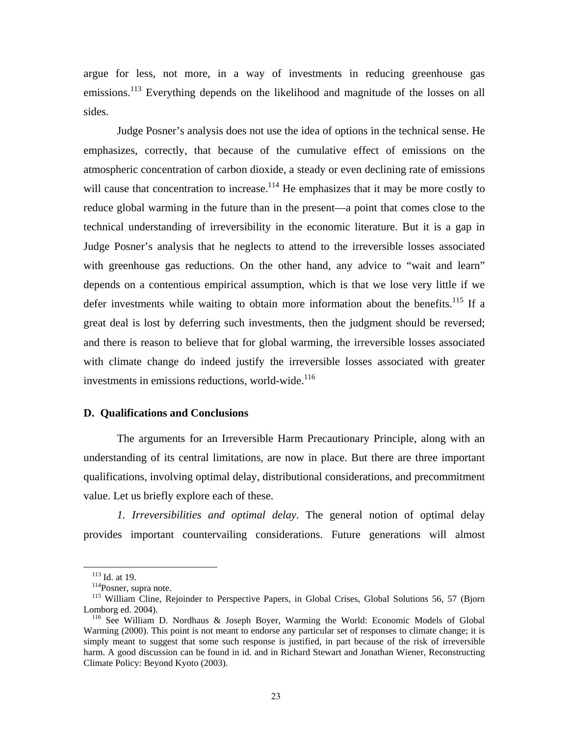argue for less, not more, in a way of investments in reducing greenhouse gas emissions.[113] Everything depends on the likelihood and magnitude of the losses on all sides.

Judge Posner's analysis does not use the idea of options in the technical sense. He emphasizes, correctly, that because of the cumulative effect of emissions on the atmospheric concentration of carbon dioxide, a steady or even declining rate of emissions will cause that concentration to increase.[114] He emphasizes that it may be more costly to reduce global warming in the future than in the present—a point that comes close to the technical understanding of irreversibility in the economic literature. But it is a gap in Judge Posner's analysis that he neglects to attend to the irreversible losses associated with greenhouse gas reductions. On the other hand, any advice to "wait and learn" depends on a contentious empirical assumption, which is that we lose very little if we defer investments while waiting to obtain more information about the benefits.[115] If a great deal is lost by deferring such investments, then the judgment should be reversed; and there is reason to believe that for global warming, the irreversible losses associated with climate change do indeed justify the irreversible losses associated with greater investments in emissions reductions, world-wide.[116]

### D. Qualifications and Conclusions

The arguments for an Irreversible Harm Precautionary Principle, along with an understanding of its central limitations, are now in place. But there are three important qualifications, involving optimal delay, distributional considerations, and precommitment value. Let us briefly explore each of these.

*1. Irreversibilities and optimal delay*. The general notion of optimal delay provides important countervailing considerations. Future generations will almost

---

[113] Id. at 19.

[114] Posner, supra note.

[115] William Cline, Rejoinder to Perspective Papers, in Global Crises, Global Solutions 56, 57 (Bjorn Lomborg ed. 2004).

[116] See William D. Nordhaus & Joseph Boyer, Warming the World: Economic Models of Global Warming (2000). This point is not meant to endorse any particular set of responses to climate change; it is simply meant to suggest that some such response is justified, in part because of the risk of irreversible harm. A good discussion can be found in id. and in Richard Stewart and Jonathan Wiener, Reconstructing Climate Policy: Beyond Kyoto (2003).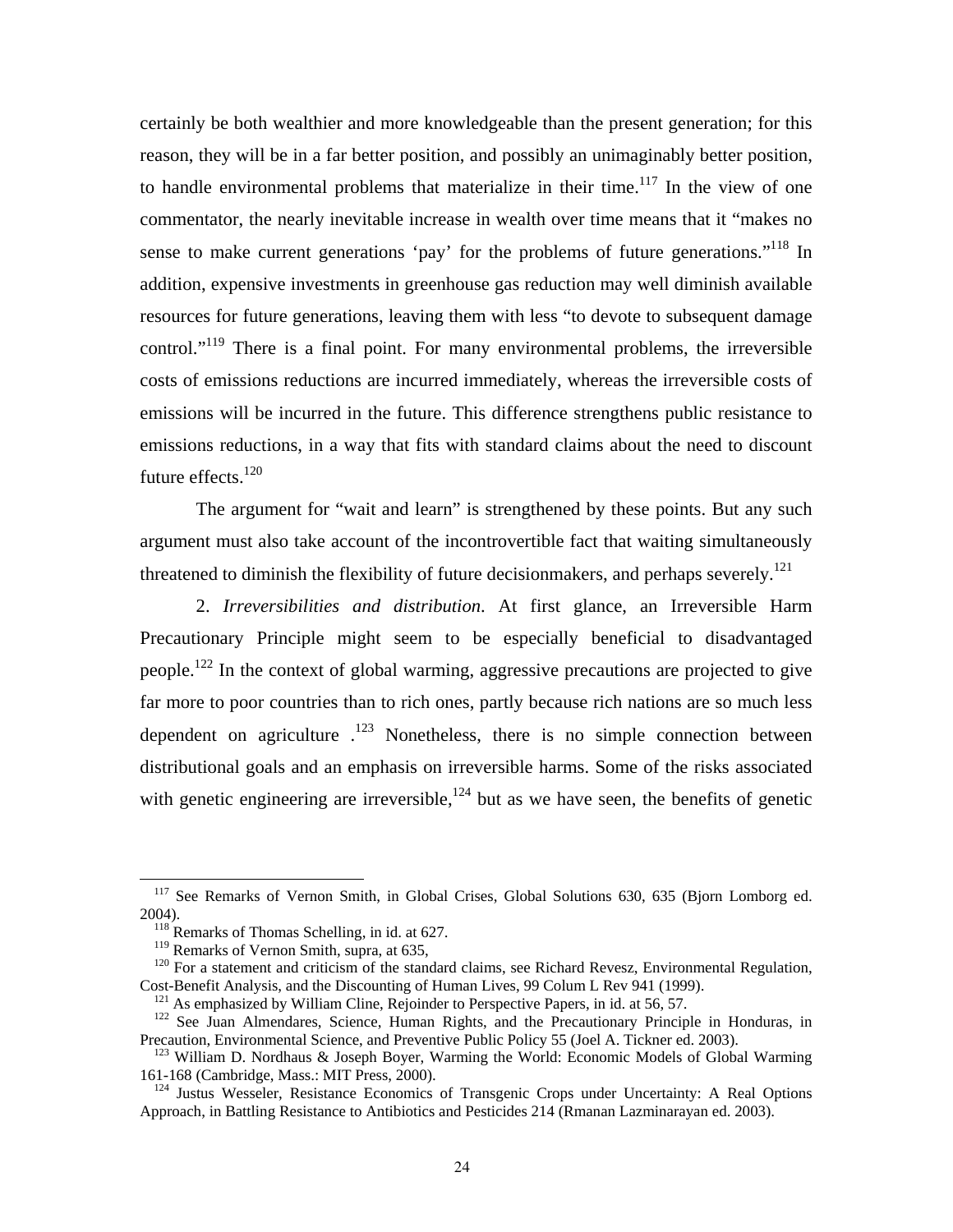certainly be both wealthier and more knowledgeable than the present generation; for this reason, they will be in a far better position, and possibly an unimaginably better position, to handle environmental problems that materialize in their time.[117] In the view of one commentator, the nearly inevitable increase in wealth over time means that it "makes no sense to make current generations 'pay' for the problems of future generations."[118] In addition, expensive investments in greenhouse gas reduction may well diminish available resources for future generations, leaving them with less "to devote to subsequent damage control."[119] There is a final point. For many environmental problems, the irreversible costs of emissions reductions are incurred immediately, whereas the irreversible costs of emissions will be incurred in the future. This difference strengthens public resistance to emissions reductions, in a way that fits with standard claims about the need to discount future effects.[120]

The argument for "wait and learn" is strengthened by these points. But any such argument must also take account of the incontrovertible fact that waiting simultaneously threatened to diminish the flexibility of future decisionmakers, and perhaps severely.[121]

2. *Irreversibilities and distribution*. At first glance, an Irreversible Harm Precautionary Principle might seem to be especially beneficial to disadvantaged people.[122] In the context of global warming, aggressive precautions are projected to give far more to poor countries than to rich ones, partly because rich nations are so much less dependent on agriculture .[123] Nonetheless, there is no simple connection between distributional goals and an emphasis on irreversible harms. Some of the risks associated with genetic engineering are irreversible,[124] but as we have seen, the benefits of genetic

---

[117] See Remarks of Vernon Smith, in Global Crises, Global Solutions 630, 635 (Bjorn Lomborg ed. 2004).

[118] Remarks of Thomas Schelling, in id. at 627.

[119] Remarks of Vernon Smith, supra, at 635,

[120] For a statement and criticism of the standard claims, see Richard Revesz, Environmental Regulation, Cost-Benefit Analysis, and the Discounting of Human Lives, 99 Colum L Rev 941 (1999).

[121] As emphasized by William Cline, Rejoinder to Perspective Papers, in id. at 56, 57.

[122] See Juan Almendares, Science, Human Rights, and the Precautionary Principle in Honduras, in Precaution, Environmental Science, and Preventive Public Policy 55 (Joel A. Tickner ed. 2003).

[123] William D. Nordhaus & Joseph Boyer, Warming the World: Economic Models of Global Warming 161-168 (Cambridge, Mass.: MIT Press, 2000).

[124] Justus Wesseler, Resistance Economics of Transgenic Crops under Uncertainty: A Real Options Approach, in Battling Resistance to Antibiotics and Pesticides 214 (Rmanan Lazminarayan ed. 2003).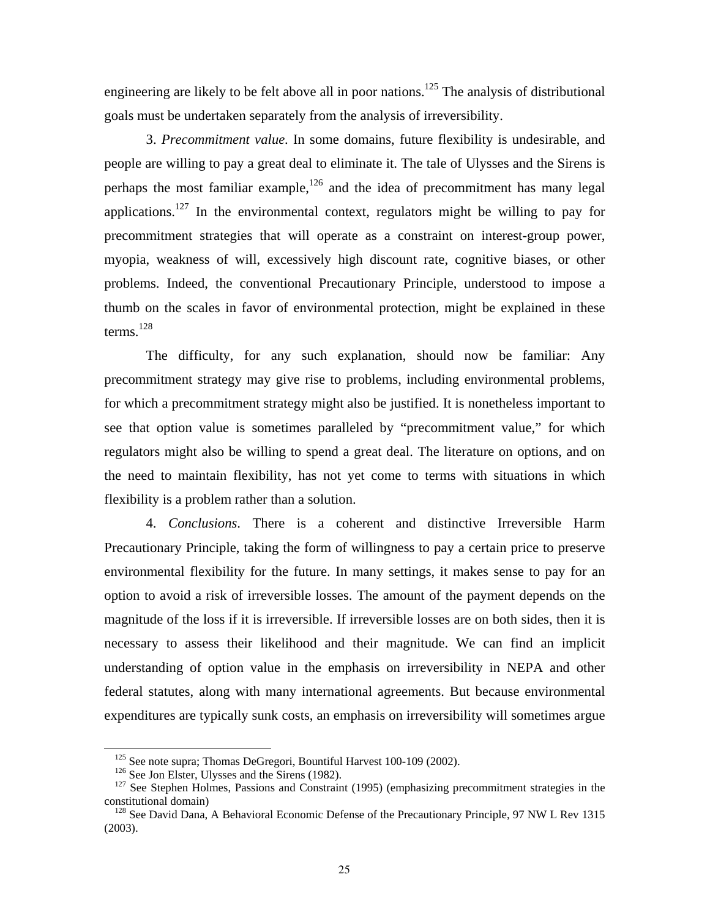engineering are likely to be felt above all in poor nations.[125] The analysis of distributional goals must be undertaken separately from the analysis of irreversibility.

3. *Precommitment value*. In some domains, future flexibility is undesirable, and people are willing to pay a great deal to eliminate it. The tale of Ulysses and the Sirens is perhaps the most familiar example,[126] and the idea of precommitment has many legal applications.[127] In the environmental context, regulators might be willing to pay for precommitment strategies that will operate as a constraint on interest-group power, myopia, weakness of will, excessively high discount rate, cognitive biases, or other problems. Indeed, the conventional Precautionary Principle, understood to impose a thumb on the scales in favor of environmental protection, might be explained in these terms.[128]

The difficulty, for any such explanation, should now be familiar: Any precommitment strategy may give rise to problems, including environmental problems, for which a precommitment strategy might also be justified. It is nonetheless important to see that option value is sometimes paralleled by "precommitment value," for which regulators might also be willing to spend a great deal. The literature on options, and on the need to maintain flexibility, has not yet come to terms with situations in which flexibility is a problem rather than a solution.

4. *Conclusions*. There is a coherent and distinctive Irreversible Harm Precautionary Principle, taking the form of willingness to pay a certain price to preserve environmental flexibility for the future. In many settings, it makes sense to pay for an option to avoid a risk of irreversible losses. The amount of the payment depends on the magnitude of the loss if it is irreversible. If irreversible losses are on both sides, then it is necessary to assess their likelihood and their magnitude. We can find an implicit understanding of option value in the emphasis on irreversibility in NEPA and other federal statutes, along with many international agreements. But because environmental expenditures are typically sunk costs, an emphasis on irreversibility will sometimes argue

---

[125] See note supra; Thomas DeGregori, Bountiful Harvest 100-109 (2002).

[126] See Jon Elster, Ulysses and the Sirens (1982).

[127] See Stephen Holmes, Passions and Constraint (1995) (emphasizing precommitment strategies in the constitutional domain)

[128] See David Dana, A Behavioral Economic Defense of the Precautionary Principle, 97 NW L Rev 1315 (2003).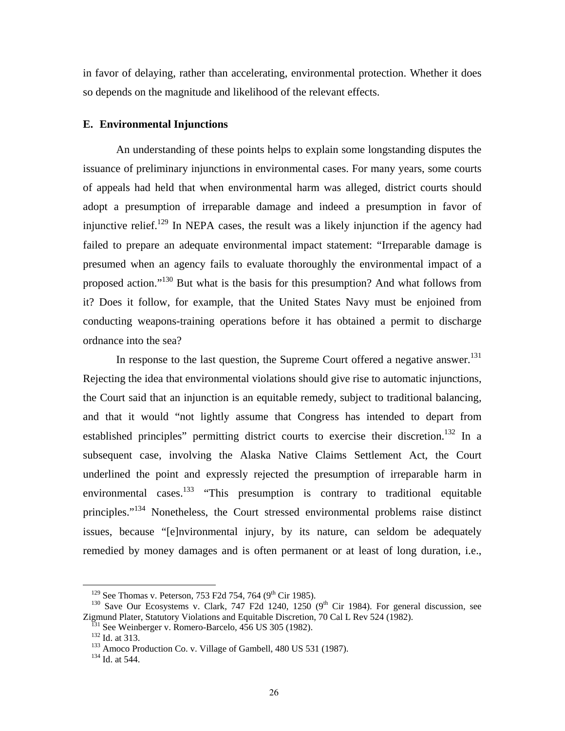in favor of delaying, rather than accelerating, environmental protection. Whether it does so depends on the magnitude and likelihood of the relevant effects.

### E. Environmental Injunctions

An understanding of these points helps to explain some longstanding disputes the issuance of preliminary injunctions in environmental cases. For many years, some courts of appeals had held that when environmental harm was alleged, district courts should adopt a presumption of irreparable damage and indeed a presumption in favor of injunctive relief.[129] In NEPA cases, the result was a likely injunction if the agency had failed to prepare an adequate environmental impact statement: "Irreparable damage is presumed when an agency fails to evaluate thoroughly the environmental impact of a proposed action."[130] But what is the basis for this presumption? And what follows from it? Does it follow, for example, that the United States Navy must be enjoined from conducting weapons-training operations before it has obtained a permit to discharge ordnance into the sea?

In response to the last question, the Supreme Court offered a negative answer.[131] Rejecting the idea that environmental violations should give rise to automatic injunctions, the Court said that an injunction is an equitable remedy, subject to traditional balancing, and that it would "not lightly assume that Congress has intended to depart from established principles" permitting district courts to exercise their discretion.[132] In a subsequent case, involving the Alaska Native Claims Settlement Act, the Court underlined the point and expressly rejected the presumption of irreparable harm in environmental cases.[133] "This presumption is contrary to traditional equitable principles."[134] Nonetheless, the Court stressed environmental problems raise distinct issues, because "[e]nvironmental injury, by its nature, can seldom be adequately remedied by money damages and is often permanent or at least of long duration, i.e.,

---

[129] See Thomas v. Peterson, 753 F2d 754, 764 (9th Cir 1985).

[130] Save Our Ecosystems v. Clark, 747 F2d 1240, 1250 (9th Cir 1984). For general discussion, see Zigmund Plater, Statutory Violations and Equitable Discretion, 70 Cal L Rev 524 (1982).

[131] See Weinberger v. Romero-Barcelo, 456 US 305 (1982).

[132] Id. at 313.

[133] Amoco Production Co. v. Village of Gambell, 480 US 531 (1987).

[134] Id. at 544.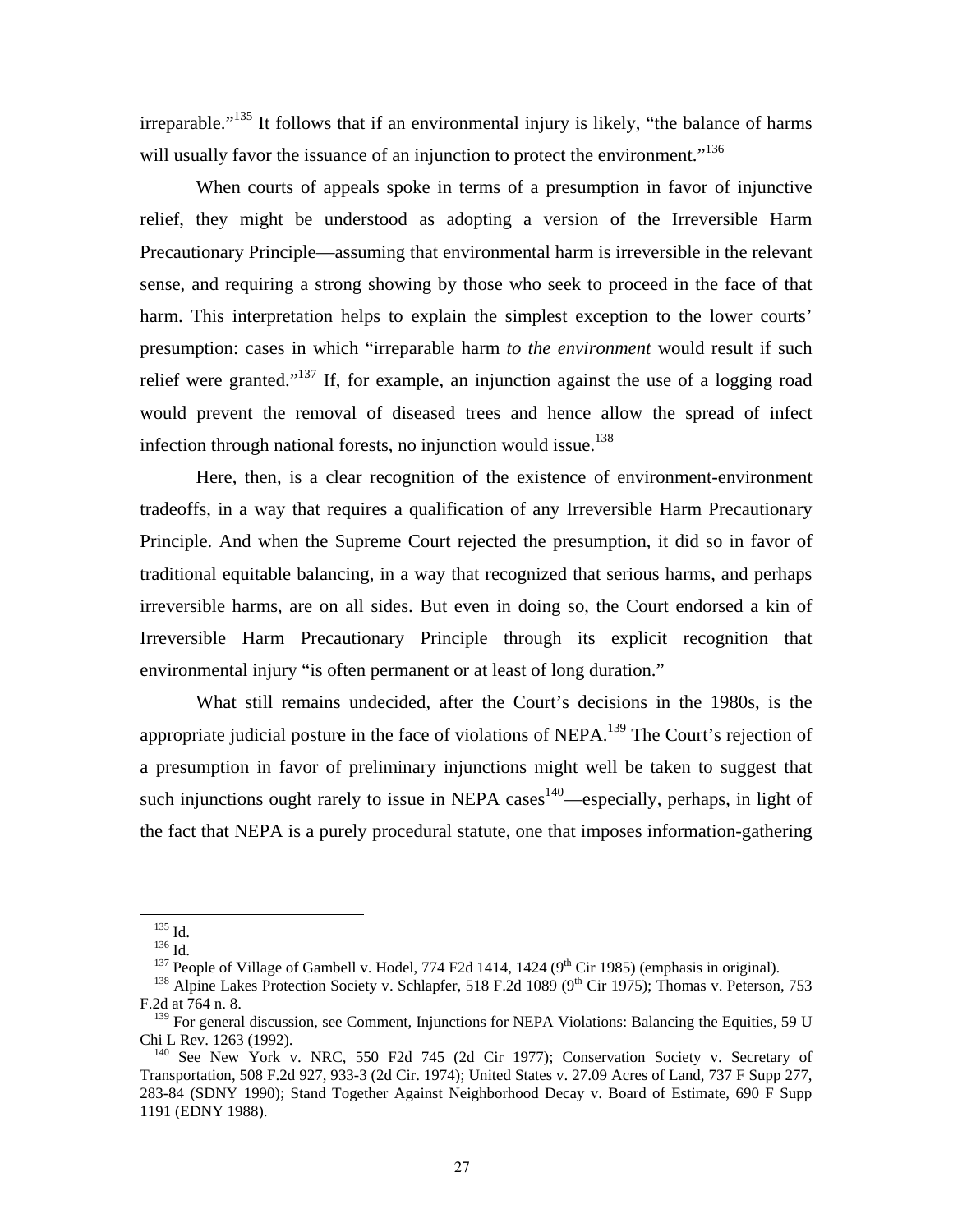irreparable."[135] It follows that if an environmental injury is likely, "the balance of harms will usually favor the issuance of an injunction to protect the environment."[136]

When courts of appeals spoke in terms of a presumption in favor of injunctive relief, they might be understood as adopting a version of the Irreversible Harm Precautionary Principle—assuming that environmental harm is irreversible in the relevant sense, and requiring a strong showing by those who seek to proceed in the face of that harm. This interpretation helps to explain the simplest exception to the lower courts' presumption: cases in which "irreparable harm *to the environment* would result if such relief were granted."[137] If, for example, an injunction against the use of a logging road would prevent the removal of diseased trees and hence allow the spread of infect infection through national forests, no injunction would issue.[138]

Here, then, is a clear recognition of the existence of environment-environment tradeoffs, in a way that requires a qualification of any Irreversible Harm Precautionary Principle. And when the Supreme Court rejected the presumption, it did so in favor of traditional equitable balancing, in a way that recognized that serious harms, and perhaps irreversible harms, are on all sides. But even in doing so, the Court endorsed a kin of Irreversible Harm Precautionary Principle through its explicit recognition that environmental injury "is often permanent or at least of long duration."

What still remains undecided, after the Court's decisions in the 1980s, is the appropriate judicial posture in the face of violations of NEPA.[139] The Court's rejection of a presumption in favor of preliminary injunctions might well be taken to suggest that such injunctions ought rarely to issue in NEPA cases[140]—especially, perhaps, in light of the fact that NEPA is a purely procedural statute, one that imposes information-gathering

---

[135] Id.

[136] Id.

[137] People of Village of Gambell v. Hodel, 774 F2d 1414, 1424 (9th Cir 1985) (emphasis in original).

[138] Alpine Lakes Protection Society v. Schlapfer, 518 F.2d 1089 (9th Cir 1975); Thomas v. Peterson, 753 F.2d at 764 n. 8.

[139] For general discussion, see Comment, Injunctions for NEPA Violations: Balancing the Equities, 59 U Chi L Rev. 1263 (1992).

[140] See New York v. NRC, 550 F2d 745 (2d Cir 1977); Conservation Society v. Secretary of Transportation, 508 F.2d 927, 933-3 (2d Cir. 1974); United States v. 27.09 Acres of Land, 737 F Supp 277, 283-84 (SDNY 1990); Stand Together Against Neighborhood Decay v. Board of Estimate, 690 F Supp 1191 (EDNY 1988).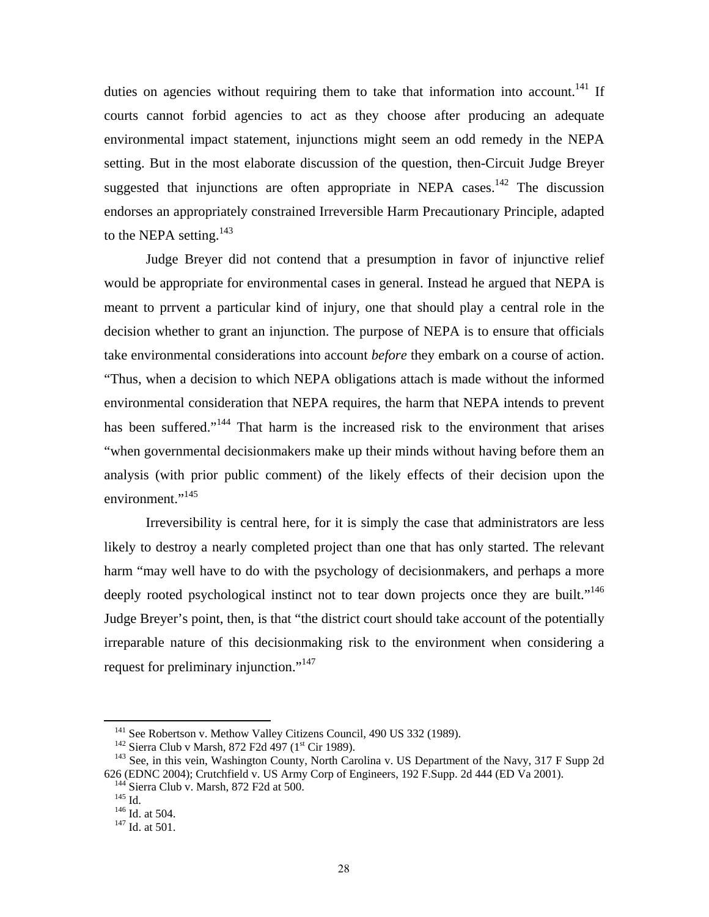duties on agencies without requiring them to take that information into account.[141] If courts cannot forbid agencies to act as they choose after producing an adequate environmental impact statement, injunctions might seem an odd remedy in the NEPA setting. But in the most elaborate discussion of the question, then-Circuit Judge Breyer suggested that injunctions are often appropriate in NEPA cases.[142] The discussion endorses an appropriately constrained Irreversible Harm Precautionary Principle, adapted to the NEPA setting.[143]

Judge Breyer did not contend that a presumption in favor of injunctive relief would be appropriate for environmental cases in general. Instead he argued that NEPA is meant to prrvent a particular kind of injury, one that should play a central role in the decision whether to grant an injunction. The purpose of NEPA is to ensure that officials take environmental considerations into account *before* they embark on a course of action. "Thus, when a decision to which NEPA obligations attach is made without the informed environmental consideration that NEPA requires, the harm that NEPA intends to prevent has been suffered."[144] That harm is the increased risk to the environment that arises "when governmental decisionmakers make up their minds without having before them an analysis (with prior public comment) of the likely effects of their decision upon the environment."[145]

Irreversibility is central here, for it is simply the case that administrators are less likely to destroy a nearly completed project than one that has only started. The relevant harm "may well have to do with the psychology of decisionmakers, and perhaps a more deeply rooted psychological instinct not to tear down projects once they are built."[146] Judge Breyer's point, then, is that "the district court should take account of the potentially irreparable nature of this decisionmaking risk to the environment when considering a request for preliminary injunction."[147]

---

[141] See Robertson v. Methow Valley Citizens Council, 490 US 332 (1989).

[142] Sierra Club v Marsh, 872 F2d 497 (1st Cir 1989).

[143] See, in this vein, Washington County, North Carolina v. US Department of the Navy, 317 F Supp 2d 626 (EDNC 2004); Crutchfield v. US Army Corp of Engineers, 192 F.Supp. 2d 444 (ED Va 2001).

[144] Sierra Club v. Marsh, 872 F2d at 500.

[145] Id.

[146] Id. at 504.

[147] Id. at 501.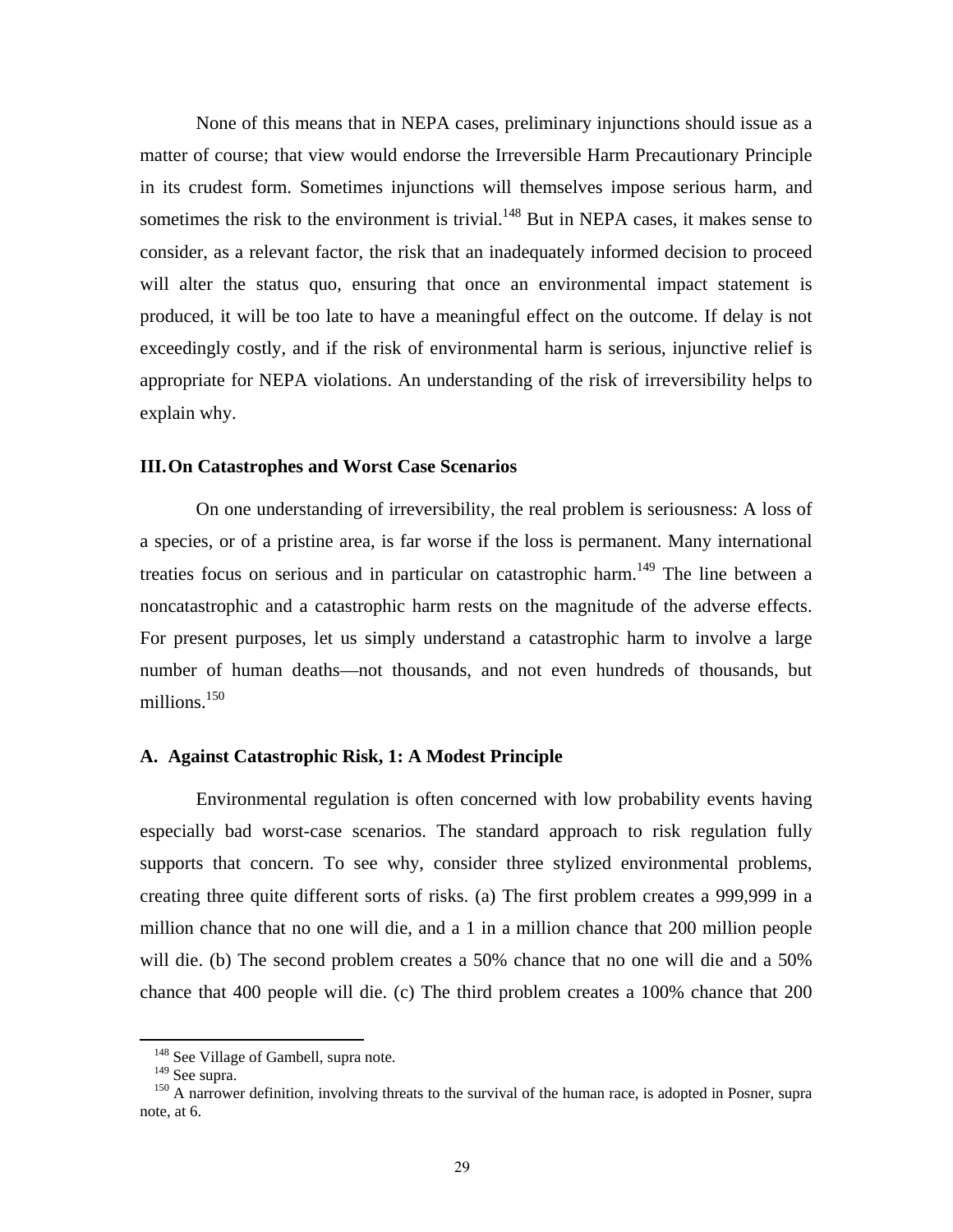None of this means that in NEPA cases, preliminary injunctions should issue as a matter of course; that view would endorse the Irreversible Harm Precautionary Principle in its crudest form. Sometimes injunctions will themselves impose serious harm, and sometimes the risk to the environment is trivial.[148] But in NEPA cases, it makes sense to consider, as a relevant factor, the risk that an inadequately informed decision to proceed will alter the status quo, ensuring that once an environmental impact statement is produced, it will be too late to have a meaningful effect on the outcome. If delay is not exceedingly costly, and if the risk of environmental harm is serious, injunctive relief is appropriate for NEPA violations. An understanding of the risk of irreversibility helps to explain why.

## III. On Catastrophes and Worst Case Scenarios

On one understanding of irreversibility, the real problem is seriousness: A loss of a species, or of a pristine area, is far worse if the loss is permanent. Many international treaties focus on serious and in particular on catastrophic harm.[149] The line between a noncatastrophic and a catastrophic harm rests on the magnitude of the adverse effects. For present purposes, let us simply understand a catastrophic harm to involve a large number of human deaths—not thousands, and not even hundreds of thousands, but millions.[150]

### A. Against Catastrophic Risk, 1: A Modest Principle

Environmental regulation is often concerned with low probability events having especially bad worst-case scenarios. The standard approach to risk regulation fully supports that concern. To see why, consider three stylized environmental problems, creating three quite different sorts of risks. (a) The first problem creates a 999,999 in a million chance that no one will die, and a 1 in a million chance that 200 million people will die. (b) The second problem creates a 50% chance that no one will die and a 50% chance that 400 people will die. (c) The third problem creates a 100% chance that 200

---

[148] See Village of Gambell, supra note.

[149] See supra.

[150] A narrower definition, involving threats to the survival of the human race, is adopted in Posner, supra note, at 6.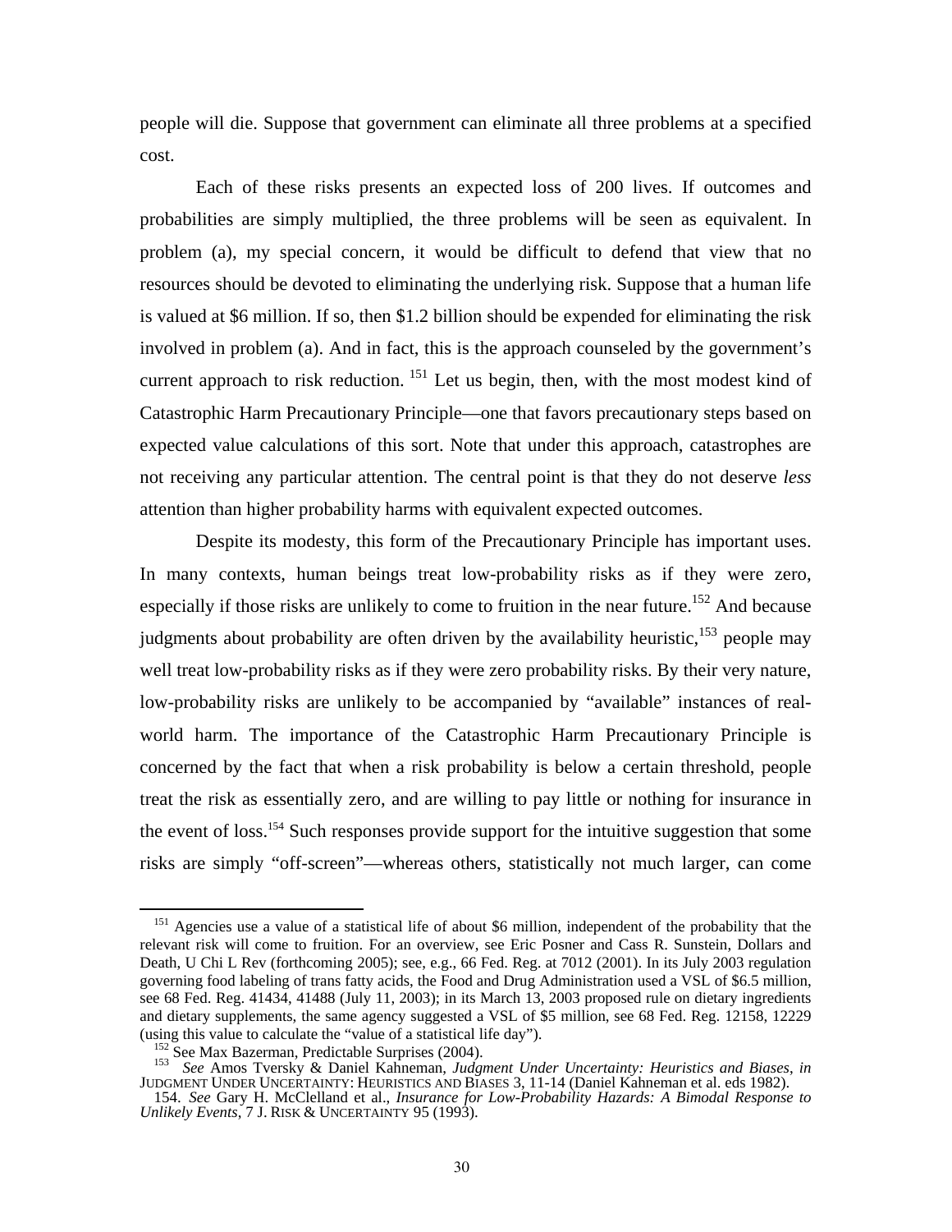people will die. Suppose that government can eliminate all three problems at a specified cost.

Each of these risks presents an expected loss of 200 lives. If outcomes and probabilities are simply multiplied, the three problems will be seen as equivalent. In problem (a), my special concern, it would be difficult to defend that view that no resources should be devoted to eliminating the underlying risk. Suppose that a human life is valued at $6 million. If so, then $1.2 billion should be expended for eliminating the risk involved in problem (a). And in fact, this is the approach counseled by the government's current approach to risk reduction. [151] Let us begin, then, with the most modest kind of Catastrophic Harm Precautionary Principle—one that favors precautionary steps based on expected value calculations of this sort. Note that under this approach, catastrophes are not receiving any particular attention. The central point is that they do not deserve *less* attention than higher probability harms with equivalent expected outcomes.

Despite its modesty, this form of the Precautionary Principle has important uses. In many contexts, human beings treat low-probability risks as if they were zero, especially if those risks are unlikely to come to fruition in the near future.[152] And because judgments about probability are often driven by the availability heuristic,[153] people may well treat low-probability risks as if they were zero probability risks. By their very nature, low-probability risks are unlikely to be accompanied by "available" instances of real-world harm. The importance of the Catastrophic Harm Precautionary Principle is concerned by the fact that when a risk probability is below a certain threshold, people treat the risk as essentially zero, and are willing to pay little or nothing for insurance in the event of loss.[154] Such responses provide support for the intuitive suggestion that some risks are simply "off-screen"—whereas others, statistically not much larger, can come

---

[151] Agencies use a value of a statistical life of about $6 million, independent of the probability that the relevant risk will come to fruition. For an overview, see Eric Posner and Cass R. Sunstein, Dollars and Death, U Chi L Rev (forthcoming 2005); see, e.g., 66 Fed. Reg. at 7012 (2001). In its July 2003 regulation governing food labeling of trans fatty acids, the Food and Drug Administration used a VSL of $6.5 million, see 68 Fed. Reg. 41434, 41488 (July 11, 2003); in its March 13, 2003 proposed rule on dietary ingredients and dietary supplements, the same agency suggested a VSL of $5 million, see 68 Fed. Reg. 12158, 12229 (using this value to calculate the "value of a statistical life day").

[152] See Max Bazerman, Predictable Surprises (2004).

[153] *See* Amos Tversky & Daniel Kahneman, *Judgment Under Uncertainty: Heuristics and Biases*, *in* JUDGMENT UNDER UNCERTAINTY: HEURISTICS AND BIASES 3, 11-14 (Daniel Kahneman et al. eds 1982).

154. *See* Gary H. McClelland et al., *Insurance for Low-Probability Hazards: A Bimodal Response to Unlikely Events*, 7 J. RISK & UNCERTAINTY 95 (1993).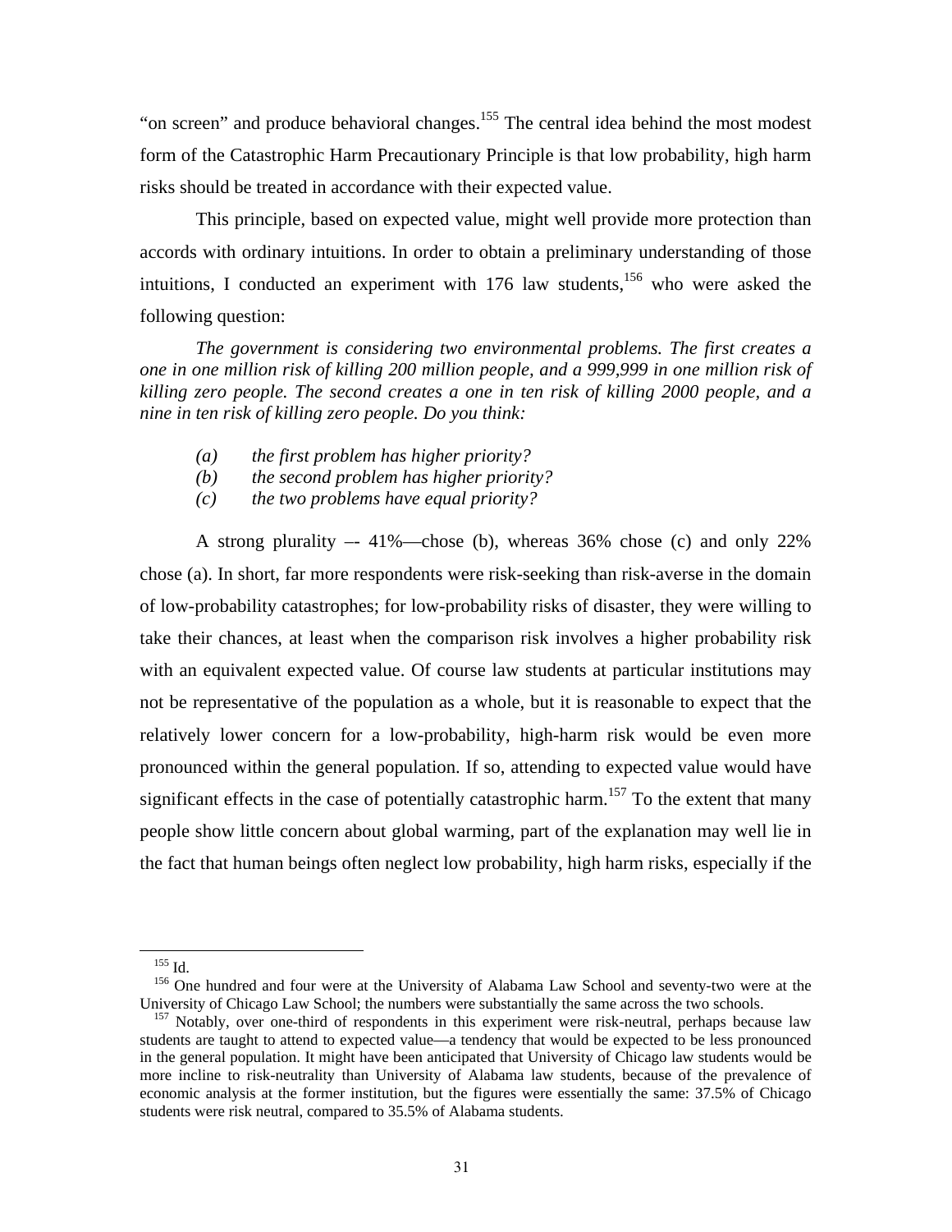"on screen" and produce behavioral changes.[155] The central idea behind the most modest form of the Catastrophic Harm Precautionary Principle is that low probability, high harm risks should be treated in accordance with their expected value.

This principle, based on expected value, might well provide more protection than accords with ordinary intuitions. In order to obtain a preliminary understanding of those intuitions, I conducted an experiment with 176 law students,[156] who were asked the following question:

*The government is considering two environmental problems. The first creates a one in one million risk of killing 200 million people, and a 999,999 in one million risk of killing zero people. The second creates a one in ten risk of killing 2000 people, and a nine in ten risk of killing zero people. Do you think:*

- *(a) the first problem has higher priority?*
- *(b) the second problem has higher priority?*
- *(c) the two problems have equal priority?*

A strong plurality –- 41%—chose (b), whereas 36% chose (c) and only 22% chose (a). In short, far more respondents were risk-seeking than risk-averse in the domain of low-probability catastrophes; for low-probability risks of disaster, they were willing to take their chances, at least when the comparison risk involves a higher probability risk with an equivalent expected value. Of course law students at particular institutions may not be representative of the population as a whole, but it is reasonable to expect that the relatively lower concern for a low-probability, high-harm risk would be even more pronounced within the general population. If so, attending to expected value would have significant effects in the case of potentially catastrophic harm.[157] To the extent that many people show little concern about global warming, part of the explanation may well lie in the fact that human beings often neglect low probability, high harm risks, especially if the

---

[155] Id.

[156] One hundred and four were at the University of Alabama Law School and seventy-two were at the University of Chicago Law School; the numbers were substantially the same across the two schools.

[157] Notably, over one-third of respondents in this experiment were risk-neutral, perhaps because law students are taught to attend to expected value—a tendency that would be expected to be less pronounced in the general population. It might have been anticipated that University of Chicago law students would be more incline to risk-neutrality than University of Alabama law students, because of the prevalence of economic analysis at the former institution, but the figures were essentially the same: 37.5% of Chicago students were risk neutral, compared to 35.5% of Alabama students.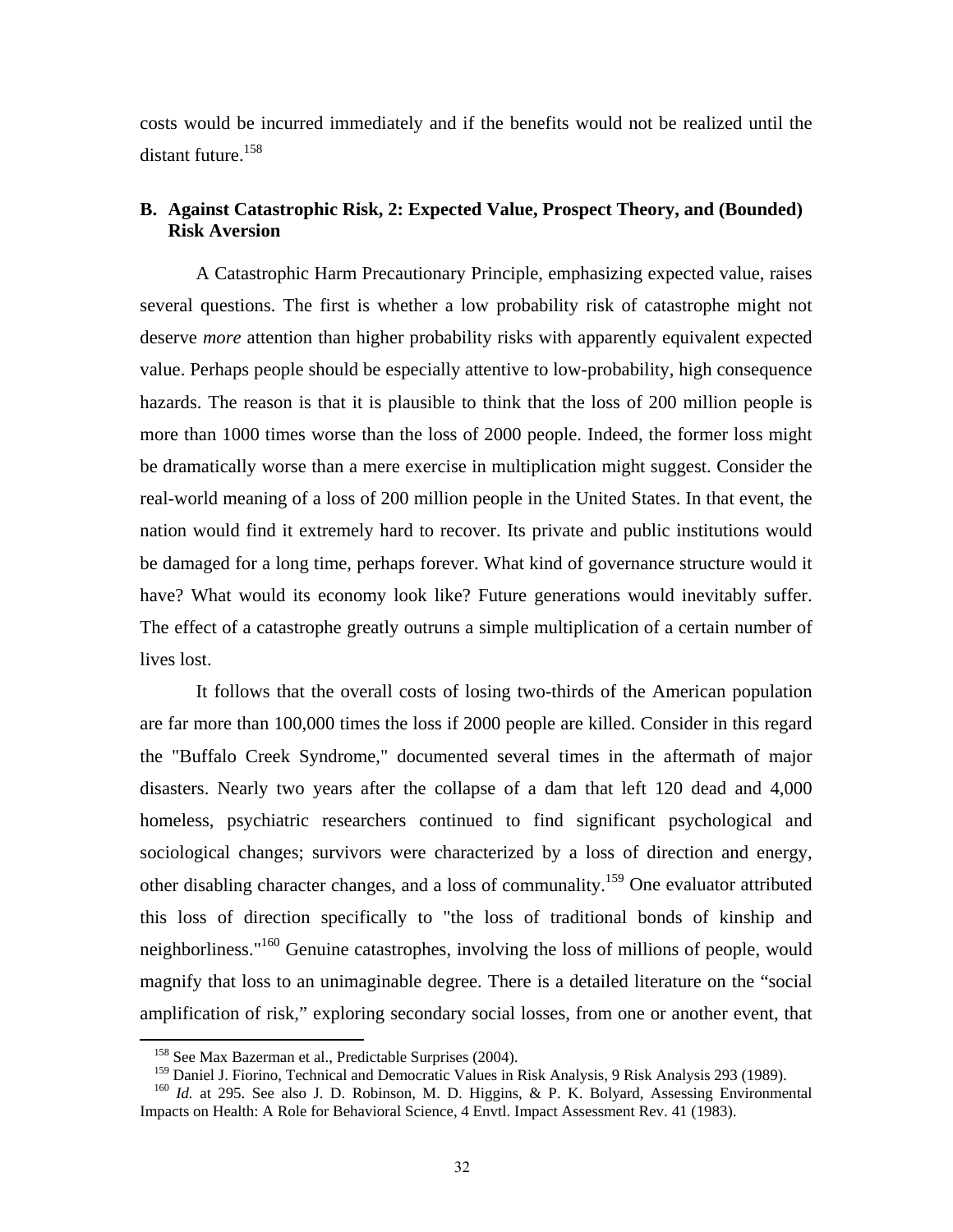costs would be incurred immediately and if the benefits would not be realized until the distant future.[158]

### B. Against Catastrophic Risk, 2: Expected Value, Prospect Theory, and (Bounded) Risk Aversion

A Catastrophic Harm Precautionary Principle, emphasizing expected value, raises several questions. The first is whether a low probability risk of catastrophe might not deserve *more* attention than higher probability risks with apparently equivalent expected value. Perhaps people should be especially attentive to low-probability, high consequence hazards. The reason is that it is plausible to think that the loss of 200 million people is more than 1000 times worse than the loss of 2000 people. Indeed, the former loss might be dramatically worse than a mere exercise in multiplication might suggest. Consider the real-world meaning of a loss of 200 million people in the United States. In that event, the nation would find it extremely hard to recover. Its private and public institutions would be damaged for a long time, perhaps forever. What kind of governance structure would it have? What would its economy look like? Future generations would inevitably suffer. The effect of a catastrophe greatly outruns a simple multiplication of a certain number of lives lost.

It follows that the overall costs of losing two-thirds of the American population are far more than 100,000 times the loss if 2000 people are killed. Consider in this regard the "Buffalo Creek Syndrome," documented several times in the aftermath of major disasters. Nearly two years after the collapse of a dam that left 120 dead and 4,000 homeless, psychiatric researchers continued to find significant psychological and sociological changes; survivors were characterized by a loss of direction and energy, other disabling character changes, and a loss of communality.[159] One evaluator attributed this loss of direction specifically to "the loss of traditional bonds of kinship and neighborliness."[160] Genuine catastrophes, involving the loss of millions of people, would magnify that loss to an unimaginable degree. There is a detailed literature on the "social amplification of risk," exploring secondary social losses, from one or another event, that

---

[158] See Max Bazerman et al., Predictable Surprises (2004).

[159] Daniel J. Fiorino, Technical and Democratic Values in Risk Analysis, 9 Risk Analysis 293 (1989).

[160] *Id.* at 295. See also J. D. Robinson, M. D. Higgins, & P. K. Bolyard, Assessing Environmental Impacts on Health: A Role for Behavioral Science, 4 Envtl. Impact Assessment Rev. 41 (1983).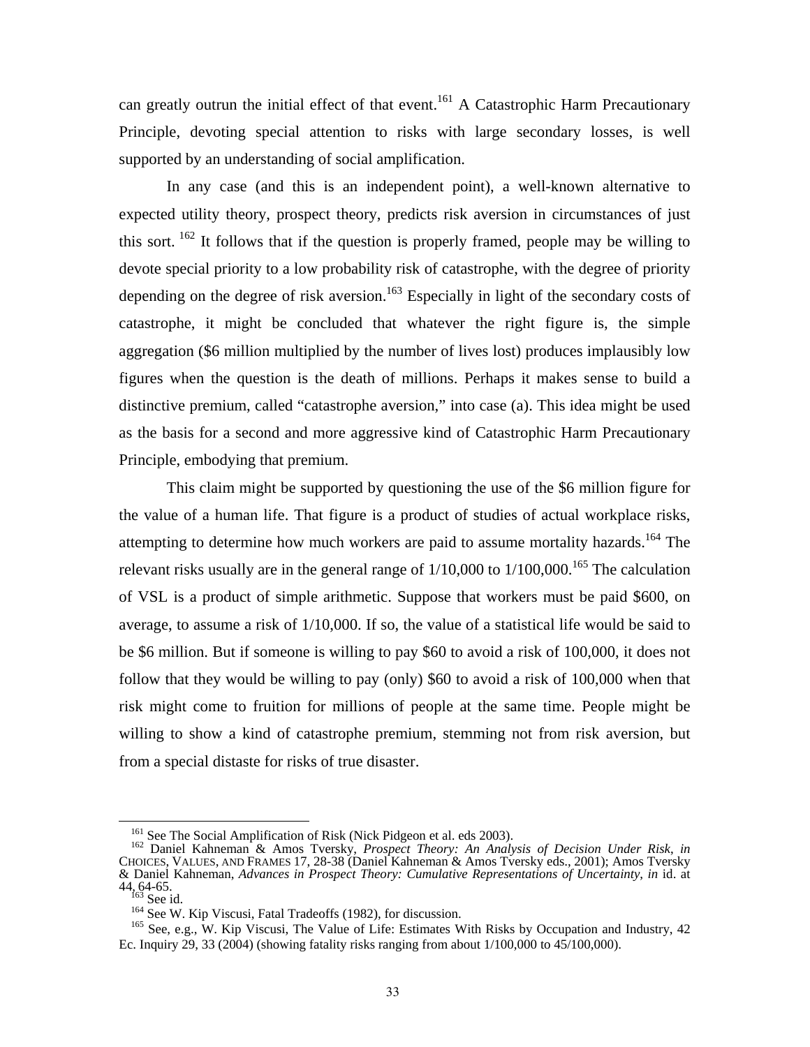can greatly outrun the initial effect of that event.[161] A Catastrophic Harm Precautionary Principle, devoting special attention to risks with large secondary losses, is well supported by an understanding of social amplification.

In any case (and this is an independent point), a well-known alternative to expected utility theory, prospect theory, predicts risk aversion in circumstances of just this sort. [162] It follows that if the question is properly framed, people may be willing to devote special priority to a low probability risk of catastrophe, with the degree of priority depending on the degree of risk aversion.[163] Especially in light of the secondary costs of catastrophe, it might be concluded that whatever the right figure is, the simple aggregation ($6 million multiplied by the number of lives lost) produces implausibly low figures when the question is the death of millions. Perhaps it makes sense to build a distinctive premium, called "catastrophe aversion," into case (a). This idea might be used as the basis for a second and more aggressive kind of Catastrophic Harm Precautionary Principle, embodying that premium.

This claim might be supported by questioning the use of the $6 million figure for the value of a human life. That figure is a product of studies of actual workplace risks, attempting to determine how much workers are paid to assume mortality hazards.[164] The relevant risks usually are in the general range of 1/10,000 to 1/100,000.[165] The calculation of VSL is a product of simple arithmetic. Suppose that workers must be paid $600, on average, to assume a risk of 1/10,000. If so, the value of a statistical life would be said to be $6 million. But if someone is willing to pay $60 to avoid a risk of 100,000, it does not follow that they would be willing to pay (only) $60 to avoid a risk of 100,000 when that risk might come to fruition for millions of people at the same time. People might be willing to show a kind of catastrophe premium, stemming not from risk aversion, but from a special distaste for risks of true disaster.

---

[161] See The Social Amplification of Risk (Nick Pidgeon et al. eds 2003).

[162] Daniel Kahneman & Amos Tversky, *Prospect Theory: An Analysis of Decision Under Risk*, *in* CHOICES, VALUES, AND FRAMES 17, 28-38 (Daniel Kahneman & Amos Tversky eds., 2001); Amos Tversky & Daniel Kahneman, *Advances in Prospect Theory: Cumulative Representations of Uncertainty*, *in* id. at 44, 64-65.

[163] See id.

[164] See W. Kip Viscusi, Fatal Tradeoffs (1982), for discussion.

[165] See, e.g., W. Kip Viscusi, The Value of Life: Estimates With Risks by Occupation and Industry, 42 Ec. Inquiry 29, 33 (2004) (showing fatality risks ranging from about 1/100,000 to 45/100,000).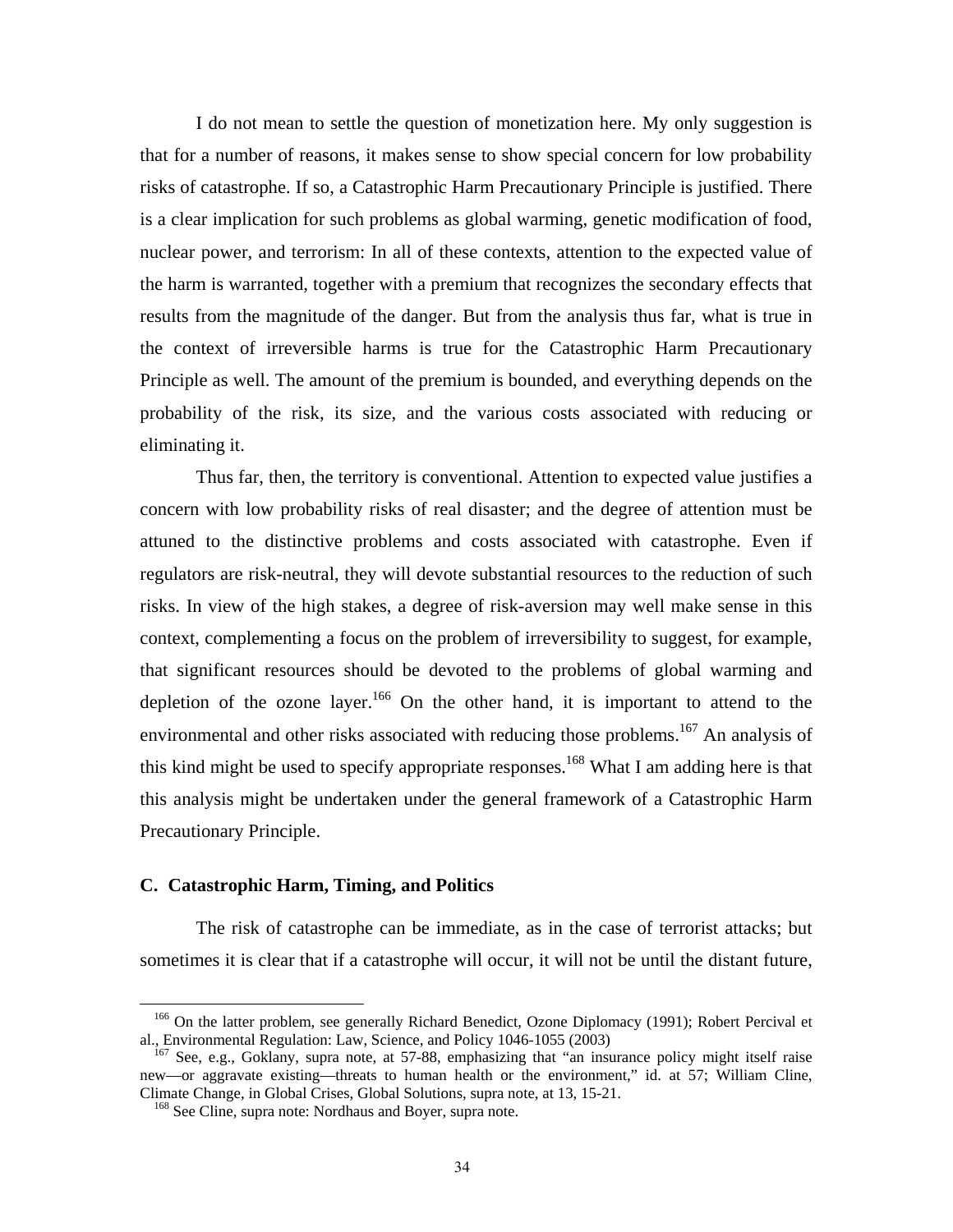I do not mean to settle the question of monetization here. My only suggestion is that for a number of reasons, it makes sense to show special concern for low probability risks of catastrophe. If so, a Catastrophic Harm Precautionary Principle is justified. There is a clear implication for such problems as global warming, genetic modification of food, nuclear power, and terrorism: In all of these contexts, attention to the expected value of the harm is warranted, together with a premium that recognizes the secondary effects that results from the magnitude of the danger. But from the analysis thus far, what is true in the context of irreversible harms is true for the Catastrophic Harm Precautionary Principle as well. The amount of the premium is bounded, and everything depends on the probability of the risk, its size, and the various costs associated with reducing or eliminating it.

Thus far, then, the territory is conventional. Attention to expected value justifies a concern with low probability risks of real disaster; and the degree of attention must be attuned to the distinctive problems and costs associated with catastrophe. Even if regulators are risk-neutral, they will devote substantial resources to the reduction of such risks. In view of the high stakes, a degree of risk-aversion may well make sense in this context, complementing a focus on the problem of irreversibility to suggest, for example, that significant resources should be devoted to the problems of global warming and depletion of the ozone layer.[166] On the other hand, it is important to attend to the environmental and other risks associated with reducing those problems.[167] An analysis of this kind might be used to specify appropriate responses.[168] What I am adding here is that this analysis might be undertaken under the general framework of a Catastrophic Harm Precautionary Principle.

### C. Catastrophic Harm, Timing, and Politics

The risk of catastrophe can be immediate, as in the case of terrorist attacks; but sometimes it is clear that if a catastrophe will occur, it will not be until the distant future,

---

[166] On the latter problem, see generally Richard Benedict, Ozone Diplomacy (1991); Robert Percival et al., Environmental Regulation: Law, Science, and Policy 1046-1055 (2003)

[167] See, e.g., Goklany, supra note, at 57-88, emphasizing that "an insurance policy might itself raise new—or aggravate existing—threats to human health or the environment," id. at 57; William Cline, Climate Change, in Global Crises, Global Solutions, supra note, at 13, 15-21.

[168] See Cline, supra note: Nordhaus and Boyer, supra note.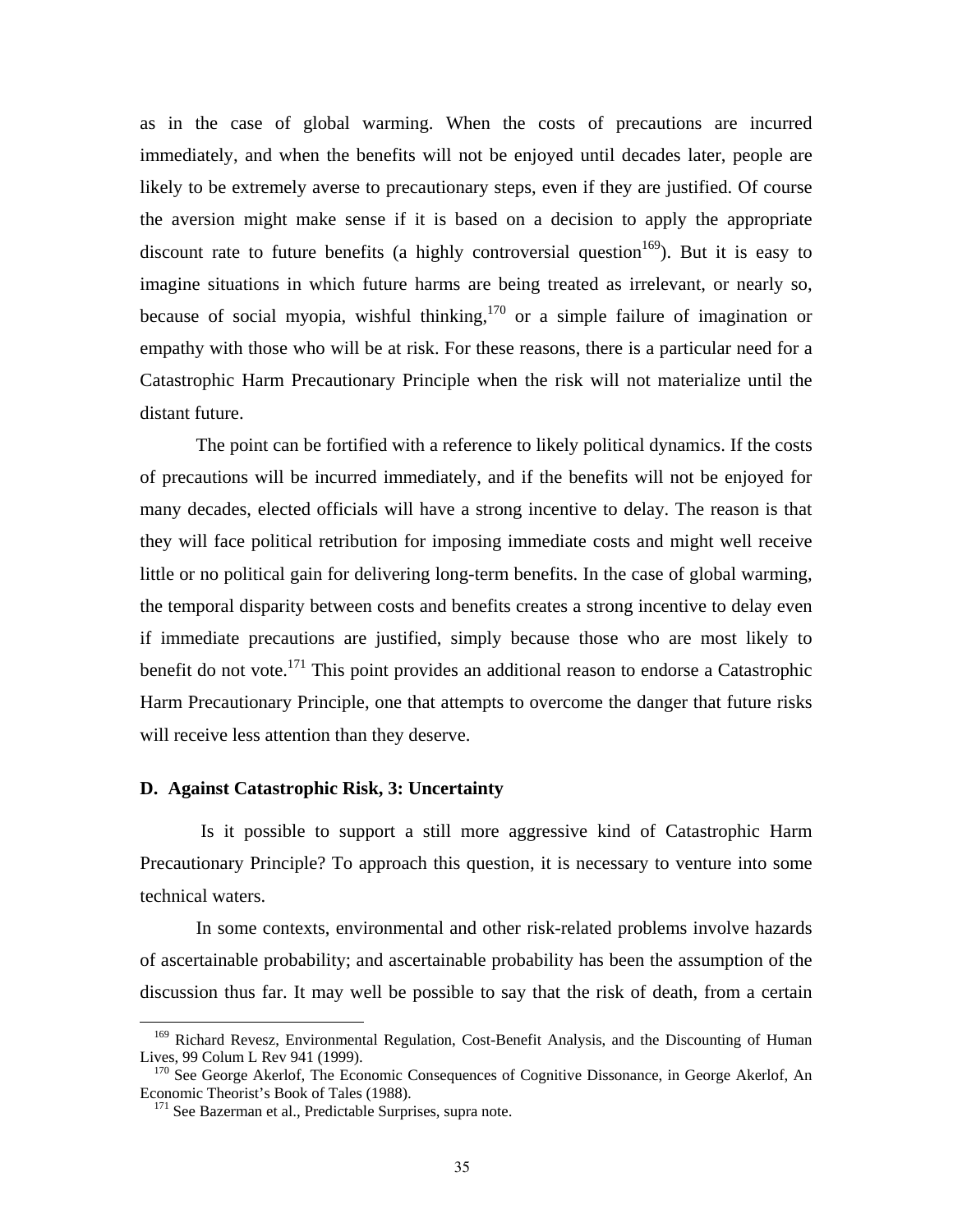as in the case of global warming. When the costs of precautions are incurred immediately, and when the benefits will not be enjoyed until decades later, people are likely to be extremely averse to precautionary steps, even if they are justified. Of course the aversion might make sense if it is based on a decision to apply the appropriate discount rate to future benefits (a highly controversial question[169]). But it is easy to imagine situations in which future harms are being treated as irrelevant, or nearly so, because of social myopia, wishful thinking,[170] or a simple failure of imagination or empathy with those who will be at risk. For these reasons, there is a particular need for a Catastrophic Harm Precautionary Principle when the risk will not materialize until the distant future.

The point can be fortified with a reference to likely political dynamics. If the costs of precautions will be incurred immediately, and if the benefits will not be enjoyed for many decades, elected officials will have a strong incentive to delay. The reason is that they will face political retribution for imposing immediate costs and might well receive little or no political gain for delivering long-term benefits. In the case of global warming, the temporal disparity between costs and benefits creates a strong incentive to delay even if immediate precautions are justified, simply because those who are most likely to benefit do not vote.[171] This point provides an additional reason to endorse a Catastrophic Harm Precautionary Principle, one that attempts to overcome the danger that future risks will receive less attention than they deserve.

**D. Against Catastrophic Risk, 3: Uncertainty**

Is it possible to support a still more aggressive kind of Catastrophic Harm Precautionary Principle? To approach this question, it is necessary to venture into some technical waters.

In some contexts, environmental and other risk-related problems involve hazards of ascertainable probability; and ascertainable probability has been the assumption of the discussion thus far. It may well be possible to say that the risk of death, from a certain

[169] Richard Revesz, Environmental Regulation, Cost-Benefit Analysis, and the Discounting of Human Lives, 99 Colum L Rev 941 (1999).

[170] See George Akerlof, The Economic Consequences of Cognitive Dissonance, in George Akerlof, An Economic Theorist's Book of Tales (1988).

[171] See Bazerman et al., Predictable Surprises, supra note.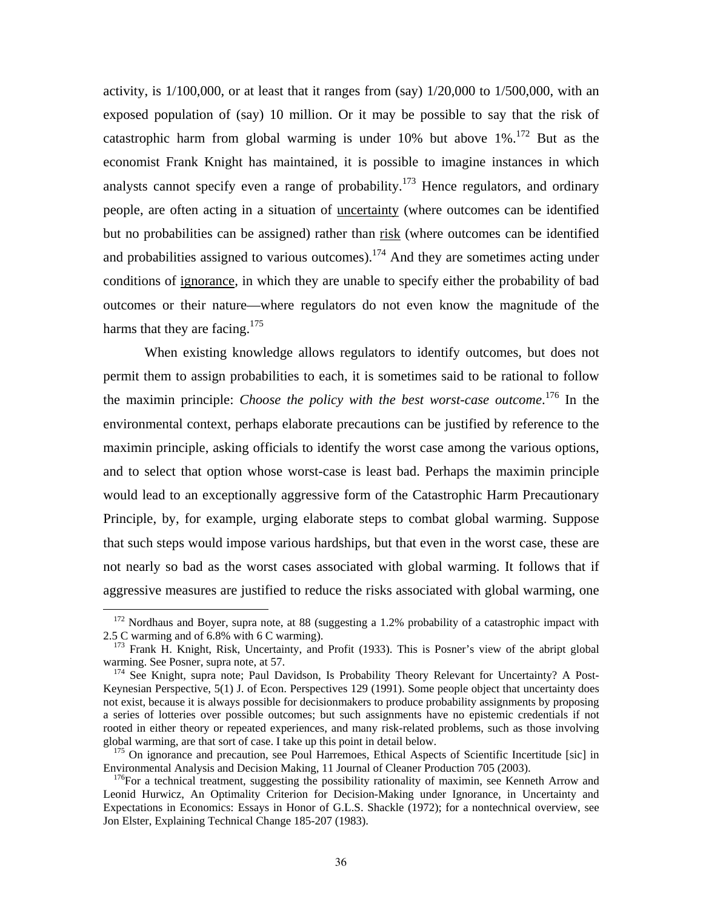activity, is 1/100,000, or at least that it ranges from (say) 1/20,000 to 1/500,000, with an exposed population of (say) 10 million. Or it may be possible to say that the risk of catastrophic harm from global warming is under 10% but above 1%.[172] But as the economist Frank Knight has maintained, it is possible to imagine instances in which analysts cannot specify even a range of probability.[173] Hence regulators, and ordinary people, are often acting in a situation of uncertainty (where outcomes can be identified but no probabilities can be assigned) rather than risk (where outcomes can be identified and probabilities assigned to various outcomes).[174] And they are sometimes acting under conditions of ignorance, in which they are unable to specify either the probability of bad outcomes or their nature—where regulators do not even know the magnitude of the harms that they are facing.[175]

When existing knowledge allows regulators to identify outcomes, but does not permit them to assign probabilities to each, it is sometimes said to be rational to follow the maximin principle: *Choose the policy with the best worst-case outcome*.[176] In the environmental context, perhaps elaborate precautions can be justified by reference to the maximin principle, asking officials to identify the worst case among the various options, and to select that option whose worst-case is least bad. Perhaps the maximin principle would lead to an exceptionally aggressive form of the Catastrophic Harm Precautionary Principle, by, for example, urging elaborate steps to combat global warming. Suppose that such steps would impose various hardships, but that even in the worst case, these are not nearly so bad as the worst cases associated with global warming. It follows that if aggressive measures are justified to reduce the risks associated with global warming, one

---

[172] Nordhaus and Boyer, supra note, at 88 (suggesting a 1.2% probability of a catastrophic impact with 2.5 C warming and of 6.8% with 6 C warming).

[173] Frank H. Knight, Risk, Uncertainty, and Profit (1933). This is Posner's view of the abript global warming. See Posner, supra note, at 57.

[174] See Knight, supra note; Paul Davidson, Is Probability Theory Relevant for Uncertainty? A Post-Keynesian Perspective, 5(1) J. of Econ. Perspectives 129 (1991). Some people object that uncertainty does not exist, because it is always possible for decisionmakers to produce probability assignments by proposing a series of lotteries over possible outcomes; but such assignments have no epistemic credentials if not rooted in either theory or repeated experiences, and many risk-related problems, such as those involving global warming, are that sort of case. I take up this point in detail below.

[175] On ignorance and precaution, see Poul Harremoes, Ethical Aspects of Scientific Incertitude [sic] in Environmental Analysis and Decision Making, 11 Journal of Cleaner Production 705 (2003).

[176] For a technical treatment, suggesting the possibility rationality of maximin, see Kenneth Arrow and Leonid Hurwicz, An Optimality Criterion for Decision-Making under Ignorance, in Uncertainty and Expectations in Economics: Essays in Honor of G.L.S. Shackle (1972); for a nontechnical overview, see Jon Elster, Explaining Technical Change 185-207 (1983).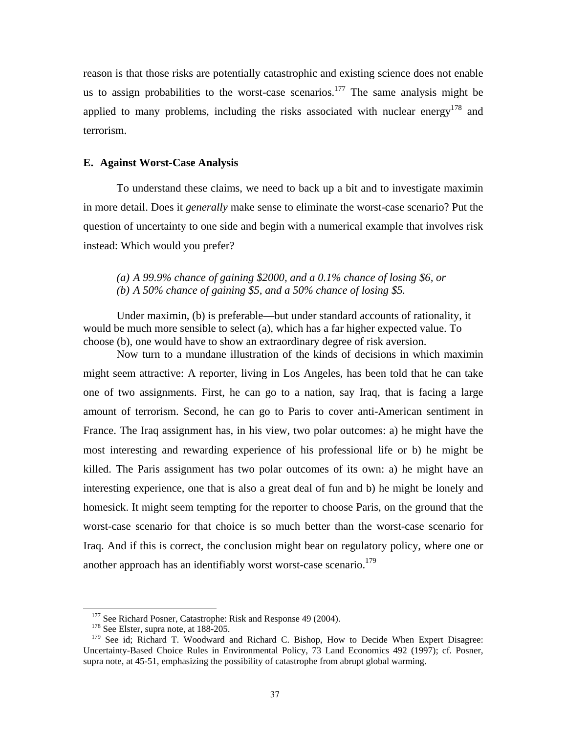reason is that those risks are potentially catastrophic and existing science does not enable us to assign probabilities to the worst-case scenarios.[177] The same analysis might be applied to many problems, including the risks associated with nuclear energy[178] and terrorism.

### E. Against Worst-Case Analysis

To understand these claims, we need to back up a bit and to investigate maximin in more detail. Does it *generally* make sense to eliminate the worst-case scenario? Put the question of uncertainty to one side and begin with a numerical example that involves risk instead: Which would you prefer?

*(a) A 99.9% chance of gaining $2000, and a 0.1% chance of losing $6, or*
*(b) A 50% chance of gaining $5, and a 50% chance of losing $5.*

Under maximin, (b) is preferable—but under standard accounts of rationality, it would be much more sensible to select (a), which has a far higher expected value. To choose (b), one would have to show an extraordinary degree of risk aversion.

Now turn to a mundane illustration of the kinds of decisions in which maximin might seem attractive: A reporter, living in Los Angeles, has been told that he can take one of two assignments. First, he can go to a nation, say Iraq, that is facing a large amount of terrorism. Second, he can go to Paris to cover anti-American sentiment in France. The Iraq assignment has, in his view, two polar outcomes: a) he might have the most interesting and rewarding experience of his professional life or b) he might be killed. The Paris assignment has two polar outcomes of its own: a) he might have an interesting experience, one that is also a great deal of fun and b) he might be lonely and homesick. It might seem tempting for the reporter to choose Paris, on the ground that the worst-case scenario for that choice is so much better than the worst-case scenario for Iraq. And if this is correct, the conclusion might bear on regulatory policy, where one or another approach has an identifiably worst worst-case scenario.[179]

---

[177] See Richard Posner, Catastrophe: Risk and Response 49 (2004).

[178] See Elster, supra note, at 188-205.

[179] See id; Richard T. Woodward and Richard C. Bishop, How to Decide When Expert Disagree: Uncertainty-Based Choice Rules in Environmental Policy, 73 Land Economics 492 (1997); cf. Posner, supra note, at 45-51, emphasizing the possibility of catastrophe from abrupt global warming.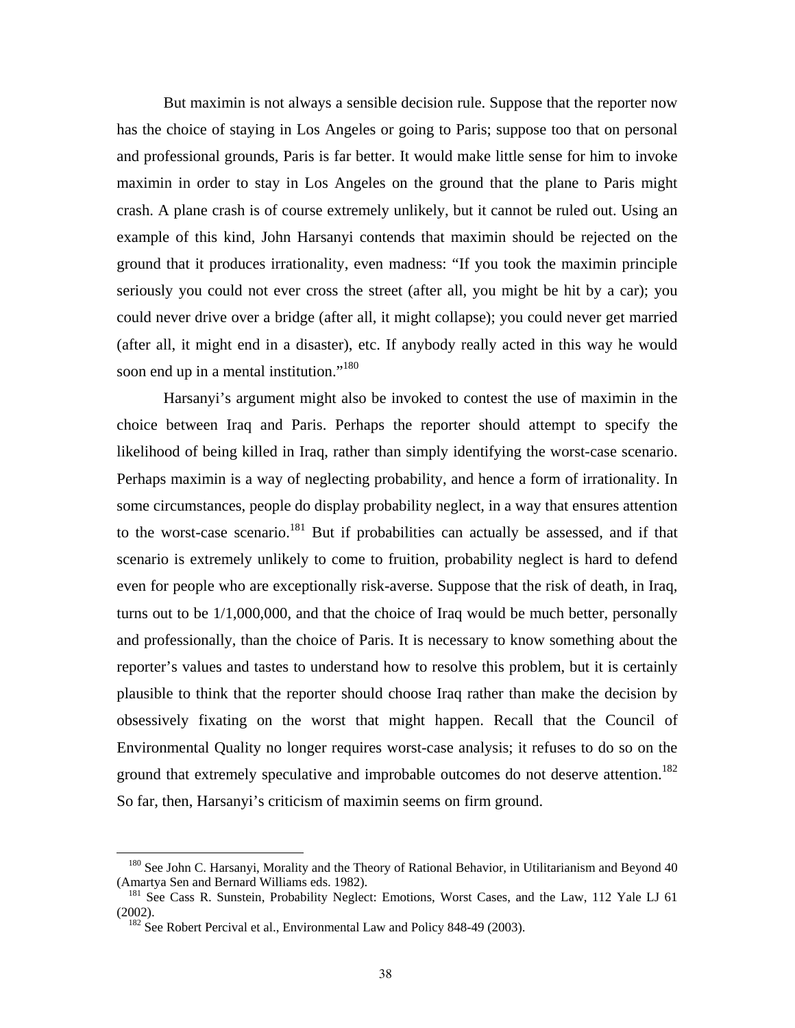But maximin is not always a sensible decision rule. Suppose that the reporter now has the choice of staying in Los Angeles or going to Paris; suppose too that on personal and professional grounds, Paris is far better. It would make little sense for him to invoke maximin in order to stay in Los Angeles on the ground that the plane to Paris might crash. A plane crash is of course extremely unlikely, but it cannot be ruled out. Using an example of this kind, John Harsanyi contends that maximin should be rejected on the ground that it produces irrationality, even madness: "If you took the maximin principle seriously you could not ever cross the street (after all, you might be hit by a car); you could never drive over a bridge (after all, it might collapse); you could never get married (after all, it might end in a disaster), etc. If anybody really acted in this way he would soon end up in a mental institution."[180]

Harsanyi's argument might also be invoked to contest the use of maximin in the choice between Iraq and Paris. Perhaps the reporter should attempt to specify the likelihood of being killed in Iraq, rather than simply identifying the worst-case scenario. Perhaps maximin is a way of neglecting probability, and hence a form of irrationality. In some circumstances, people do display probability neglect, in a way that ensures attention to the worst-case scenario.[181] But if probabilities can actually be assessed, and if that scenario is extremely unlikely to come to fruition, probability neglect is hard to defend even for people who are exceptionally risk-averse. Suppose that the risk of death, in Iraq, turns out to be 1/1,000,000, and that the choice of Iraq would be much better, personally and professionally, than the choice of Paris. It is necessary to know something about the reporter's values and tastes to understand how to resolve this problem, but it is certainly plausible to think that the reporter should choose Iraq rather than make the decision by obsessively fixating on the worst that might happen. Recall that the Council of Environmental Quality no longer requires worst-case analysis; it refuses to do so on the ground that extremely speculative and improbable outcomes do not deserve attention.[182] So far, then, Harsanyi's criticism of maximin seems on firm ground.

---

[180] See John C. Harsanyi, Morality and the Theory of Rational Behavior, in Utilitarianism and Beyond 40 (Amartya Sen and Bernard Williams eds. 1982).

[181] See Cass R. Sunstein, Probability Neglect: Emotions, Worst Cases, and the Law, 112 Yale LJ 61 (2002).

[182] See Robert Percival et al., Environmental Law and Policy 848-49 (2003).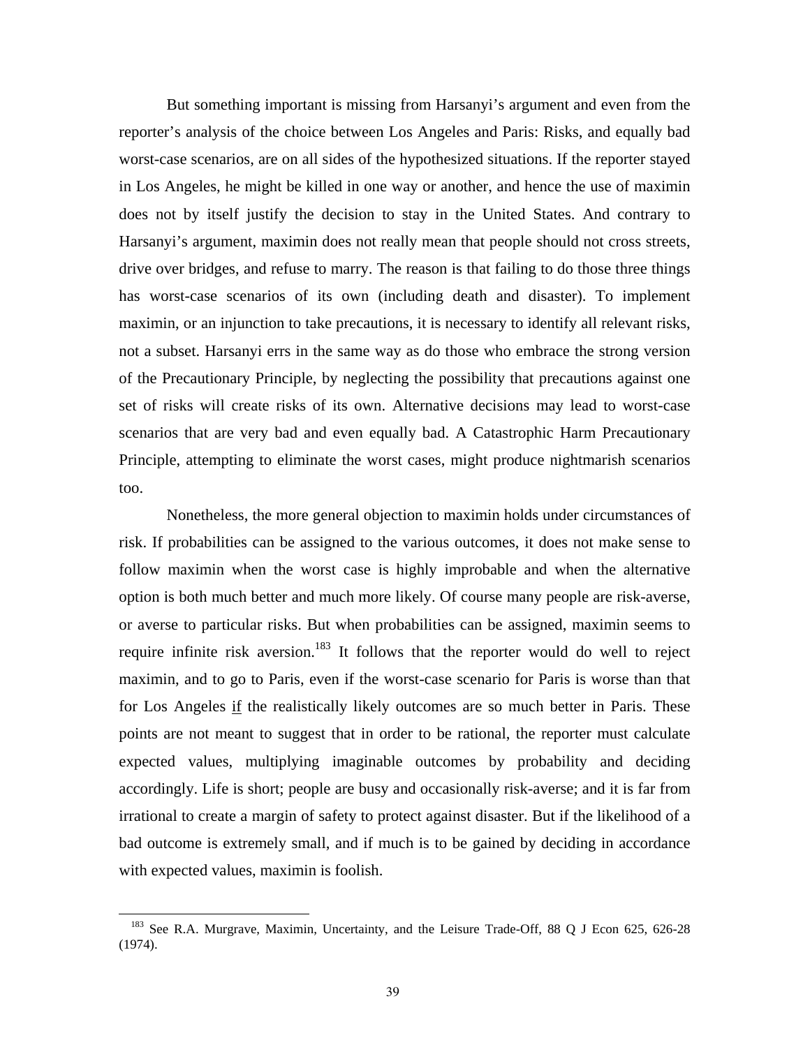But something important is missing from Harsanyi's argument and even from the reporter's analysis of the choice between Los Angeles and Paris: Risks, and equally bad worst-case scenarios, are on all sides of the hypothesized situations. If the reporter stayed in Los Angeles, he might be killed in one way or another, and hence the use of maximin does not by itself justify the decision to stay in the United States. And contrary to Harsanyi's argument, maximin does not really mean that people should not cross streets, drive over bridges, and refuse to marry. The reason is that failing to do those three things has worst-case scenarios of its own (including death and disaster). To implement maximin, or an injunction to take precautions, it is necessary to identify all relevant risks, not a subset. Harsanyi errs in the same way as do those who embrace the strong version of the Precautionary Principle, by neglecting the possibility that precautions against one set of risks will create risks of its own. Alternative decisions may lead to worst-case scenarios that are very bad and even equally bad. A Catastrophic Harm Precautionary Principle, attempting to eliminate the worst cases, might produce nightmarish scenarios too.

Nonetheless, the more general objection to maximin holds under circumstances of risk. If probabilities can be assigned to the various outcomes, it does not make sense to follow maximin when the worst case is highly improbable and when the alternative option is both much better and much more likely. Of course many people are risk-averse, or averse to particular risks. But when probabilities can be assigned, maximin seems to require infinite risk aversion.[183] It follows that the reporter would do well to reject maximin, and to go to Paris, even if the worst-case scenario for Paris is worse than that for Los Angeles <u>if</u> the realistically likely outcomes are so much better in Paris. These points are not meant to suggest that in order to be rational, the reporter must calculate expected values, multiplying imaginable outcomes by probability and deciding accordingly. Life is short; people are busy and occasionally risk-averse; and it is far from irrational to create a margin of safety to protect against disaster. But if the likelihood of a bad outcome is extremely small, and if much is to be gained by deciding in accordance with expected values, maximin is foolish.

[183] See R.A. Murgrave, Maximin, Uncertainty, and the Leisure Trade-Off, 88 Q J Econ 625, 626-28 (1974).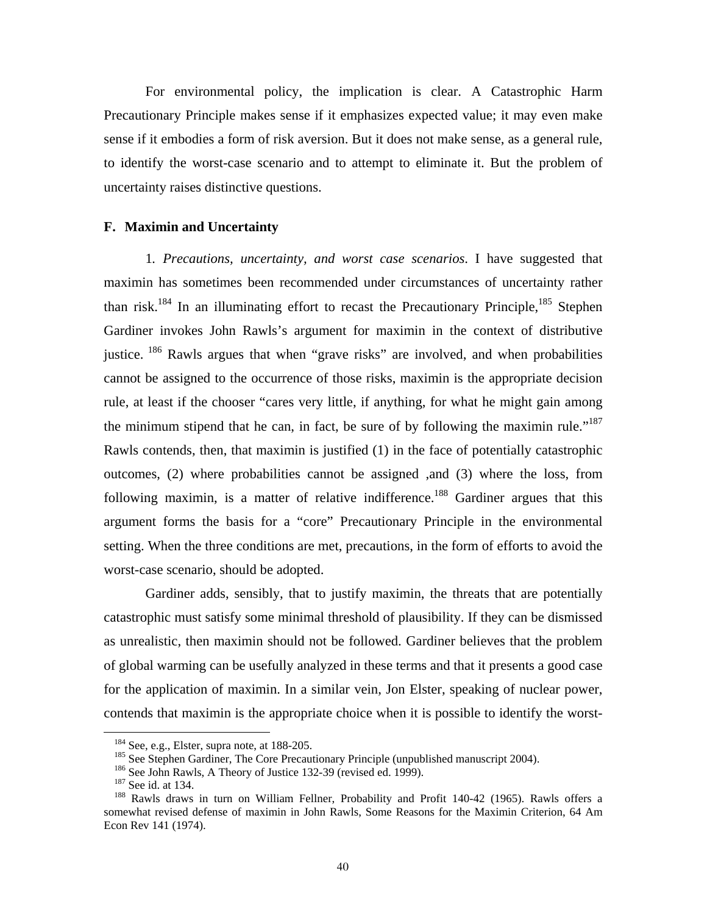For environmental policy, the implication is clear. A Catastrophic Harm Precautionary Principle makes sense if it emphasizes expected value; it may even make sense if it embodies a form of risk aversion. But it does not make sense, as a general rule, to identify the worst-case scenario and to attempt to eliminate it. But the problem of uncertainty raises distinctive questions.

### F. Maximin and Uncertainty

1. *Precautions, uncertainty, and worst case scenarios*. I have suggested that maximin has sometimes been recommended under circumstances of uncertainty rather than risk.[184] In an illuminating effort to recast the Precautionary Principle,[185] Stephen Gardiner invokes John Rawls's argument for maximin in the context of distributive justice. [186] Rawls argues that when "grave risks" are involved, and when probabilities cannot be assigned to the occurrence of those risks, maximin is the appropriate decision rule, at least if the chooser "cares very little, if anything, for what he might gain among the minimum stipend that he can, in fact, be sure of by following the maximin rule."[187] Rawls contends, then, that maximin is justified (1) in the face of potentially catastrophic outcomes, (2) where probabilities cannot be assigned ,and (3) where the loss, from following maximin, is a matter of relative indifference.[188] Gardiner argues that this argument forms the basis for a "core" Precautionary Principle in the environmental setting. When the three conditions are met, precautions, in the form of efforts to avoid the worst-case scenario, should be adopted.

Gardiner adds, sensibly, that to justify maximin, the threats that are potentially catastrophic must satisfy some minimal threshold of plausibility. If they can be dismissed as unrealistic, then maximin should not be followed. Gardiner believes that the problem of global warming can be usefully analyzed in these terms and that it presents a good case for the application of maximin. In a similar vein, Jon Elster, speaking of nuclear power, contends that maximin is the appropriate choice when it is possible to identify the worst-

---

[184] See, e.g., Elster, supra note, at 188-205.

[185] See Stephen Gardiner, The Core Precautionary Principle (unpublished manuscript 2004).

[186] See John Rawls, A Theory of Justice 132-39 (revised ed. 1999).

[187] See id. at 134.

[188] Rawls draws in turn on William Fellner, Probability and Profit 140-42 (1965). Rawls offers a somewhat revised defense of maximin in John Rawls, Some Reasons for the Maximin Criterion, 64 Am Econ Rev 141 (1974).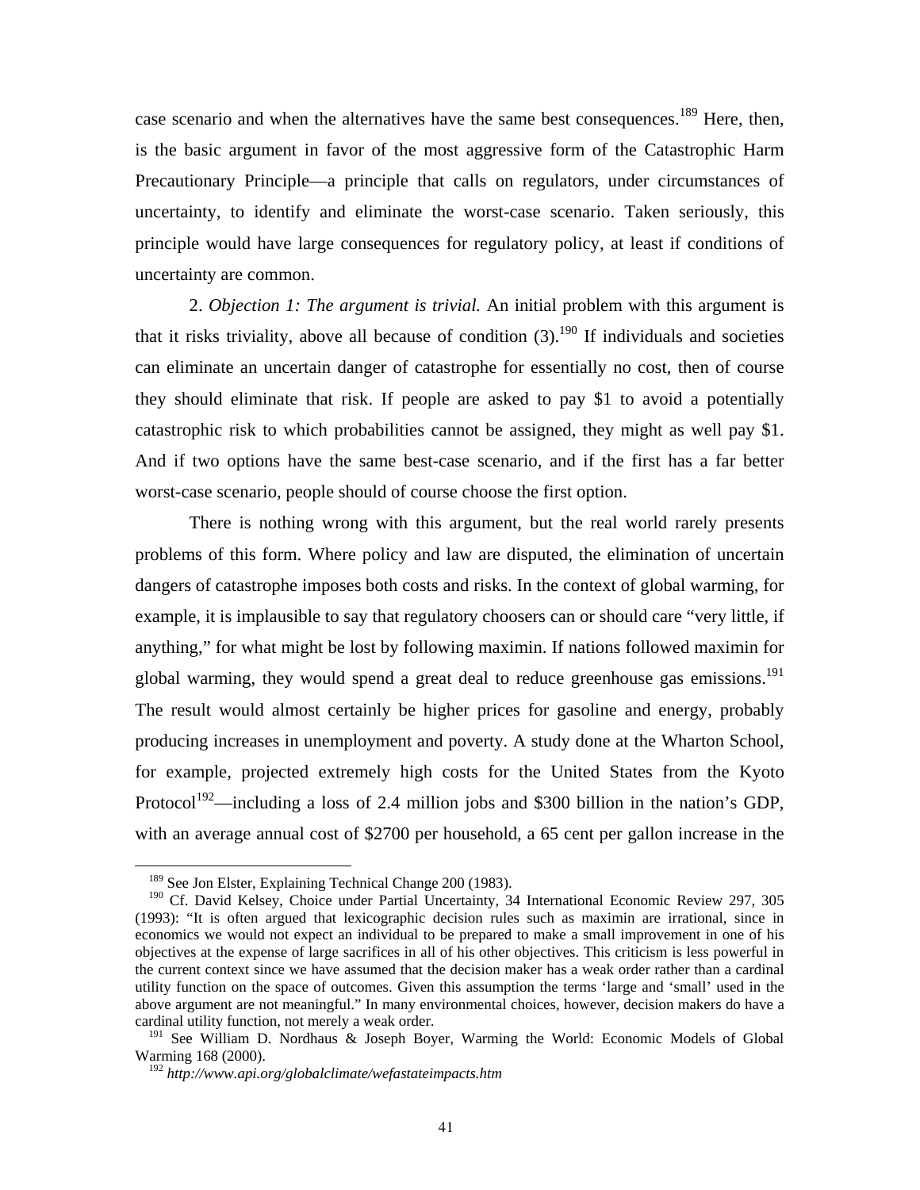case scenario and when the alternatives have the same best consequences.[189] Here, then, is the basic argument in favor of the most aggressive form of the Catastrophic Harm Precautionary Principle—a principle that calls on regulators, under circumstances of uncertainty, to identify and eliminate the worst-case scenario. Taken seriously, this principle would have large consequences for regulatory policy, at least if conditions of uncertainty are common.

2. *Objection 1: The argument is trivial.* An initial problem with this argument is that it risks triviality, above all because of condition (3).[190] If individuals and societies can eliminate an uncertain danger of catastrophe for essentially no cost, then of course they should eliminate that risk. If people are asked to pay $1 to avoid a potentially catastrophic risk to which probabilities cannot be assigned, they might as well pay $1. And if two options have the same best-case scenario, and if the first has a far better worst-case scenario, people should of course choose the first option.

There is nothing wrong with this argument, but the real world rarely presents problems of this form. Where policy and law are disputed, the elimination of uncertain dangers of catastrophe imposes both costs and risks. In the context of global warming, for example, it is implausible to say that regulatory choosers can or should care "very little, if anything," for what might be lost by following maximin. If nations followed maximin for global warming, they would spend a great deal to reduce greenhouse gas emissions.[191] The result would almost certainly be higher prices for gasoline and energy, probably producing increases in unemployment and poverty. A study done at the Wharton School, for example, projected extremely high costs for the United States from the Kyoto Protocol[192]—including a loss of 2.4 million jobs and $300 billion in the nation's GDP, with an average annual cost of $2700 per household, a 65 cent per gallon increase in the

---

[189] See Jon Elster, Explaining Technical Change 200 (1983).

[190] Cf. David Kelsey, Choice under Partial Uncertainty, 34 International Economic Review 297, 305 (1993): "It is often argued that lexicographic decision rules such as maximin are irrational, since in economics we would not expect an individual to be prepared to make a small improvement in one of his objectives at the expense of large sacrifices in all of his other objectives. This criticism is less powerful in the current context since we have assumed that the decision maker has a weak order rather than a cardinal utility function on the space of outcomes. Given this assumption the terms 'large and 'small' used in the above argument are not meaningful." In many environmental choices, however, decision makers do have a cardinal utility function, not merely a weak order.

[191] See William D. Nordhaus & Joseph Boyer, Warming the World: Economic Models of Global Warming 168 (2000).

[192] *http://www.api.org/globalclimate/wefastateimpacts.htm*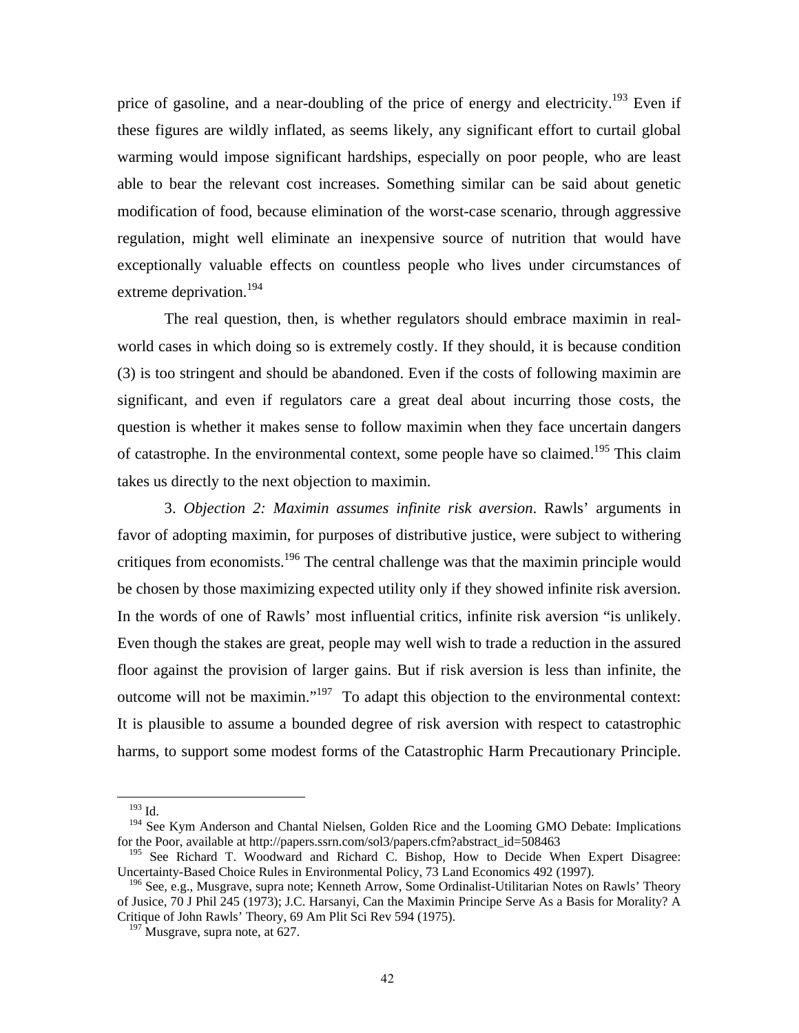price of gasoline, and a near-doubling of the price of energy and electricity.[193] Even if these figures are wildly inflated, as seems likely, any significant effort to curtail global warming would impose significant hardships, especially on poor people, who are least able to bear the relevant cost increases. Something similar can be said about genetic modification of food, because elimination of the worst-case scenario, through aggressive regulation, might well eliminate an inexpensive source of nutrition that would have exceptionally valuable effects on countless people who lives under circumstances of extreme deprivation.[194]

The real question, then, is whether regulators should embrace maximin in real-world cases in which doing so is extremely costly. If they should, it is because condition (3) is too stringent and should be abandoned. Even if the costs of following maximin are significant, and even if regulators care a great deal about incurring those costs, the question is whether it makes sense to follow maximin when they face uncertain dangers of catastrophe. In the environmental context, some people have so claimed.[195] This claim takes us directly to the next objection to maximin.

3. *Objection 2: Maximin assumes infinite risk aversion*. Rawls' arguments in favor of adopting maximin, for purposes of distributive justice, were subject to withering critiques from economists.[196] The central challenge was that the maximin principle would be chosen by those maximizing expected utility only if they showed infinite risk aversion. In the words of one of Rawls' most influential critics, infinite risk aversion "is unlikely. Even though the stakes are great, people may well wish to trade a reduction in the assured floor against the provision of larger gains. But if risk aversion is less than infinite, the outcome will not be maximin."[197] To adapt this objection to the environmental context: It is plausible to assume a bounded degree of risk aversion with respect to catastrophic harms, to support some modest forms of the Catastrophic Harm Precautionary Principle.

---

[193] Id.

[194] See Kym Anderson and Chantal Nielsen, Golden Rice and the Looming GMO Debate: Implications for the Poor, available at http://papers.ssrn.com/sol3/papers.cfm?abstract_id=508463

[195] See Richard T. Woodward and Richard C. Bishop, How to Decide When Expert Disagree: Uncertainty-Based Choice Rules in Environmental Policy, 73 Land Economics 492 (1997).

[196] See, e.g., Musgrave, supra note; Kenneth Arrow, Some Ordinalist-Utilitarian Notes on Rawls' Theory of Jusice, 70 J Phil 245 (1973); J.C. Harsanyi, Can the Maximin Principe Serve As a Basis for Morality? A Critique of John Rawls' Theory, 69 Am Plit Sci Rev 594 (1975).

[197] Musgrave, supra note, at 627.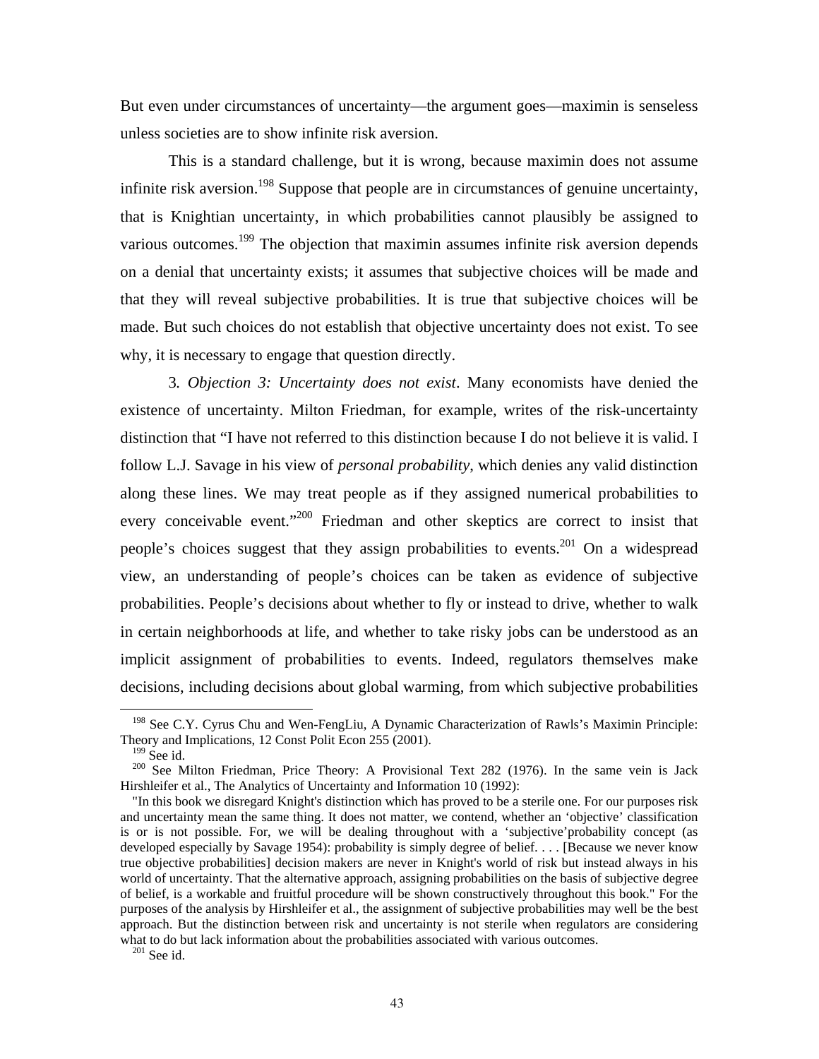But even under circumstances of uncertainty—the argument goes—maximin is senseless unless societies are to show infinite risk aversion.

This is a standard challenge, but it is wrong, because maximin does not assume infinite risk aversion.[198] Suppose that people are in circumstances of genuine uncertainty, that is Knightian uncertainty, in which probabilities cannot plausibly be assigned to various outcomes.[199] The objection that maximin assumes infinite risk aversion depends on a denial that uncertainty exists; it assumes that subjective choices will be made and that they will reveal subjective probabilities. It is true that subjective choices will be made. But such choices do not establish that objective uncertainty does not exist. To see why, it is necessary to engage that question directly.

3. *Objection 3: Uncertainty does not exist*. Many economists have denied the existence of uncertainty. Milton Friedman, for example, writes of the risk-uncertainty distinction that "I have not referred to this distinction because I do not believe it is valid. I follow L.J. Savage in his view of *personal probability*, which denies any valid distinction along these lines. We may treat people as if they assigned numerical probabilities to every conceivable event."[200] Friedman and other skeptics are correct to insist that people's choices suggest that they assign probabilities to events.[201] On a widespread view, an understanding of people's choices can be taken as evidence of subjective probabilities. People's decisions about whether to fly or instead to drive, whether to walk in certain neighborhoods at life, and whether to take risky jobs can be understood as an implicit assignment of probabilities to events. Indeed, regulators themselves make decisions, including decisions about global warming, from which subjective probabilities

---

[198] See C.Y. Cyrus Chu and Wen-FengLiu, A Dynamic Characterization of Rawls's Maximin Principle: Theory and Implications, 12 Const Polit Econ 255 (2001).

[199] See id.

[200] See Milton Friedman, Price Theory: A Provisional Text 282 (1976). In the same vein is Jack Hirshleifer et al., The Analytics of Uncertainty and Information 10 (1992):

"In this book we disregard Knight's distinction which has proved to be a sterile one. For our purposes risk and uncertainty mean the same thing. It does not matter, we contend, whether an 'objective' classification is or is not possible. For, we will be dealing throughout with a 'subjective'probability concept (as developed especially by Savage 1954): probability is simply degree of belief. . . . [Because we never know true objective probabilities] decision makers are never in Knight's world of risk but instead always in his world of uncertainty. That the alternative approach, assigning probabilities on the basis of subjective degree of belief, is a workable and fruitful procedure will be shown constructively throughout this book." For the purposes of the analysis by Hirshleifer et al., the assignment of subjective probabilities may well be the best approach. But the distinction between risk and uncertainty is not sterile when regulators are considering what to do but lack information about the probabilities associated with various outcomes.

[201] See id.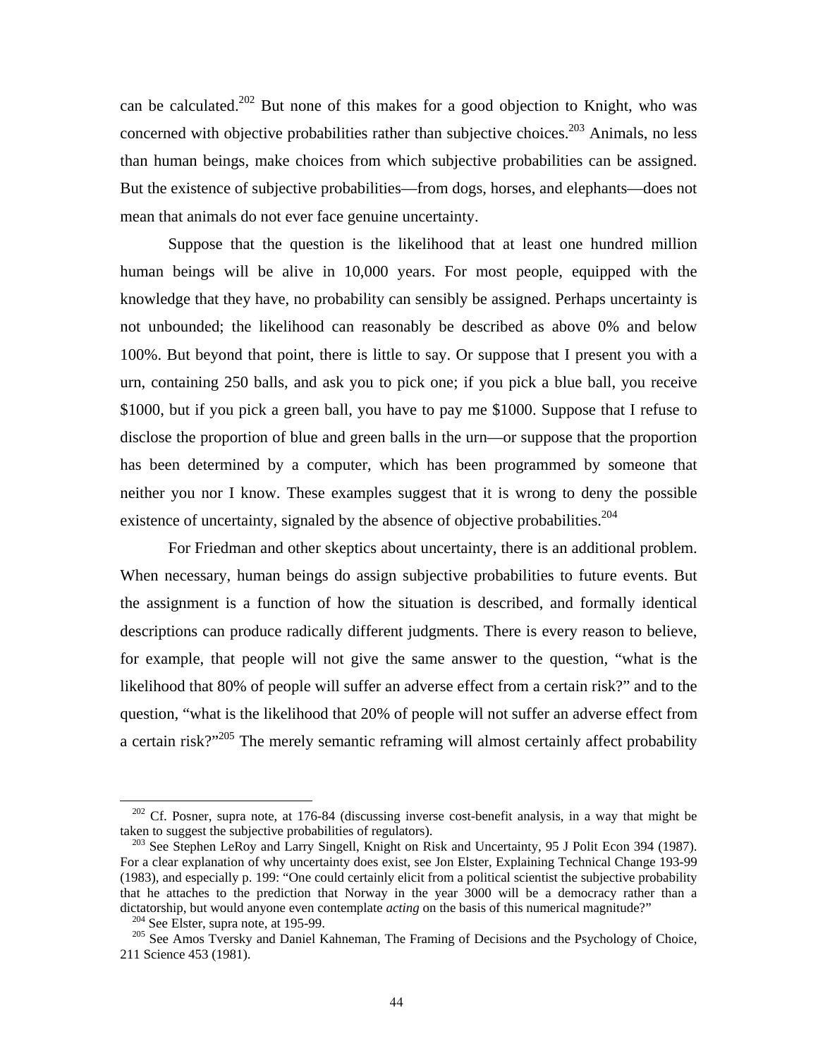can be calculated.[202] But none of this makes for a good objection to Knight, who was concerned with objective probabilities rather than subjective choices.[203] Animals, no less than human beings, make choices from which subjective probabilities can be assigned. But the existence of subjective probabilities—from dogs, horses, and elephants—does not mean that animals do not ever face genuine uncertainty.

Suppose that the question is the likelihood that at least one hundred million human beings will be alive in 10,000 years. For most people, equipped with the knowledge that they have, no probability can sensibly be assigned. Perhaps uncertainty is not unbounded; the likelihood can reasonably be described as above 0% and below 100%. But beyond that point, there is little to say. Or suppose that I present you with a urn, containing 250 balls, and ask you to pick one; if you pick a blue ball, you receive $1000, but if you pick a green ball, you have to pay me $1000. Suppose that I refuse to disclose the proportion of blue and green balls in the urn—or suppose that the proportion has been determined by a computer, which has been programmed by someone that neither you nor I know. These examples suggest that it is wrong to deny the possible existence of uncertainty, signaled by the absence of objective probabilities.[204]

For Friedman and other skeptics about uncertainty, there is an additional problem. When necessary, human beings do assign subjective probabilities to future events. But the assignment is a function of how the situation is described, and formally identical descriptions can produce radically different judgments. There is every reason to believe, for example, that people will not give the same answer to the question, "what is the likelihood that 80% of people will suffer an adverse effect from a certain risk?" and to the question, "what is the likelihood that 20% of people will not suffer an adverse effect from a certain risk?"[205] The merely semantic reframing will almost certainly affect probability

---

[202] Cf. Posner, supra note, at 176-84 (discussing inverse cost-benefit analysis, in a way that might be taken to suggest the subjective probabilities of regulators).

[203] See Stephen LeRoy and Larry Singell, Knight on Risk and Uncertainty, 95 J Polit Econ 394 (1987). For a clear explanation of why uncertainty does exist, see Jon Elster, Explaining Technical Change 193-99 (1983), and especially p. 199: "One could certainly elicit from a political scientist the subjective probability that he attaches to the prediction that Norway in the year 3000 will be a democracy rather than a dictatorship, but would anyone even contemplate *acting* on the basis of this numerical magnitude?"

[204] See Elster, supra note, at 195-99.

[205] See Amos Tversky and Daniel Kahneman, The Framing of Decisions and the Psychology of Choice, 211 Science 453 (1981).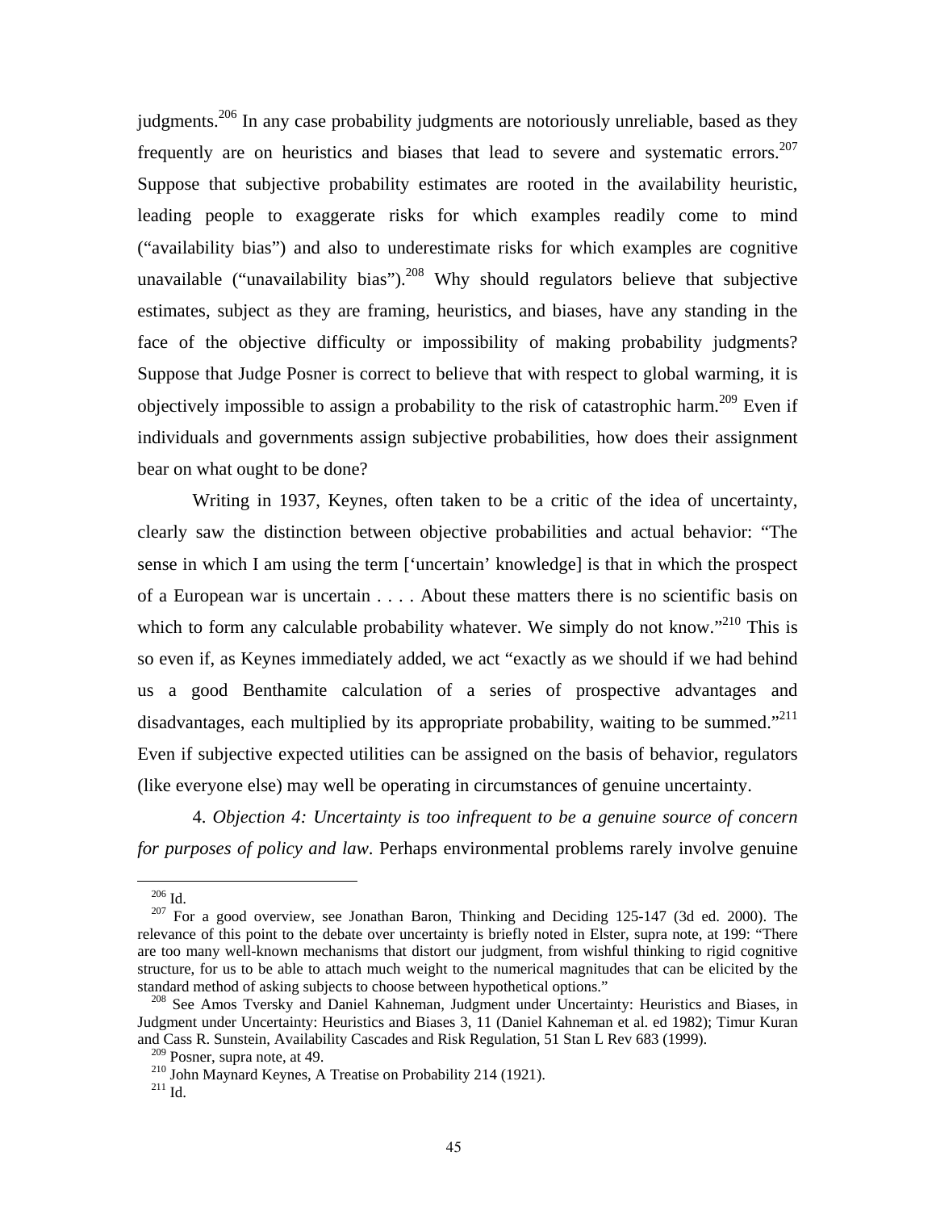judgments.[206] In any case probability judgments are notoriously unreliable, based as they frequently are on heuristics and biases that lead to severe and systematic errors.[207] Suppose that subjective probability estimates are rooted in the availability heuristic, leading people to exaggerate risks for which examples readily come to mind ("availability bias") and also to underestimate risks for which examples are cognitive unavailable ("unavailability bias").[208] Why should regulators believe that subjective estimates, subject as they are framing, heuristics, and biases, have any standing in the face of the objective difficulty or impossibility of making probability judgments? Suppose that Judge Posner is correct to believe that with respect to global warming, it is objectively impossible to assign a probability to the risk of catastrophic harm.[209] Even if individuals and governments assign subjective probabilities, how does their assignment bear on what ought to be done?

Writing in 1937, Keynes, often taken to be a critic of the idea of uncertainty, clearly saw the distinction between objective probabilities and actual behavior: "The sense in which I am using the term ['uncertain' knowledge] is that in which the prospect of a European war is uncertain . . . . About these matters there is no scientific basis on which to form any calculable probability whatever. We simply do not know."[210] This is so even if, as Keynes immediately added, we act "exactly as we should if we had behind us a good Benthamite calculation of a series of prospective advantages and disadvantages, each multiplied by its appropriate probability, waiting to be summed."[211] Even if subjective expected utilities can be assigned on the basis of behavior, regulators (like everyone else) may well be operating in circumstances of genuine uncertainty.

4. *Objection 4: Uncertainty is too infrequent to be a genuine source of concern for purposes of policy and law*. Perhaps environmental problems rarely involve genuine

---

[206] Id.

[207] For a good overview, see Jonathan Baron, Thinking and Deciding 125-147 (3d ed. 2000). The relevance of this point to the debate over uncertainty is briefly noted in Elster, supra note, at 199: "There are too many well-known mechanisms that distort our judgment, from wishful thinking to rigid cognitive structure, for us to be able to attach much weight to the numerical magnitudes that can be elicited by the standard method of asking subjects to choose between hypothetical options."

[208] See Amos Tversky and Daniel Kahneman, Judgment under Uncertainty: Heuristics and Biases, in Judgment under Uncertainty: Heuristics and Biases 3, 11 (Daniel Kahneman et al. ed 1982); Timur Kuran and Cass R. Sunstein, Availability Cascades and Risk Regulation, 51 Stan L Rev 683 (1999).

[209] Posner, supra note, at 49.

[210] John Maynard Keynes, A Treatise on Probability 214 (1921).

[211] Id.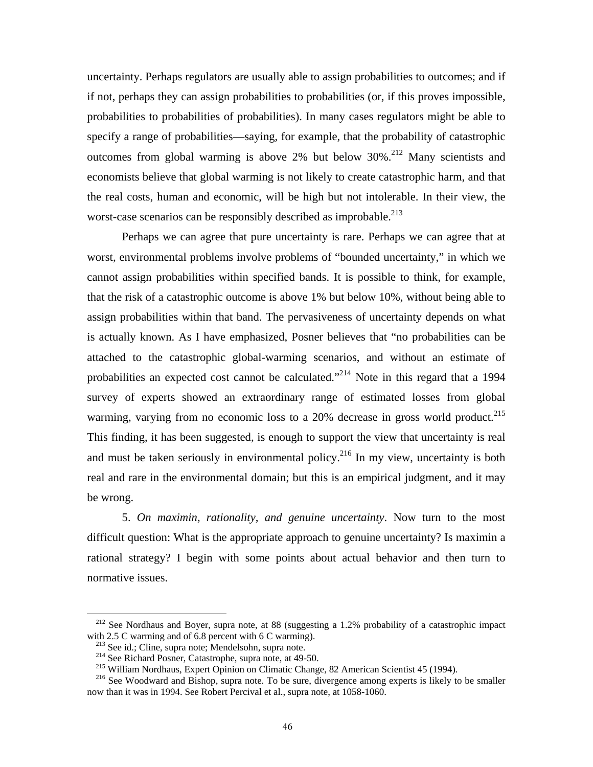uncertainty. Perhaps regulators are usually able to assign probabilities to outcomes; and if if not, perhaps they can assign probabilities to probabilities (or, if this proves impossible, probabilities to probabilities of probabilities). In many cases regulators might be able to specify a range of probabilities—saying, for example, that the probability of catastrophic outcomes from global warming is above 2% but below 30%.[212] Many scientists and economists believe that global warming is not likely to create catastrophic harm, and that the real costs, human and economic, will be high but not intolerable. In their view, the worst-case scenarios can be responsibly described as improbable.[213]

Perhaps we can agree that pure uncertainty is rare. Perhaps we can agree that at worst, environmental problems involve problems of "bounded uncertainty," in which we cannot assign probabilities within specified bands. It is possible to think, for example, that the risk of a catastrophic outcome is above 1% but below 10%, without being able to assign probabilities within that band. The pervasiveness of uncertainty depends on what is actually known. As I have emphasized, Posner believes that "no probabilities can be attached to the catastrophic global-warming scenarios, and without an estimate of probabilities an expected cost cannot be calculated."[214] Note in this regard that a 1994 survey of experts showed an extraordinary range of estimated losses from global warming, varying from no economic loss to a 20% decrease in gross world product.[215] This finding, it has been suggested, is enough to support the view that uncertainty is real and must be taken seriously in environmental policy.[216] In my view, uncertainty is both real and rare in the environmental domain; but this is an empirical judgment, and it may be wrong.

5. *On maximin, rationality, and genuine uncertainty*. Now turn to the most difficult question: What is the appropriate approach to genuine uncertainty? Is maximin a rational strategy? I begin with some points about actual behavior and then turn to normative issues.

---

[212] See Nordhaus and Boyer, supra note, at 88 (suggesting a 1.2% probability of a catastrophic impact with 2.5 C warming and of 6.8 percent with 6 C warming).

[213] See id.; Cline, supra note; Mendelsohn, supra note.

[214] See Richard Posner, Catastrophe, supra note, at 49-50.

[215] William Nordhaus, Expert Opinion on Climatic Change, 82 American Scientist 45 (1994).

[216] See Woodward and Bishop, supra note. To be sure, divergence among experts is likely to be smaller now than it was in 1994. See Robert Percival et al., supra note, at 1058-1060.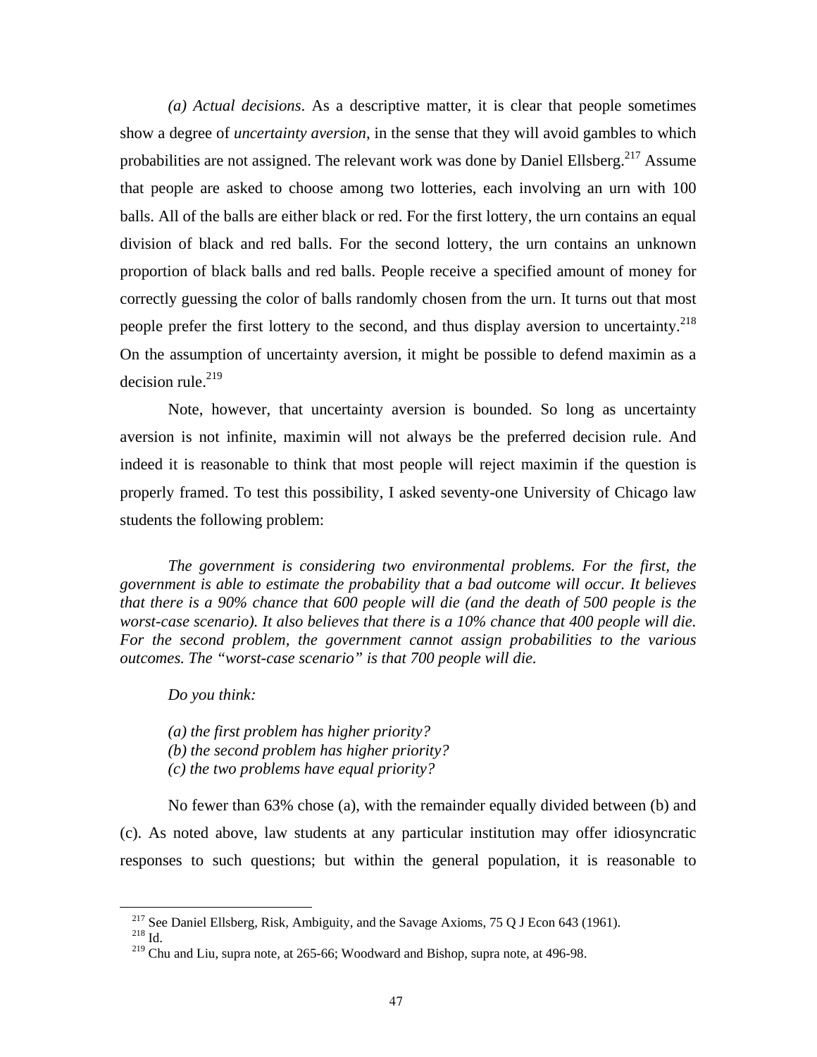*(a) Actual decisions*. As a descriptive matter, it is clear that people sometimes show a degree of *uncertainty aversion*, in the sense that they will avoid gambles to which probabilities are not assigned. The relevant work was done by Daniel Ellsberg.[217] Assume that people are asked to choose among two lotteries, each involving an urn with 100 balls. All of the balls are either black or red. For the first lottery, the urn contains an equal division of black and red balls. For the second lottery, the urn contains an unknown proportion of black balls and red balls. People receive a specified amount of money for correctly guessing the color of balls randomly chosen from the urn. It turns out that most people prefer the first lottery to the second, and thus display aversion to uncertainty.[218] On the assumption of uncertainty aversion, it might be possible to defend maximin as a decision rule.[219]

Note, however, that uncertainty aversion is bounded. So long as uncertainty aversion is not infinite, maximin will not always be the preferred decision rule. And indeed it is reasonable to think that most people will reject maximin if the question is properly framed. To test this possibility, I asked seventy-one University of Chicago law students the following problem:

*The government is considering two environmental problems. For the first, the government is able to estimate the probability that a bad outcome will occur. It believes that there is a 90% chance that 600 people will die (and the death of 500 people is the worst-case scenario). It also believes that there is a 10% chance that 400 people will die. For the second problem, the government cannot assign probabilities to the various outcomes. The "worst-case scenario" is that 700 people will die.*

*Do you think:*

*(a) the first problem has higher priority?*
*(b) the second problem has higher priority?*
*(c) the two problems have equal priority?*

No fewer than 63% chose (a), with the remainder equally divided between (b) and (c). As noted above, law students at any particular institution may offer idiosyncratic responses to such questions; but within the general population, it is reasonable to

---

[217] See Daniel Ellsberg, Risk, Ambiguity, and the Savage Axioms, 75 Q J Econ 643 (1961).

[218] Id.

[219] Chu and Liu, supra note, at 265-66; Woodward and Bishop, supra note, at 496-98.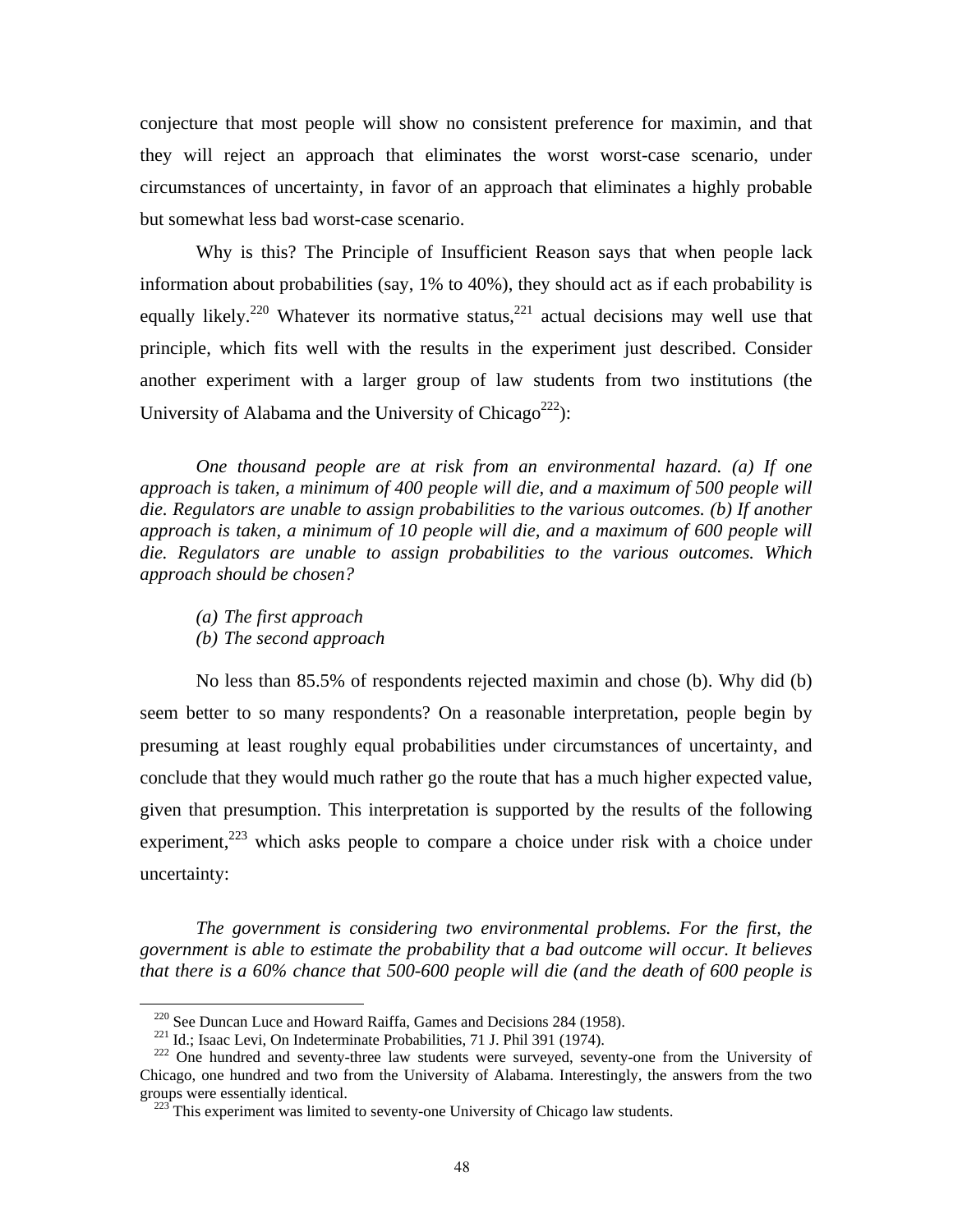conjecture that most people will show no consistent preference for maximin, and that they will reject an approach that eliminates the worst worst-case scenario, under circumstances of uncertainty, in favor of an approach that eliminates a highly probable but somewhat less bad worst-case scenario.

Why is this? The Principle of Insufficient Reason says that when people lack information about probabilities (say, 1% to 40%), they should act as if each probability is equally likely.[220] Whatever its normative status,[221] actual decisions may well use that principle, which fits well with the results in the experiment just described. Consider another experiment with a larger group of law students from two institutions (the University of Alabama and the University of Chicago[222]):

*One thousand people are at risk from an environmental hazard. (a) If one approach is taken, a minimum of 400 people will die, and a maximum of 500 people will die. Regulators are unable to assign probabilities to the various outcomes. (b) If another approach is taken, a minimum of 10 people will die, and a maximum of 600 people will die. Regulators are unable to assign probabilities to the various outcomes. Which approach should be chosen?*

*(a) The first approach*
*(b) The second approach*

No less than 85.5% of respondents rejected maximin and chose (b). Why did (b) seem better to so many respondents? On a reasonable interpretation, people begin by presuming at least roughly equal probabilities under circumstances of uncertainty, and conclude that they would much rather go the route that has a much higher expected value, given that presumption. This interpretation is supported by the results of the following experiment,[223] which asks people to compare a choice under risk with a choice under uncertainty:

*The government is considering two environmental problems. For the first, the government is able to estimate the probability that a bad outcome will occur. It believes that there is a 60% chance that 500-600 people will die (and the death of 600 people is*

---

[220] See Duncan Luce and Howard Raiffa, Games and Decisions 284 (1958).

[221] Id.; Isaac Levi, On Indeterminate Probabilities, 71 J. Phil 391 (1974).

[222] One hundred and seventy-three law students were surveyed, seventy-one from the University of Chicago, one hundred and two from the University of Alabama. Interestingly, the answers from the two groups were essentially identical.

[223] This experiment was limited to seventy-one University of Chicago law students.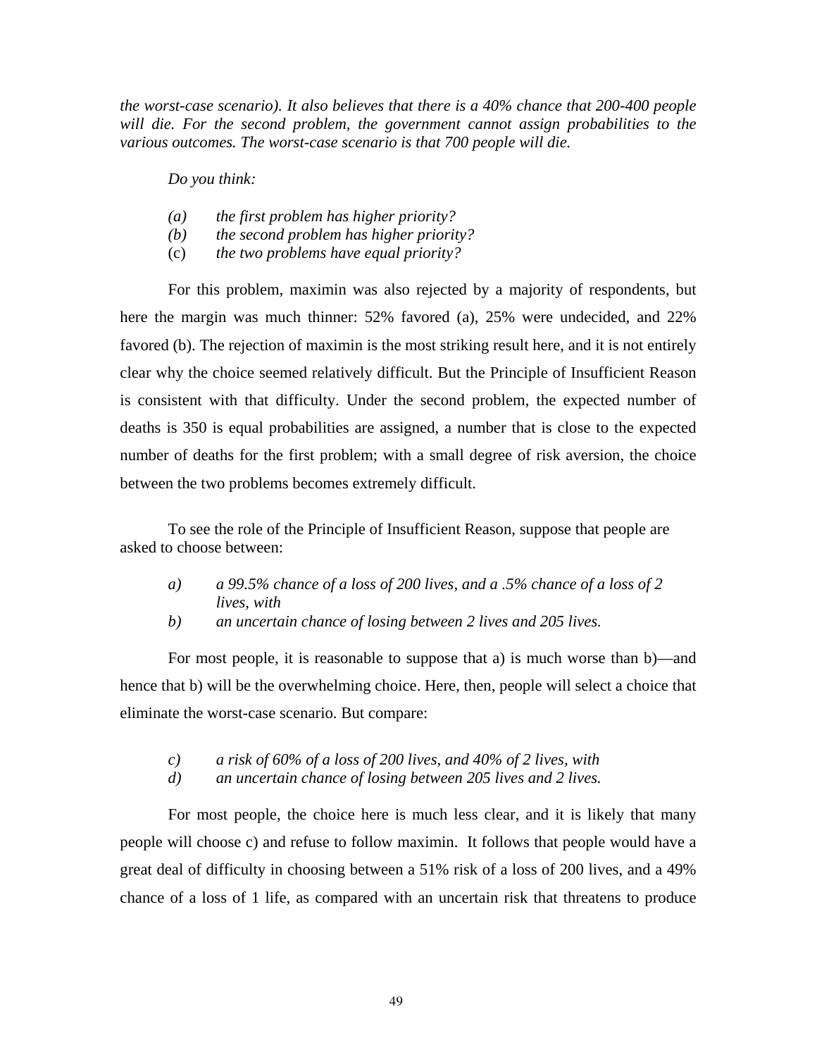*the worst-case scenario). It also believes that there is a 40% chance that 200-400 people will die. For the second problem, the government cannot assign probabilities to the various outcomes. The worst-case scenario is that 700 people will die.*

*Do you think:*

*(a)* *the first problem has higher priority?*
*(b)* *the second problem has higher priority?*
(c) *the two problems have equal priority?*

For this problem, maximin was also rejected by a majority of respondents, but here the margin was much thinner: 52% favored (a), 25% were undecided, and 22% favored (b). The rejection of maximin is the most striking result here, and it is not entirely clear why the choice seemed relatively difficult. But the Principle of Insufficient Reason is consistent with that difficulty. Under the second problem, the expected number of deaths is 350 is equal probabilities are assigned, a number that is close to the expected number of deaths for the first problem; with a small degree of risk aversion, the choice between the two problems becomes extremely difficult.

To see the role of the Principle of Insufficient Reason, suppose that people are asked to choose between:

*a)* *a 99.5% chance of a loss of 200 lives, and a .5% chance of a loss of 2 lives, with*
*b)* *an uncertain chance of losing between 2 lives and 205 lives.*

For most people, it is reasonable to suppose that a) is much worse than b)—and hence that b) will be the overwhelming choice. Here, then, people will select a choice that eliminate the worst-case scenario. But compare:

*c)* *a risk of 60% of a loss of 200 lives, and 40% of 2 lives, with*
*d)* *an uncertain chance of losing between 205 lives and 2 lives.*

For most people, the choice here is much less clear, and it is likely that many people will choose c) and refuse to follow maximin. It follows that people would have a great deal of difficulty in choosing between a 51% risk of a loss of 200 lives, and a 49% chance of a loss of 1 life, as compared with an uncertain risk that threatens to produce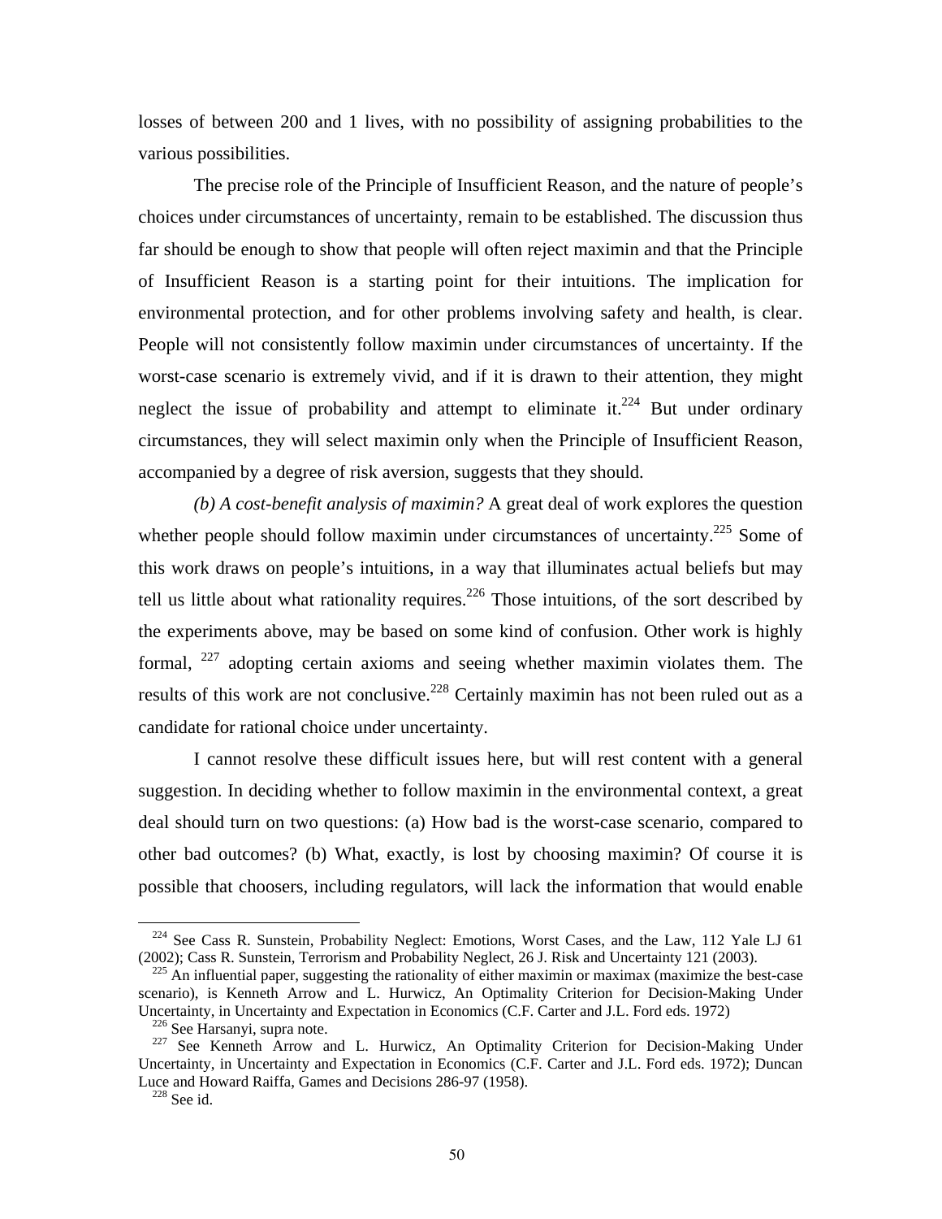losses of between 200 and 1 lives, with no possibility of assigning probabilities to the various possibilities.

The precise role of the Principle of Insufficient Reason, and the nature of people's choices under circumstances of uncertainty, remain to be established. The discussion thus far should be enough to show that people will often reject maximin and that the Principle of Insufficient Reason is a starting point for their intuitions. The implication for environmental protection, and for other problems involving safety and health, is clear. People will not consistently follow maximin under circumstances of uncertainty. If the worst-case scenario is extremely vivid, and if it is drawn to their attention, they might neglect the issue of probability and attempt to eliminate it.[224] But under ordinary circumstances, they will select maximin only when the Principle of Insufficient Reason, accompanied by a degree of risk aversion, suggests that they should.

*(b) A cost-benefit analysis of maximin?* A great deal of work explores the question whether people should follow maximin under circumstances of uncertainty.[225] Some of this work draws on people's intuitions, in a way that illuminates actual beliefs but may tell us little about what rationality requires.[226] Those intuitions, of the sort described by the experiments above, may be based on some kind of confusion. Other work is highly formal, [227] adopting certain axioms and seeing whether maximin violates them. The results of this work are not conclusive.[228] Certainly maximin has not been ruled out as a candidate for rational choice under uncertainty.

I cannot resolve these difficult issues here, but will rest content with a general suggestion. In deciding whether to follow maximin in the environmental context, a great deal should turn on two questions: (a) How bad is the worst-case scenario, compared to other bad outcomes? (b) What, exactly, is lost by choosing maximin? Of course it is possible that choosers, including regulators, will lack the information that would enable

---

[224] See Cass R. Sunstein, Probability Neglect: Emotions, Worst Cases, and the Law, 112 Yale LJ 61 (2002); Cass R. Sunstein, Terrorism and Probability Neglect, 26 J. Risk and Uncertainty 121 (2003).

[225] An influential paper, suggesting the rationality of either maximin or maximax (maximize the best-case scenario), is Kenneth Arrow and L. Hurwicz, An Optimality Criterion for Decision-Making Under Uncertainty, in Uncertainty and Expectation in Economics (C.F. Carter and J.L. Ford eds. 1972)

[226] See Harsanyi, supra note.

[227] See Kenneth Arrow and L. Hurwicz, An Optimality Criterion for Decision-Making Under Uncertainty, in Uncertainty and Expectation in Economics (C.F. Carter and J.L. Ford eds. 1972); Duncan Luce and Howard Raiffa, Games and Decisions 286-97 (1958).

[228] See id.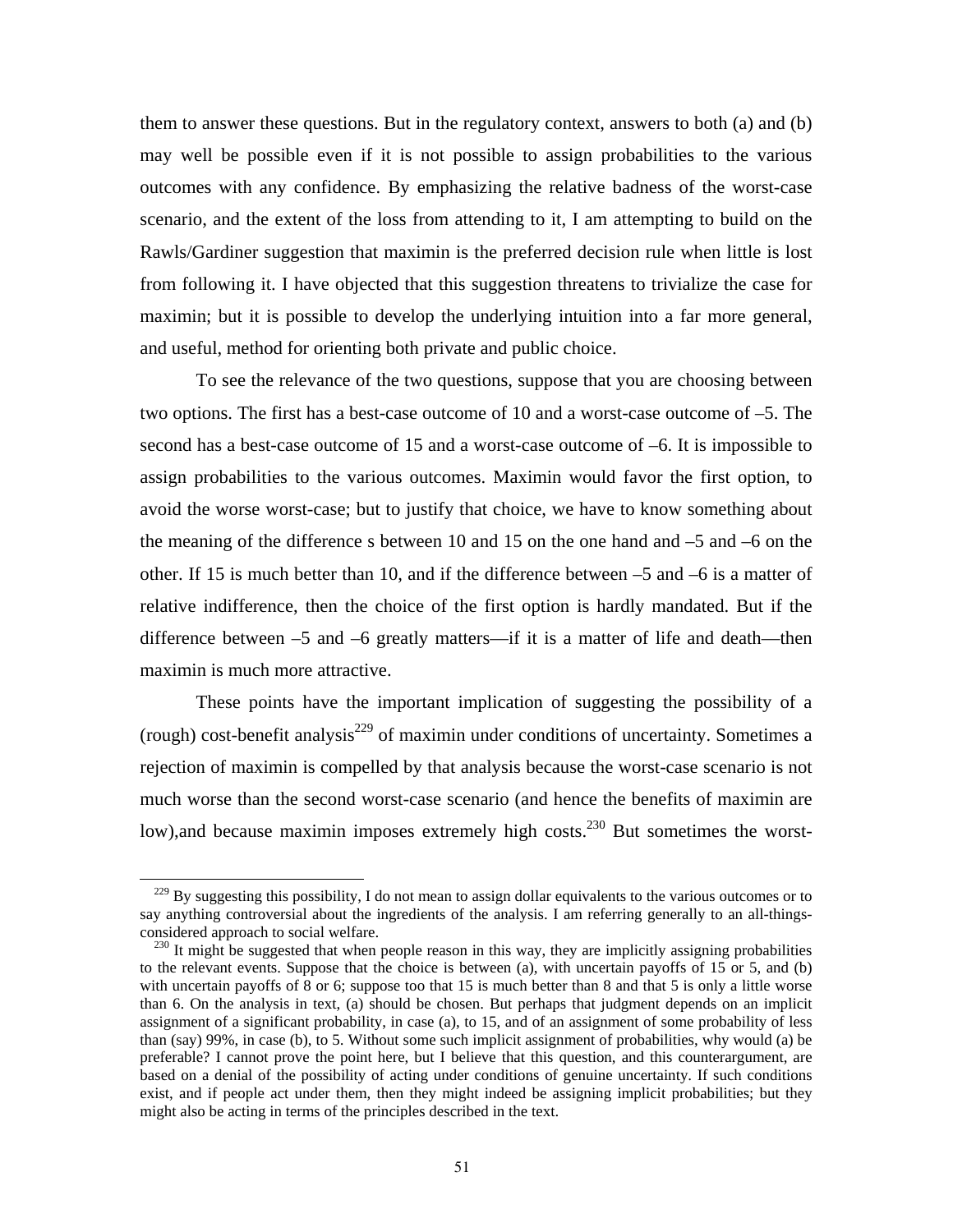them to answer these questions. But in the regulatory context, answers to both (a) and (b) may well be possible even if it is not possible to assign probabilities to the various outcomes with any confidence. By emphasizing the relative badness of the worst-case scenario, and the extent of the loss from attending to it, I am attempting to build on the Rawls/Gardiner suggestion that maximin is the preferred decision rule when little is lost from following it. I have objected that this suggestion threatens to trivialize the case for maximin; but it is possible to develop the underlying intuition into a far more general, and useful, method for orienting both private and public choice.

To see the relevance of the two questions, suppose that you are choosing between two options. The first has a best-case outcome of 10 and a worst-case outcome of –5. The second has a best-case outcome of 15 and a worst-case outcome of –6. It is impossible to assign probabilities to the various outcomes. Maximin would favor the first option, to avoid the worse worst-case; but to justify that choice, we have to know something about the meaning of the difference s between 10 and 15 on the one hand and –5 and –6 on the other. If 15 is much better than 10, and if the difference between –5 and –6 is a matter of relative indifference, then the choice of the first option is hardly mandated. But if the difference between –5 and –6 greatly matters—if it is a matter of life and death—then maximin is much more attractive.

These points have the important implication of suggesting the possibility of a (rough) cost-benefit analysis[229] of maximin under conditions of uncertainty. Sometimes a rejection of maximin is compelled by that analysis because the worst-case scenario is not much worse than the second worst-case scenario (and hence the benefits of maximin are low),and because maximin imposes extremely high costs.[230] But sometimes the worst-

[229] By suggesting this possibility, I do not mean to assign dollar equivalents to the various outcomes or to say anything controversial about the ingredients of the analysis. I am referring generally to an all-things-considered approach to social welfare.

[230] It might be suggested that when people reason in this way, they are implicitly assigning probabilities to the relevant events. Suppose that the choice is between (a), with uncertain payoffs of 15 or 5, and (b) with uncertain payoffs of 8 or 6; suppose too that 15 is much better than 8 and that 5 is only a little worse than 6. On the analysis in text, (a) should be chosen. But perhaps that judgment depends on an implicit assignment of a significant probability, in case (a), to 15, and of an assignment of some probability of less than (say) 99%, in case (b), to 5. Without some such implicit assignment of probabilities, why would (a) be preferable? I cannot prove the point here, but I believe that this question, and this counterargument, are based on a denial of the possibility of acting under conditions of genuine uncertainty. If such conditions exist, and if people act under them, then they might indeed be assigning implicit probabilities; but they might also be acting in terms of the principles described in the text.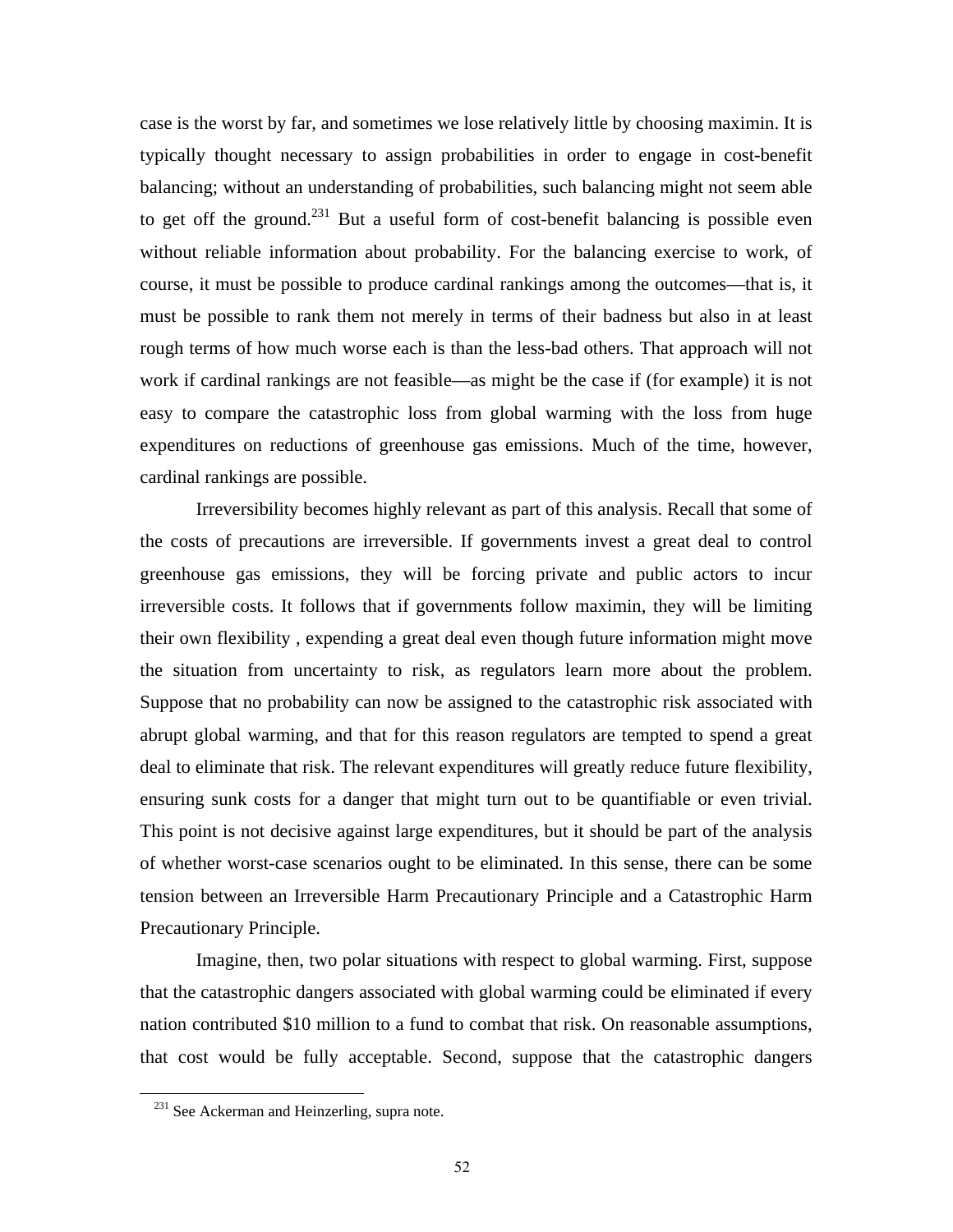case is the worst by far, and sometimes we lose relatively little by choosing maximin. It is typically thought necessary to assign probabilities in order to engage in cost-benefit balancing; without an understanding of probabilities, such balancing might not seem able to get off the ground.[231] But a useful form of cost-benefit balancing is possible even without reliable information about probability. For the balancing exercise to work, of course, it must be possible to produce cardinal rankings among the outcomes—that is, it must be possible to rank them not merely in terms of their badness but also in at least rough terms of how much worse each is than the less-bad others. That approach will not work if cardinal rankings are not feasible—as might be the case if (for example) it is not easy to compare the catastrophic loss from global warming with the loss from huge expenditures on reductions of greenhouse gas emissions. Much of the time, however, cardinal rankings are possible.

Irreversibility becomes highly relevant as part of this analysis. Recall that some of the costs of precautions are irreversible. If governments invest a great deal to control greenhouse gas emissions, they will be forcing private and public actors to incur irreversible costs. It follows that if governments follow maximin, they will be limiting their own flexibility , expending a great deal even though future information might move the situation from uncertainty to risk, as regulators learn more about the problem. Suppose that no probability can now be assigned to the catastrophic risk associated with abrupt global warming, and that for this reason regulators are tempted to spend a great deal to eliminate that risk. The relevant expenditures will greatly reduce future flexibility, ensuring sunk costs for a danger that might turn out to be quantifiable or even trivial. This point is not decisive against large expenditures, but it should be part of the analysis of whether worst-case scenarios ought to be eliminated. In this sense, there can be some tension between an Irreversible Harm Precautionary Principle and a Catastrophic Harm Precautionary Principle.

Imagine, then, two polar situations with respect to global warming. First, suppose that the catastrophic dangers associated with global warming could be eliminated if every nation contributed $10 million to a fund to combat that risk. On reasonable assumptions, that cost would be fully acceptable. Second, suppose that the catastrophic dangers

[231] See Ackerman and Heinzerling, supra note.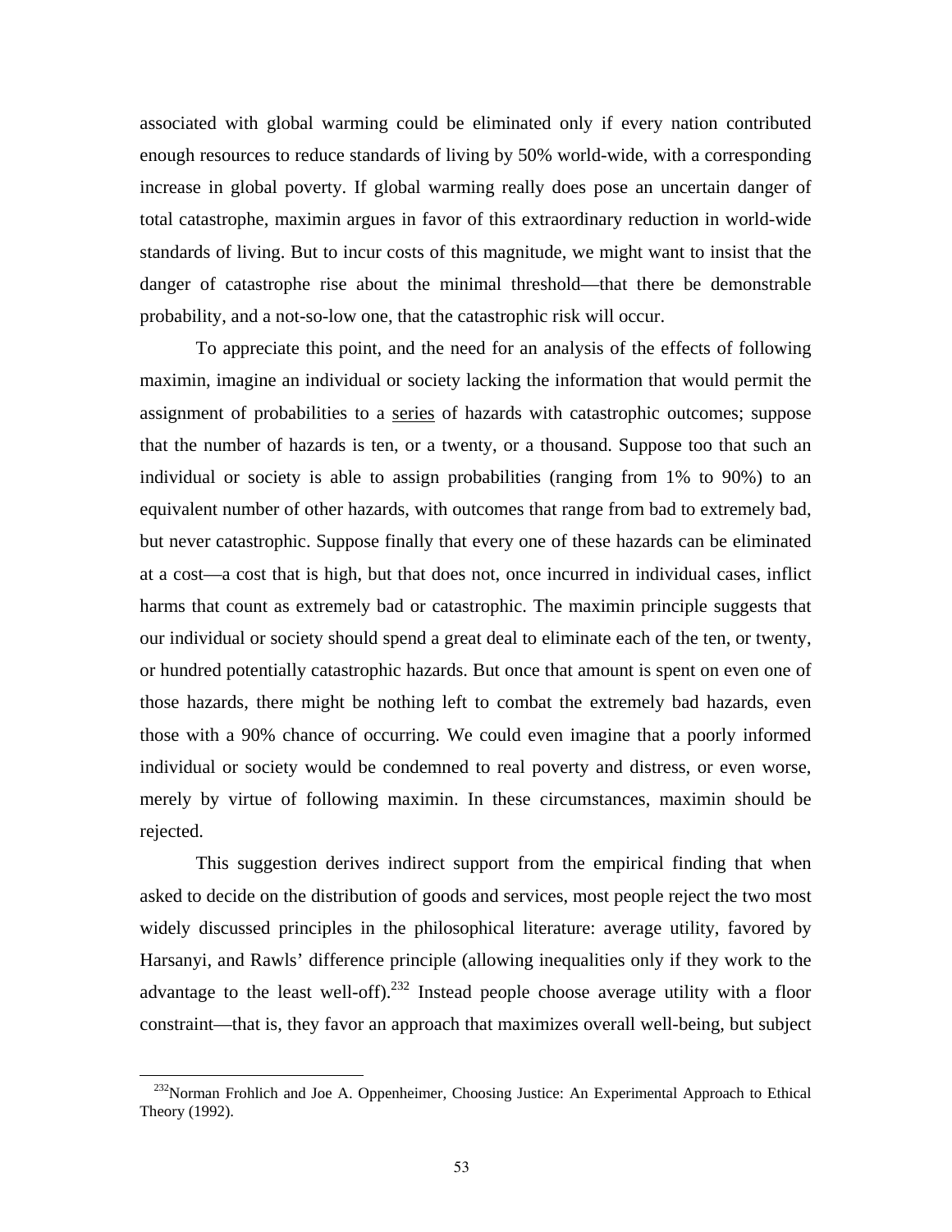associated with global warming could be eliminated only if every nation contributed enough resources to reduce standards of living by 50% world-wide, with a corresponding increase in global poverty. If global warming really does pose an uncertain danger of total catastrophe, maximin argues in favor of this extraordinary reduction in world-wide standards of living. But to incur costs of this magnitude, we might want to insist that the danger of catastrophe rise about the minimal threshold—that there be demonstrable probability, and a not-so-low one, that the catastrophic risk will occur.

To appreciate this point, and the need for an analysis of the effects of following maximin, imagine an individual or society lacking the information that would permit the assignment of probabilities to a <u>series</u> of hazards with catastrophic outcomes; suppose that the number of hazards is ten, or a twenty, or a thousand. Suppose too that such an individual or society is able to assign probabilities (ranging from 1% to 90%) to an equivalent number of other hazards, with outcomes that range from bad to extremely bad, but never catastrophic. Suppose finally that every one of these hazards can be eliminated at a cost—a cost that is high, but that does not, once incurred in individual cases, inflict harms that count as extremely bad or catastrophic. The maximin principle suggests that our individual or society should spend a great deal to eliminate each of the ten, or twenty, or hundred potentially catastrophic hazards. But once that amount is spent on even one of those hazards, there might be nothing left to combat the extremely bad hazards, even those with a 90% chance of occurring. We could even imagine that a poorly informed individual or society would be condemned to real poverty and distress, or even worse, merely by virtue of following maximin. In these circumstances, maximin should be rejected.

This suggestion derives indirect support from the empirical finding that when asked to decide on the distribution of goods and services, most people reject the two most widely discussed principles in the philosophical literature: average utility, favored by Harsanyi, and Rawls' difference principle (allowing inequalities only if they work to the advantage to the least well-off).[232] Instead people choose average utility with a floor constraint—that is, they favor an approach that maximizes overall well-being, but subject

[232] Norman Frohlich and Joe A. Oppenheimer, Choosing Justice: An Experimental Approach to Ethical Theory (1992).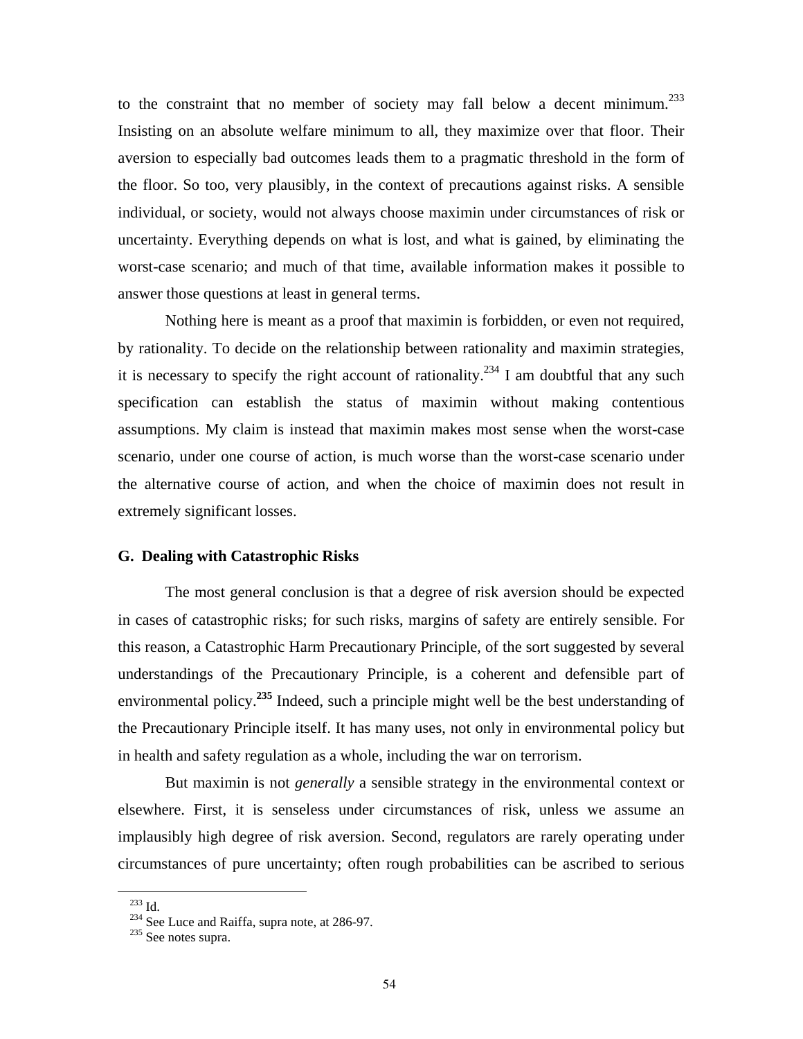to the constraint that no member of society may fall below a decent minimum.[233] Insisting on an absolute welfare minimum to all, they maximize over that floor. Their aversion to especially bad outcomes leads them to a pragmatic threshold in the form of the floor. So too, very plausibly, in the context of precautions against risks. A sensible individual, or society, would not always choose maximin under circumstances of risk or uncertainty. Everything depends on what is lost, and what is gained, by eliminating the worst-case scenario; and much of that time, available information makes it possible to answer those questions at least in general terms.

Nothing here is meant as a proof that maximin is forbidden, or even not required, by rationality. To decide on the relationship between rationality and maximin strategies, it is necessary to specify the right account of rationality.[234] I am doubtful that any such specification can establish the status of maximin without making contentious assumptions. My claim is instead that maximin makes most sense when the worst-case scenario, under one course of action, is much worse than the worst-case scenario under the alternative course of action, and when the choice of maximin does not result in extremely significant losses.

### G. Dealing with Catastrophic Risks

The most general conclusion is that a degree of risk aversion should be expected in cases of catastrophic risks; for such risks, margins of safety are entirely sensible. For this reason, a Catastrophic Harm Precautionary Principle, of the sort suggested by several understandings of the Precautionary Principle, is a coherent and defensible part of environmental policy.**[235]** Indeed, such a principle might well be the best understanding of the Precautionary Principle itself. It has many uses, not only in environmental policy but in health and safety regulation as a whole, including the war on terrorism.

But maximin is not *generally* a sensible strategy in the environmental context or elsewhere. First, it is senseless under circumstances of risk, unless we assume an implausibly high degree of risk aversion. Second, regulators are rarely operating under circumstances of pure uncertainty; often rough probabilities can be ascribed to serious

---

[233] Id.

[234] See Luce and Raiffa, supra note, at 286-97.

[235] See notes supra.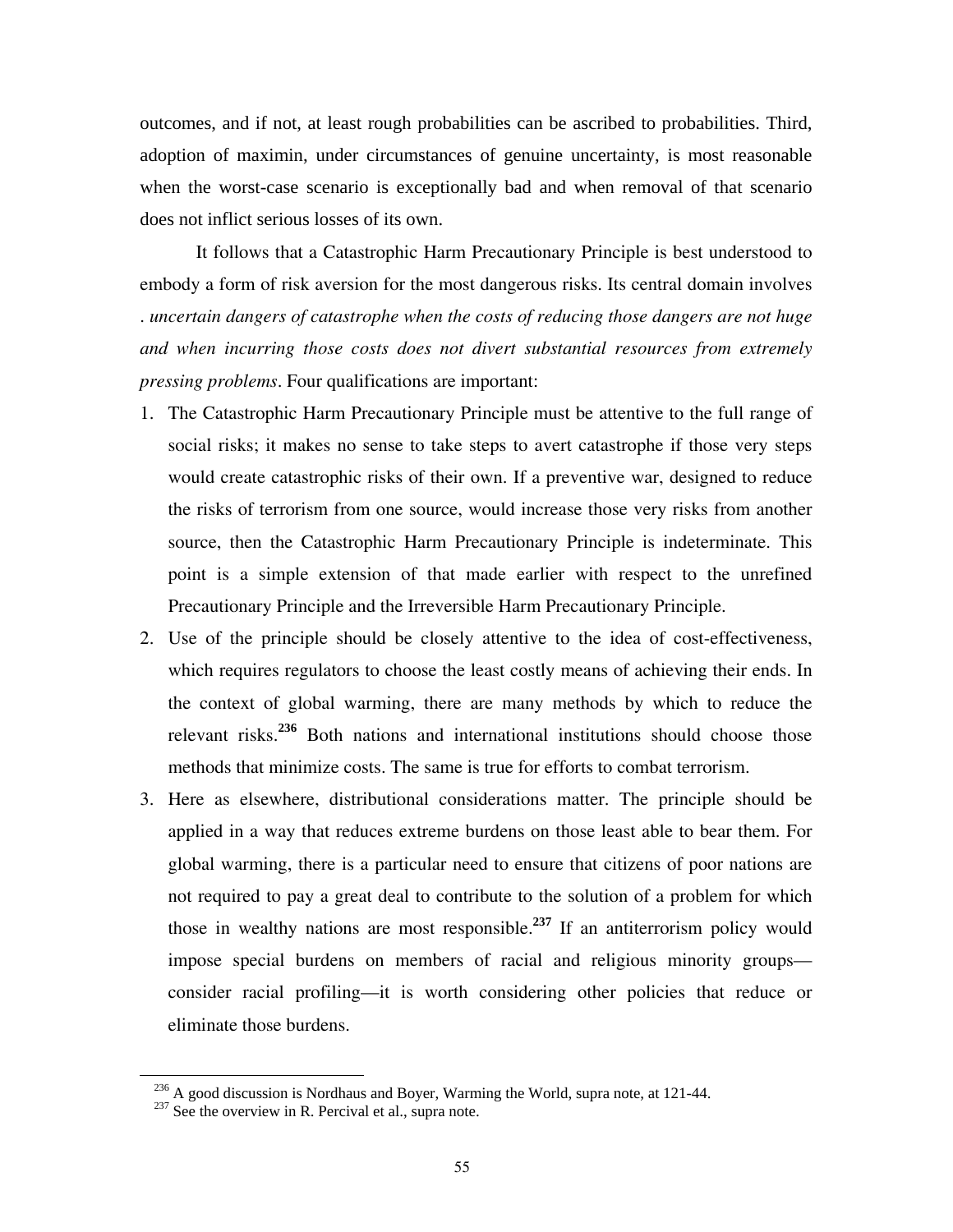outcomes, and if not, at least rough probabilities can be ascribed to probabilities. Third, adoption of maximin, under circumstances of genuine uncertainty, is most reasonable when the worst-case scenario is exceptionally bad and when removal of that scenario does not inflict serious losses of its own.

It follows that a Catastrophic Harm Precautionary Principle is best understood to embody a form of risk aversion for the most dangerous risks. Its central domain involves . *uncertain dangers of catastrophe when the costs of reducing those dangers are not huge and when incurring those costs does not divert substantial resources from extremely pressing problems*. Four qualifications are important:

1. The Catastrophic Harm Precautionary Principle must be attentive to the full range of social risks; it makes no sense to take steps to avert catastrophe if those very steps would create catastrophic risks of their own. If a preventive war, designed to reduce the risks of terrorism from one source, would increase those very risks from another source, then the Catastrophic Harm Precautionary Principle is indeterminate. This point is a simple extension of that made earlier with respect to the unrefined Precautionary Principle and the Irreversible Harm Precautionary Principle.
2. Use of the principle should be closely attentive to the idea of cost-effectiveness, which requires regulators to choose the least costly means of achieving their ends. In the context of global warming, there are many methods by which to reduce the relevant risks.[236] Both nations and international institutions should choose those methods that minimize costs. The same is true for efforts to combat terrorism.
3. Here as elsewhere, distributional considerations matter. The principle should be applied in a way that reduces extreme burdens on those least able to bear them. For global warming, there is a particular need to ensure that citizens of poor nations are not required to pay a great deal to contribute to the solution of a problem for which those in wealthy nations are most responsible.[237] If an antiterrorism policy would impose special burdens on members of racial and religious minority groups—consider racial profiling—it is worth considering other policies that reduce or eliminate those burdens.

---

[236] A good discussion is Nordhaus and Boyer, Warming the World, supra note, at 121-44.

[237] See the overview in R. Percival et al., supra note.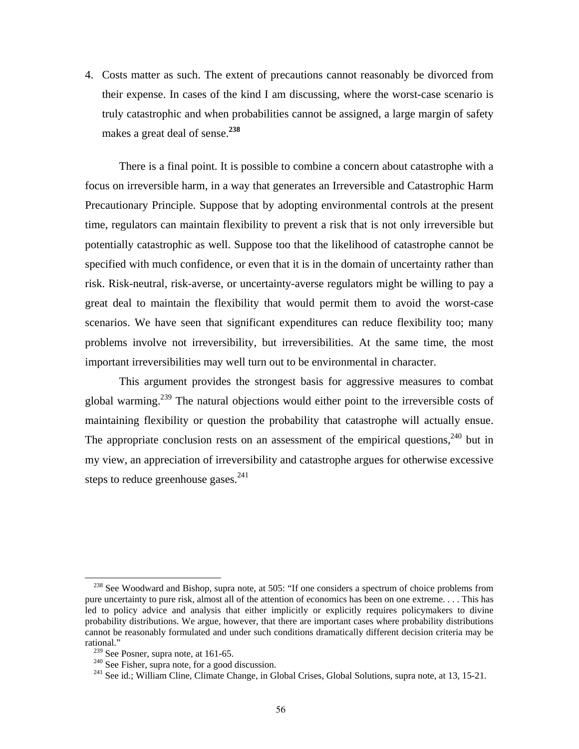4. Costs matter as such. The extent of precautions cannot reasonably be divorced from their expense. In cases of the kind I am discussing, where the worst-case scenario is truly catastrophic and when probabilities cannot be assigned, a large margin of safety makes a great deal of sense.[238]

There is a final point. It is possible to combine a concern about catastrophe with a focus on irreversible harm, in a way that generates an Irreversible and Catastrophic Harm Precautionary Principle. Suppose that by adopting environmental controls at the present time, regulators can maintain flexibility to prevent a risk that is not only irreversible but potentially catastrophic as well. Suppose too that the likelihood of catastrophe cannot be specified with much confidence, or even that it is in the domain of uncertainty rather than risk. Risk-neutral, risk-averse, or uncertainty-averse regulators might be willing to pay a great deal to maintain the flexibility that would permit them to avoid the worst-case scenarios. We have seen that significant expenditures can reduce flexibility too; many problems involve not irreversibility, but irreversibilities. At the same time, the most important irreversibilities may well turn out to be environmental in character.

This argument provides the strongest basis for aggressive measures to combat global warming.[239] The natural objections would either point to the irreversible costs of maintaining flexibility or question the probability that catastrophe will actually ensue. The appropriate conclusion rests on an assessment of the empirical questions,[240] but in my view, an appreciation of irreversibility and catastrophe argues for otherwise excessive steps to reduce greenhouse gases.[241]

---

[238] See Woodward and Bishop, supra note, at 505: "If one considers a spectrum of choice problems from pure uncertainty to pure risk, almost all of the attention of economics has been on one extreme. . . . This has led to policy advice and analysis that either implicitly or explicitly requires policymakers to divine probability distributions. We argue, however, that there are important cases where probability distributions cannot be reasonably formulated and under such conditions dramatically different decision criteria may be rational."

[239] See Posner, supra note, at 161-65.

[240] See Fisher, supra note, for a good discussion.

[241] See id.; William Cline, Climate Change, in Global Crises, Global Solutions, supra note, at 13, 15-21.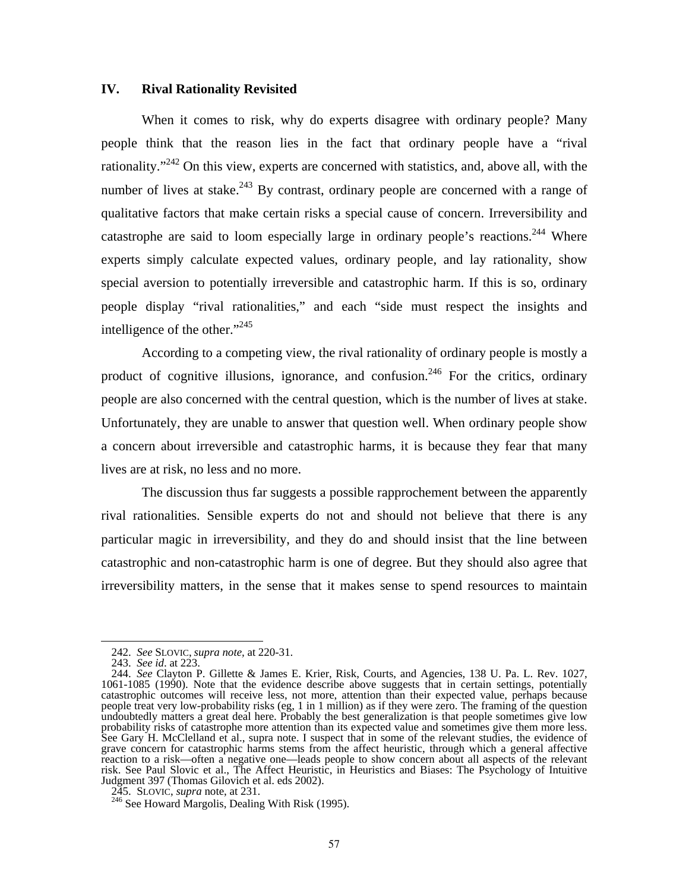## IV. Rival Rationality Revisited

When it comes to risk, why do experts disagree with ordinary people? Many people think that the reason lies in the fact that ordinary people have a "rival rationality."[242] On this view, experts are concerned with statistics, and, above all, with the number of lives at stake.[243] By contrast, ordinary people are concerned with a range of qualitative factors that make certain risks a special cause of concern. Irreversibility and catastrophe are said to loom especially large in ordinary people's reactions.[244] Where experts simply calculate expected values, ordinary people, and lay rationality, show special aversion to potentially irreversible and catastrophic harm. If this is so, ordinary people display "rival rationalities," and each "side must respect the insights and intelligence of the other."[245]

According to a competing view, the rival rationality of ordinary people is mostly a product of cognitive illusions, ignorance, and confusion.[246] For the critics, ordinary people are also concerned with the central question, which is the number of lives at stake. Unfortunately, they are unable to answer that question well. When ordinary people show a concern about irreversible and catastrophic harms, it is because they fear that many lives are at risk, no less and no more.

The discussion thus far suggests a possible rapprochement between the apparently rival rationalities. Sensible experts do not and should not believe that there is any particular magic in irreversibility, and they do and should insist that the line between catastrophic and non-catastrophic harm is one of degree. But they should also agree that irreversibility matters, in the sense that it makes sense to spend resources to maintain

---

242. *See* SLOVIC, *supra note*, at 220-31.

243. *See id*. at 223.

244. *See* Clayton P. Gillette & James E. Krier, Risk, Courts, and Agencies, 138 U. Pa. L. Rev. 1027, 1061-1085 (1990). Note that the evidence describe above suggests that in certain settings, potentially catastrophic outcomes will receive less, not more, attention than their expected value, perhaps because people treat very low-probability risks (eg, 1 in 1 million) as if they were zero. The framing of the question undoubtedly matters a great deal here. Probably the best generalization is that people sometimes give low probability risks of catastrophe more attention than its expected value and sometimes give them more less. See Gary H. McClelland et al., supra note. I suspect that in some of the relevant studies, the evidence of grave concern for catastrophic harms stems from the affect heuristic, through which a general affective reaction to a risk—often a negative one—leads people to show concern about all aspects of the relevant risk. See Paul Slovic et al., The Affect Heuristic, in Heuristics and Biases: The Psychology of Intuitive Judgment 397 (Thomas Gilovich et al. eds 2002).

245. SLOVIC, *supra* note, at 231.

246. See Howard Margolis, Dealing With Risk (1995).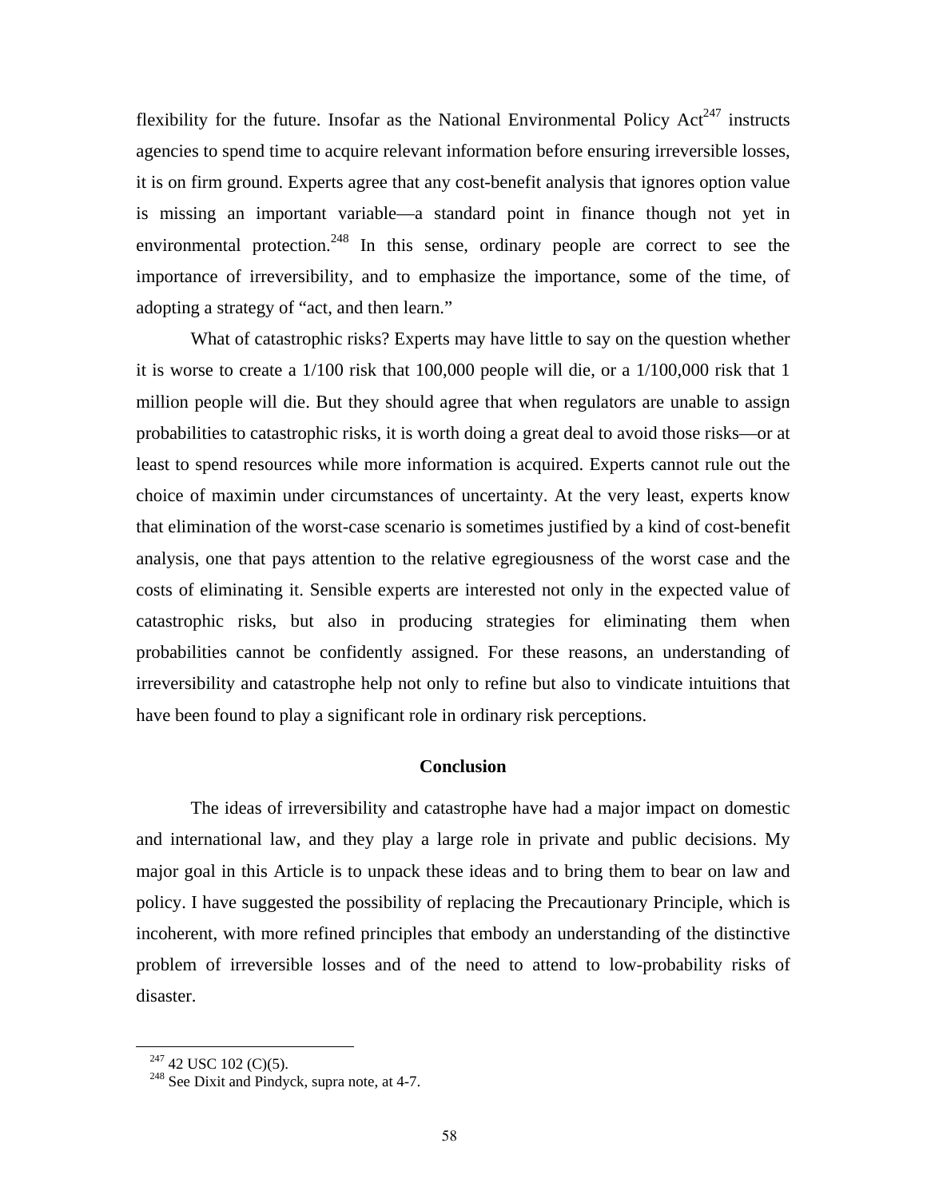flexibility for the future. Insofar as the National Environmental Policy Act[247] instructs agencies to spend time to acquire relevant information before ensuring irreversible losses, it is on firm ground. Experts agree that any cost-benefit analysis that ignores option value is missing an important variable—a standard point in finance though not yet in environmental protection.[248] In this sense, ordinary people are correct to see the importance of irreversibility, and to emphasize the importance, some of the time, of adopting a strategy of "act, and then learn."

What of catastrophic risks? Experts may have little to say on the question whether it is worse to create a 1/100 risk that 100,000 people will die, or a 1/100,000 risk that 1 million people will die. But they should agree that when regulators are unable to assign probabilities to catastrophic risks, it is worth doing a great deal to avoid those risks—or at least to spend resources while more information is acquired. Experts cannot rule out the choice of maximin under circumstances of uncertainty. At the very least, experts know that elimination of the worst-case scenario is sometimes justified by a kind of cost-benefit analysis, one that pays attention to the relative egregiousness of the worst case and the costs of eliminating it. Sensible experts are interested not only in the expected value of catastrophic risks, but also in producing strategies for eliminating them when probabilities cannot be confidently assigned. For these reasons, an understanding of irreversibility and catastrophe help not only to refine but also to vindicate intuitions that have been found to play a significant role in ordinary risk perceptions.

## Conclusion

The ideas of irreversibility and catastrophe have had a major impact on domestic and international law, and they play a large role in private and public decisions. My major goal in this Article is to unpack these ideas and to bring them to bear on law and policy. I have suggested the possibility of replacing the Precautionary Principle, which is incoherent, with more refined principles that embody an understanding of the distinctive problem of irreversible losses and of the need to attend to low-probability risks of disaster.

---

[247] 42 USC 102 (C)(5).

[248] See Dixit and Pindyck, supra note, at 4-7.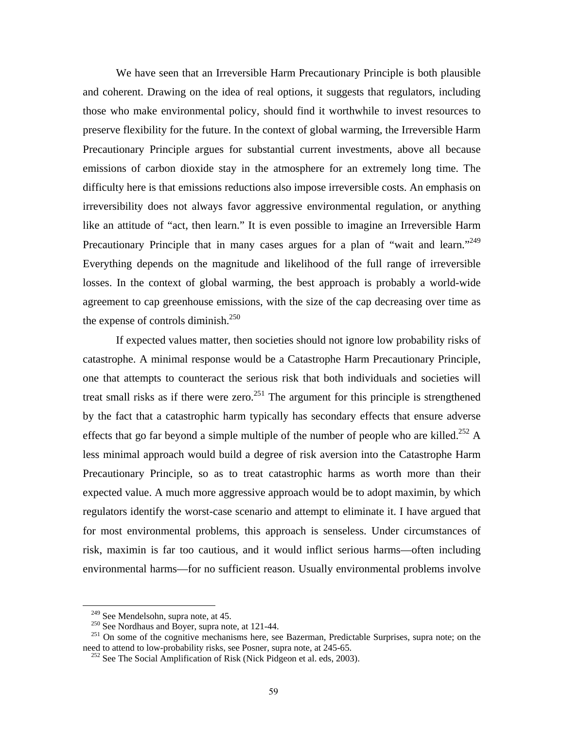We have seen that an Irreversible Harm Precautionary Principle is both plausible and coherent. Drawing on the idea of real options, it suggests that regulators, including those who make environmental policy, should find it worthwhile to invest resources to preserve flexibility for the future. In the context of global warming, the Irreversible Harm Precautionary Principle argues for substantial current investments, above all because emissions of carbon dioxide stay in the atmosphere for an extremely long time. The difficulty here is that emissions reductions also impose irreversible costs. An emphasis on irreversibility does not always favor aggressive environmental regulation, or anything like an attitude of "act, then learn." It is even possible to imagine an Irreversible Harm Precautionary Principle that in many cases argues for a plan of "wait and learn."[249] Everything depends on the magnitude and likelihood of the full range of irreversible losses. In the context of global warming, the best approach is probably a world-wide agreement to cap greenhouse emissions, with the size of the cap decreasing over time as the expense of controls diminish.[250]

If expected values matter, then societies should not ignore low probability risks of catastrophe. A minimal response would be a Catastrophe Harm Precautionary Principle, one that attempts to counteract the serious risk that both individuals and societies will treat small risks as if there were zero.[251] The argument for this principle is strengthened by the fact that a catastrophic harm typically has secondary effects that ensure adverse effects that go far beyond a simple multiple of the number of people who are killed.[252] A less minimal approach would build a degree of risk aversion into the Catastrophe Harm Precautionary Principle, so as to treat catastrophic harms as worth more than their expected value. A much more aggressive approach would be to adopt maximin, by which regulators identify the worst-case scenario and attempt to eliminate it. I have argued that for most environmental problems, this approach is senseless. Under circumstances of risk, maximin is far too cautious, and it would inflict serious harms—often including environmental harms—for no sufficient reason. Usually environmental problems involve

---

[249] See Mendelsohn, supra note, at 45.

[250] See Nordhaus and Boyer, supra note, at 121-44.

[251] On some of the cognitive mechanisms here, see Bazerman, Predictable Surprises, supra note; on the need to attend to low-probability risks, see Posner, supra note, at 245-65.

[252] See The Social Amplification of Risk (Nick Pidgeon et al. eds, 2003).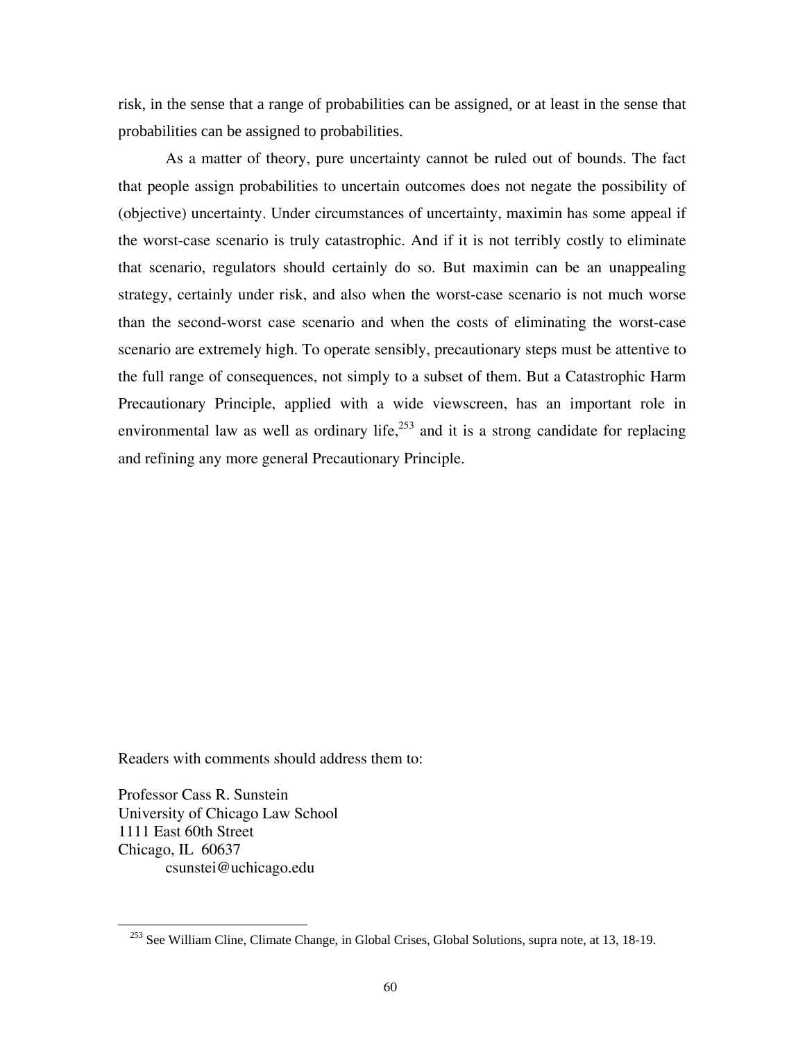risk, in the sense that a range of probabilities can be assigned, or at least in the sense that probabilities can be assigned to probabilities.

As a matter of theory, pure uncertainty cannot be ruled out of bounds. The fact that people assign probabilities to uncertain outcomes does not negate the possibility of (objective) uncertainty. Under circumstances of uncertainty, maximin has some appeal if the worst-case scenario is truly catastrophic. And if it is not terribly costly to eliminate that scenario, regulators should certainly do so. But maximin can be an unappealing strategy, certainly under risk, and also when the worst-case scenario is not much worse than the second-worst case scenario and when the costs of eliminating the worst-case scenario are extremely high. To operate sensibly, precautionary steps must be attentive to the full range of consequences, not simply to a subset of them. But a Catastrophic Harm Precautionary Principle, applied with a wide viewscreen, has an important role in environmental law as well as ordinary life,[253] and it is a strong candidate for replacing and refining any more general Precautionary Principle.

Readers with comments should address them to:

Professor Cass R. Sunstein
University of Chicago Law School
1111 East 60th Street
Chicago, IL 60637
csunstei@uchicago.edu

[253] See William Cline, Climate Change, in Global Crises, Global Solutions, supra note, at 13, 18-19.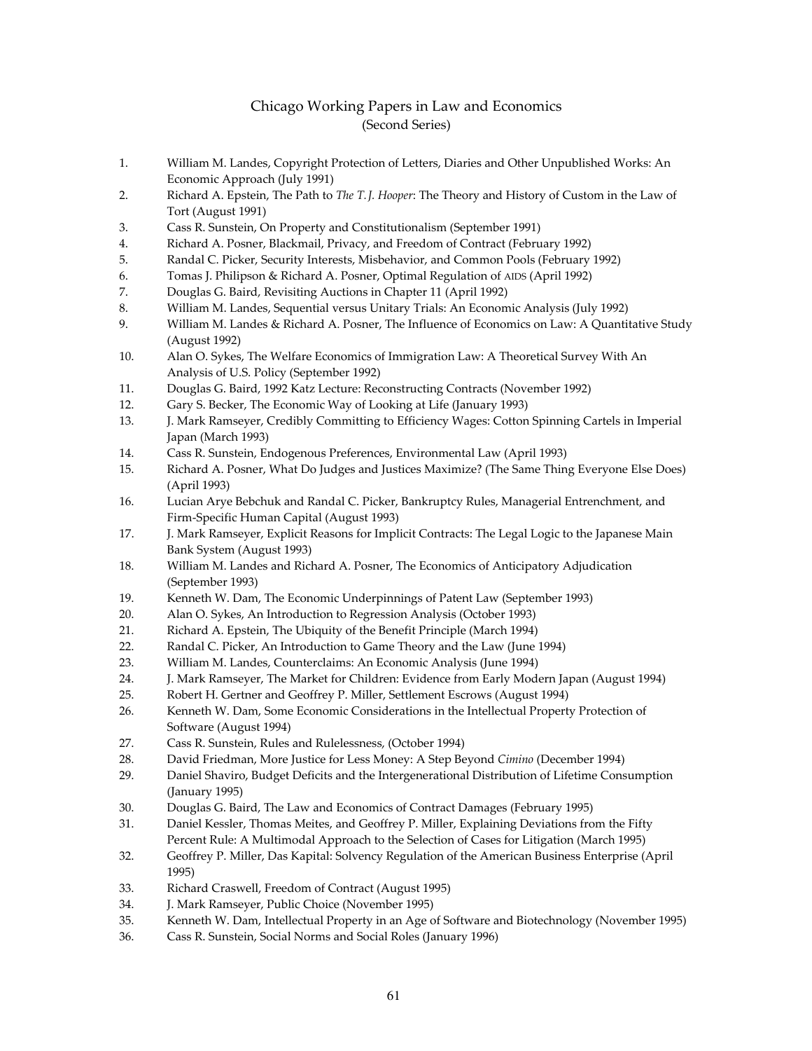# Chicago Working Papers in Law and Economics
(Second Series)

1. William M. Landes, Copyright Protection of Letters, Diaries and Other Unpublished Works: An Economic Approach (July 1991)
2. Richard A. Epstein, The Path to *The T. J. Hooper*: The Theory and History of Custom in the Law of Tort (August 1991)
3. Cass R. Sunstein, On Property and Constitutionalism (September 1991)
4. Richard A. Posner, Blackmail, Privacy, and Freedom of Contract (February 1992)
5. Randal C. Picker, Security Interests, Misbehavior, and Common Pools (February 1992)
6. Tomas J. Philipson & Richard A. Posner, Optimal Regulation of AIDS (April 1992)
7. Douglas G. Baird, Revisiting Auctions in Chapter 11 (April 1992)
8. William M. Landes, Sequential versus Unitary Trials: An Economic Analysis (July 1992)
9. William M. Landes & Richard A. Posner, The Influence of Economics on Law: A Quantitative Study (August 1992)
10. Alan O. Sykes, The Welfare Economics of Immigration Law: A Theoretical Survey With An Analysis of U.S. Policy (September 1992)
11. Douglas G. Baird, 1992 Katz Lecture: Reconstructing Contracts (November 1992)
12. Gary S. Becker, The Economic Way of Looking at Life (January 1993)
13. J. Mark Ramseyer, Credibly Committing to Efficiency Wages: Cotton Spinning Cartels in Imperial Japan (March 1993)
14. Cass R. Sunstein, Endogenous Preferences, Environmental Law (April 1993)
15. Richard A. Posner, What Do Judges and Justices Maximize? (The Same Thing Everyone Else Does) (April 1993)
16. Lucian Arye Bebchuk and Randal C. Picker, Bankruptcy Rules, Managerial Entrenchment, and Firm-Specific Human Capital (August 1993)
17. J. Mark Ramseyer, Explicit Reasons for Implicit Contracts: The Legal Logic to the Japanese Main Bank System (August 1993)
18. William M. Landes and Richard A. Posner, The Economics of Anticipatory Adjudication (September 1993)
19. Kenneth W. Dam, The Economic Underpinnings of Patent Law (September 1993)
20. Alan O. Sykes, An Introduction to Regression Analysis (October 1993)
21. Richard A. Epstein, The Ubiquity of the Benefit Principle (March 1994)
22. Randal C. Picker, An Introduction to Game Theory and the Law (June 1994)
23. William M. Landes, Counterclaims: An Economic Analysis (June 1994)
24. J. Mark Ramseyer, The Market for Children: Evidence from Early Modern Japan (August 1994)
25. Robert H. Gertner and Geoffrey P. Miller, Settlement Escrows (August 1994)
26. Kenneth W. Dam, Some Economic Considerations in the Intellectual Property Protection of Software (August 1994)
27. Cass R. Sunstein, Rules and Rulelessness, (October 1994)
28. David Friedman, More Justice for Less Money: A Step Beyond *Cimino* (December 1994)
29. Daniel Shaviro, Budget Deficits and the Intergenerational Distribution of Lifetime Consumption (January 1995)
30. Douglas G. Baird, The Law and Economics of Contract Damages (February 1995)
31. Daniel Kessler, Thomas Meites, and Geoffrey P. Miller, Explaining Deviations from the Fifty Percent Rule: A Multimodal Approach to the Selection of Cases for Litigation (March 1995)
32. Geoffrey P. Miller, Das Kapital: Solvency Regulation of the American Business Enterprise (April 1995)
33. Richard Craswell, Freedom of Contract (August 1995)
34. J. Mark Ramseyer, Public Choice (November 1995)
35. Kenneth W. Dam, Intellectual Property in an Age of Software and Biotechnology (November 1995)
36. Cass R. Sunstein, Social Norms and Social Roles (January 1996)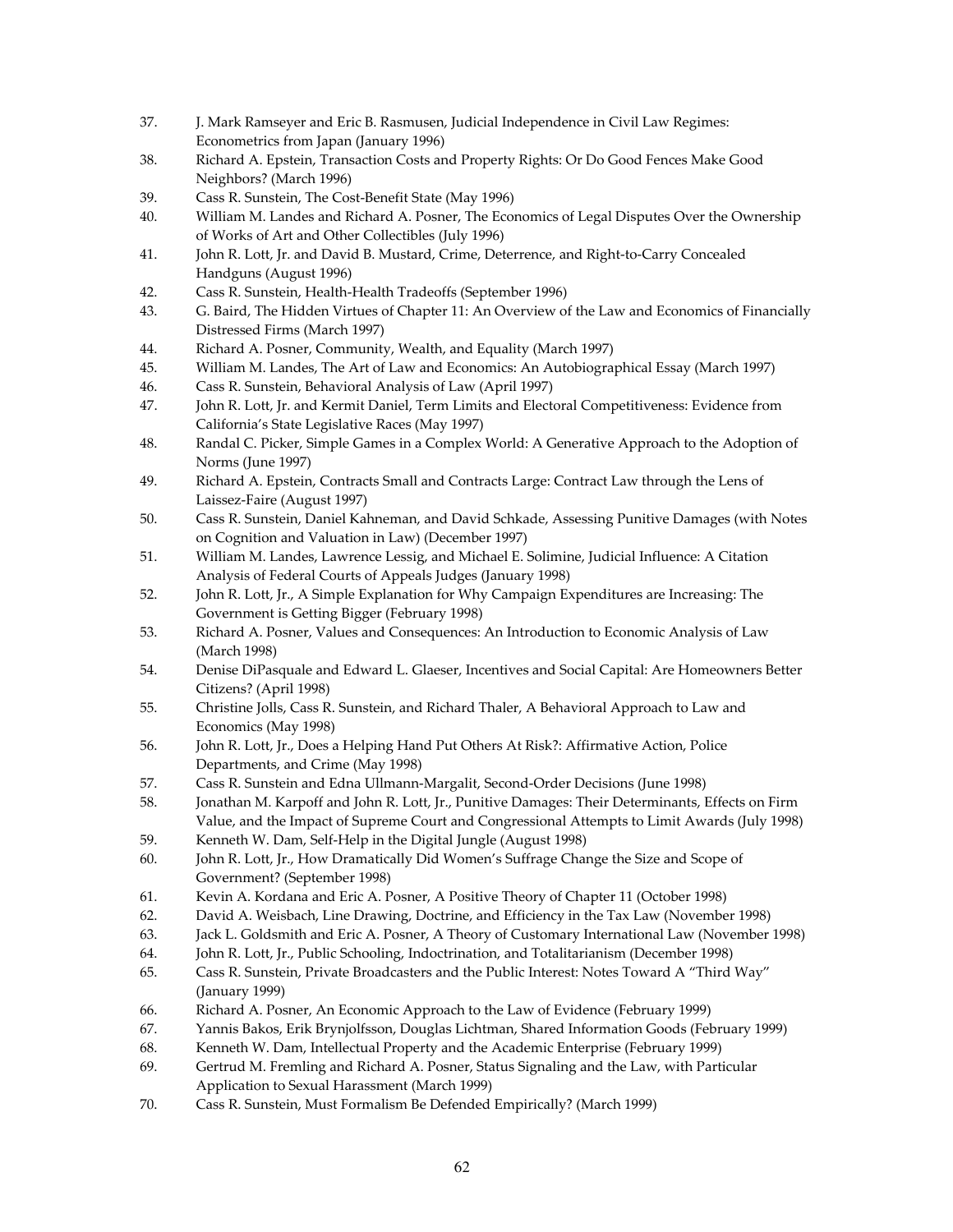37. J. Mark Ramseyer and Eric B. Rasmusen, Judicial Independence in Civil Law Regimes: Econometrics from Japan (January 1996)
38. Richard A. Epstein, Transaction Costs and Property Rights: Or Do Good Fences Make Good Neighbors? (March 1996)
39. Cass R. Sunstein, The Cost-Benefit State (May 1996)
40. William M. Landes and Richard A. Posner, The Economics of Legal Disputes Over the Ownership of Works of Art and Other Collectibles (July 1996)
41. John R. Lott, Jr. and David B. Mustard, Crime, Deterrence, and Right-to-Carry Concealed Handguns (August 1996)
42. Cass R. Sunstein, Health-Health Tradeoffs (September 1996)
43. G. Baird, The Hidden Virtues of Chapter 11: An Overview of the Law and Economics of Financially Distressed Firms (March 1997)
44. Richard A. Posner, Community, Wealth, and Equality (March 1997)
45. William M. Landes, The Art of Law and Economics: An Autobiographical Essay (March 1997)
46. Cass R. Sunstein, Behavioral Analysis of Law (April 1997)
47. John R. Lott, Jr. and Kermit Daniel, Term Limits and Electoral Competitiveness: Evidence from California's State Legislative Races (May 1997)
48. Randal C. Picker, Simple Games in a Complex World: A Generative Approach to the Adoption of Norms (June 1997)
49. Richard A. Epstein, Contracts Small and Contracts Large: Contract Law through the Lens of Laissez-Faire (August 1997)
50. Cass R. Sunstein, Daniel Kahneman, and David Schkade, Assessing Punitive Damages (with Notes on Cognition and Valuation in Law) (December 1997)
51. William M. Landes, Lawrence Lessig, and Michael E. Solimine, Judicial Influence: A Citation Analysis of Federal Courts of Appeals Judges (January 1998)
52. John R. Lott, Jr., A Simple Explanation for Why Campaign Expenditures are Increasing: The Government is Getting Bigger (February 1998)
53. Richard A. Posner, Values and Consequences: An Introduction to Economic Analysis of Law (March 1998)
54. Denise DiPasquale and Edward L. Glaeser, Incentives and Social Capital: Are Homeowners Better Citizens? (April 1998)
55. Christine Jolls, Cass R. Sunstein, and Richard Thaler, A Behavioral Approach to Law and Economics (May 1998)
56. John R. Lott, Jr., Does a Helping Hand Put Others At Risk?: Affirmative Action, Police Departments, and Crime (May 1998)
57. Cass R. Sunstein and Edna Ullmann-Margalit, Second-Order Decisions (June 1998)
58. Jonathan M. Karpoff and John R. Lott, Jr., Punitive Damages: Their Determinants, Effects on Firm Value, and the Impact of Supreme Court and Congressional Attempts to Limit Awards (July 1998)
59. Kenneth W. Dam, Self-Help in the Digital Jungle (August 1998)
60. John R. Lott, Jr., How Dramatically Did Women's Suffrage Change the Size and Scope of Government? (September 1998)
61. Kevin A. Kordana and Eric A. Posner, A Positive Theory of Chapter 11 (October 1998)
62. David A. Weisbach, Line Drawing, Doctrine, and Efficiency in the Tax Law (November 1998)
63. Jack L. Goldsmith and Eric A. Posner, A Theory of Customary International Law (November 1998)
64. John R. Lott, Jr., Public Schooling, Indoctrination, and Totalitarianism (December 1998)
65. Cass R. Sunstein, Private Broadcasters and the Public Interest: Notes Toward A "Third Way" (January 1999)
66. Richard A. Posner, An Economic Approach to the Law of Evidence (February 1999)
67. Yannis Bakos, Erik Brynjolfsson, Douglas Lichtman, Shared Information Goods (February 1999)
68. Kenneth W. Dam, Intellectual Property and the Academic Enterprise (February 1999)
69. Gertrud M. Fremling and Richard A. Posner, Status Signaling and the Law, with Particular Application to Sexual Harassment (March 1999)
70. Cass R. Sunstein, Must Formalism Be Defended Empirically? (March 1999)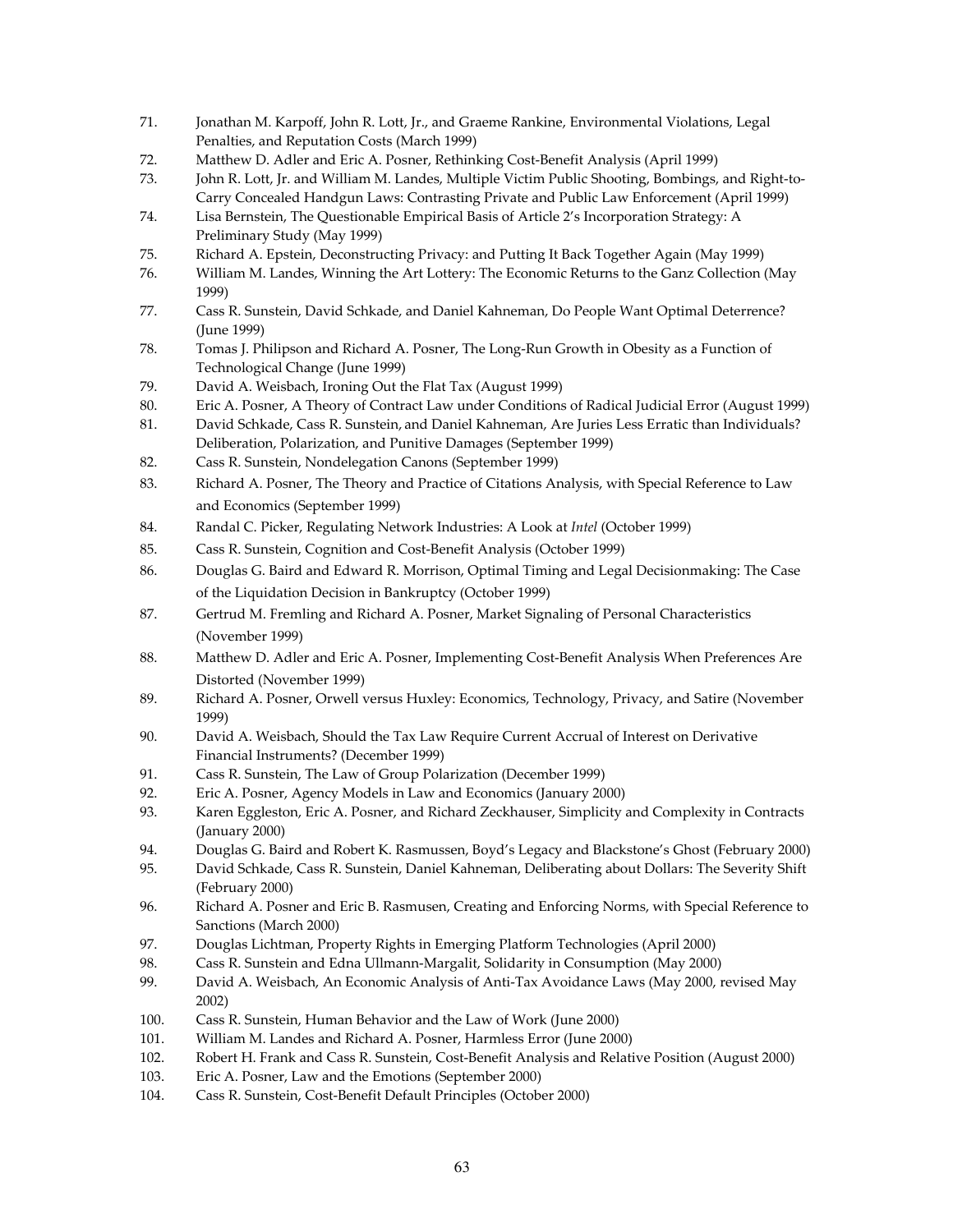71. Jonathan M. Karpoff, John R. Lott, Jr., and Graeme Rankine, Environmental Violations, Legal Penalties, and Reputation Costs (March 1999)
72. Matthew D. Adler and Eric A. Posner, Rethinking Cost-Benefit Analysis (April 1999)
73. John R. Lott, Jr. and William M. Landes, Multiple Victim Public Shooting, Bombings, and Right-to-Carry Concealed Handgun Laws: Contrasting Private and Public Law Enforcement (April 1999)
74. Lisa Bernstein, The Questionable Empirical Basis of Article 2's Incorporation Strategy: A Preliminary Study (May 1999)
75. Richard A. Epstein, Deconstructing Privacy: and Putting It Back Together Again (May 1999)
76. William M. Landes, Winning the Art Lottery: The Economic Returns to the Ganz Collection (May 1999)
77. Cass R. Sunstein, David Schkade, and Daniel Kahneman, Do People Want Optimal Deterrence? (June 1999)
78. Tomas J. Philipson and Richard A. Posner, The Long-Run Growth in Obesity as a Function of Technological Change (June 1999)
79. David A. Weisbach, Ironing Out the Flat Tax (August 1999)
80. Eric A. Posner, A Theory of Contract Law under Conditions of Radical Judicial Error (August 1999)
81. David Schkade, Cass R. Sunstein, and Daniel Kahneman, Are Juries Less Erratic than Individuals? Deliberation, Polarization, and Punitive Damages (September 1999)
82. Cass R. Sunstein, Nondelegation Canons (September 1999)
83. Richard A. Posner, The Theory and Practice of Citations Analysis, with Special Reference to Law and Economics (September 1999)
84. Randal C. Picker, Regulating Network Industries: A Look at *Intel* (October 1999)
85. Cass R. Sunstein, Cognition and Cost-Benefit Analysis (October 1999)
86. Douglas G. Baird and Edward R. Morrison, Optimal Timing and Legal Decisionmaking: The Case of the Liquidation Decision in Bankruptcy (October 1999)
87. Gertrud M. Fremling and Richard A. Posner, Market Signaling of Personal Characteristics (November 1999)
88. Matthew D. Adler and Eric A. Posner, Implementing Cost-Benefit Analysis When Preferences Are Distorted (November 1999)
89. Richard A. Posner, Orwell versus Huxley: Economics, Technology, Privacy, and Satire (November 1999)
90. David A. Weisbach, Should the Tax Law Require Current Accrual of Interest on Derivative Financial Instruments? (December 1999)
91. Cass R. Sunstein, The Law of Group Polarization (December 1999)
92. Eric A. Posner, Agency Models in Law and Economics (January 2000)
93. Karen Eggleston, Eric A. Posner, and Richard Zeckhauser, Simplicity and Complexity in Contracts (January 2000)
94. Douglas G. Baird and Robert K. Rasmussen, Boyd's Legacy and Blackstone's Ghost (February 2000)
95. David Schkade, Cass R. Sunstein, Daniel Kahneman, Deliberating about Dollars: The Severity Shift (February 2000)
96. Richard A. Posner and Eric B. Rasmusen, Creating and Enforcing Norms, with Special Reference to Sanctions (March 2000)
97. Douglas Lichtman, Property Rights in Emerging Platform Technologies (April 2000)
98. Cass R. Sunstein and Edna Ullmann-Margalit, Solidarity in Consumption (May 2000)
99. David A. Weisbach, An Economic Analysis of Anti-Tax Avoidance Laws (May 2000, revised May 2002)
100. Cass R. Sunstein, Human Behavior and the Law of Work (June 2000)
101. William M. Landes and Richard A. Posner, Harmless Error (June 2000)
102. Robert H. Frank and Cass R. Sunstein, Cost-Benefit Analysis and Relative Position (August 2000)
103. Eric A. Posner, Law and the Emotions (September 2000)
104. Cass R. Sunstein, Cost-Benefit Default Principles (October 2000)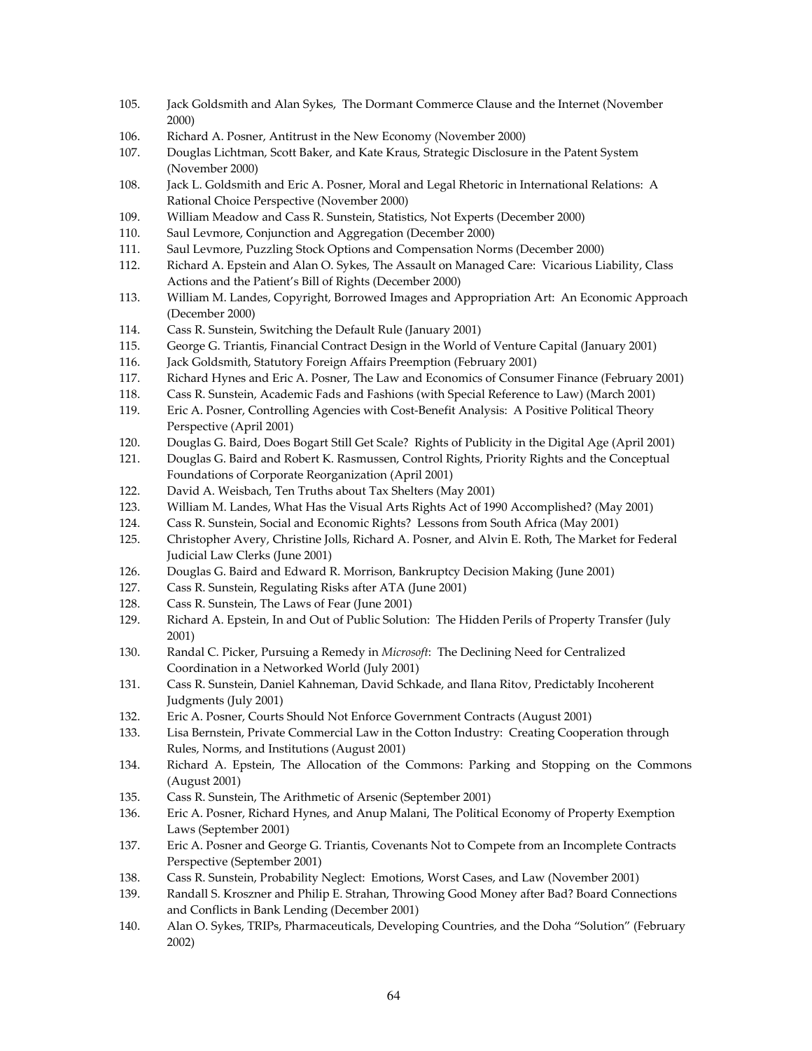105. Jack Goldsmith and Alan Sykes, The Dormant Commerce Clause and the Internet (November 2000)
106. Richard A. Posner, Antitrust in the New Economy (November 2000)
107. Douglas Lichtman, Scott Baker, and Kate Kraus, Strategic Disclosure in the Patent System (November 2000)
108. Jack L. Goldsmith and Eric A. Posner, Moral and Legal Rhetoric in International Relations: A Rational Choice Perspective (November 2000)
109. William Meadow and Cass R. Sunstein, Statistics, Not Experts (December 2000)
110. Saul Levmore, Conjunction and Aggregation (December 2000)
111. Saul Levmore, Puzzling Stock Options and Compensation Norms (December 2000)
112. Richard A. Epstein and Alan O. Sykes, The Assault on Managed Care: Vicarious Liability, Class Actions and the Patient's Bill of Rights (December 2000)
113. William M. Landes, Copyright, Borrowed Images and Appropriation Art: An Economic Approach (December 2000)
114. Cass R. Sunstein, Switching the Default Rule (January 2001)
115. George G. Triantis, Financial Contract Design in the World of Venture Capital (January 2001)
116. Jack Goldsmith, Statutory Foreign Affairs Preemption (February 2001)
117. Richard Hynes and Eric A. Posner, The Law and Economics of Consumer Finance (February 2001)
118. Cass R. Sunstein, Academic Fads and Fashions (with Special Reference to Law) (March 2001)
119. Eric A. Posner, Controlling Agencies with Cost-Benefit Analysis: A Positive Political Theory Perspective (April 2001)
120. Douglas G. Baird, Does Bogart Still Get Scale? Rights of Publicity in the Digital Age (April 2001)
121. Douglas G. Baird and Robert K. Rasmussen, Control Rights, Priority Rights and the Conceptual Foundations of Corporate Reorganization (April 2001)
122. David A. Weisbach, Ten Truths about Tax Shelters (May 2001)
123. William M. Landes, What Has the Visual Arts Rights Act of 1990 Accomplished? (May 2001)
124. Cass R. Sunstein, Social and Economic Rights? Lessons from South Africa (May 2001)
125. Christopher Avery, Christine Jolls, Richard A. Posner, and Alvin E. Roth, The Market for Federal Judicial Law Clerks (June 2001)
126. Douglas G. Baird and Edward R. Morrison, Bankruptcy Decision Making (June 2001)
127. Cass R. Sunstein, Regulating Risks after ATA (June 2001)
128. Cass R. Sunstein, The Laws of Fear (June 2001)
129. Richard A. Epstein, In and Out of Public Solution: The Hidden Perils of Property Transfer (July 2001)
130. Randal C. Picker, Pursuing a Remedy in *Microsoft*: The Declining Need for Centralized Coordination in a Networked World (July 2001)
131. Cass R. Sunstein, Daniel Kahneman, David Schkade, and Ilana Ritov, Predictably Incoherent Judgments (July 2001)
132. Eric A. Posner, Courts Should Not Enforce Government Contracts (August 2001)
133. Lisa Bernstein, Private Commercial Law in the Cotton Industry: Creating Cooperation through Rules, Norms, and Institutions (August 2001)
134. Richard A. Epstein, The Allocation of the Commons: Parking and Stopping on the Commons (August 2001)
135. Cass R. Sunstein, The Arithmetic of Arsenic (September 2001)
136. Eric A. Posner, Richard Hynes, and Anup Malani, The Political Economy of Property Exemption Laws (September 2001)
137. Eric A. Posner and George G. Triantis, Covenants Not to Compete from an Incomplete Contracts Perspective (September 2001)
138. Cass R. Sunstein, Probability Neglect: Emotions, Worst Cases, and Law (November 2001)
139. Randall S. Kroszner and Philip E. Strahan, Throwing Good Money after Bad? Board Connections and Conflicts in Bank Lending (December 2001)
140. Alan O. Sykes, TRIPs, Pharmaceuticals, Developing Countries, and the Doha "Solution" (February 2002)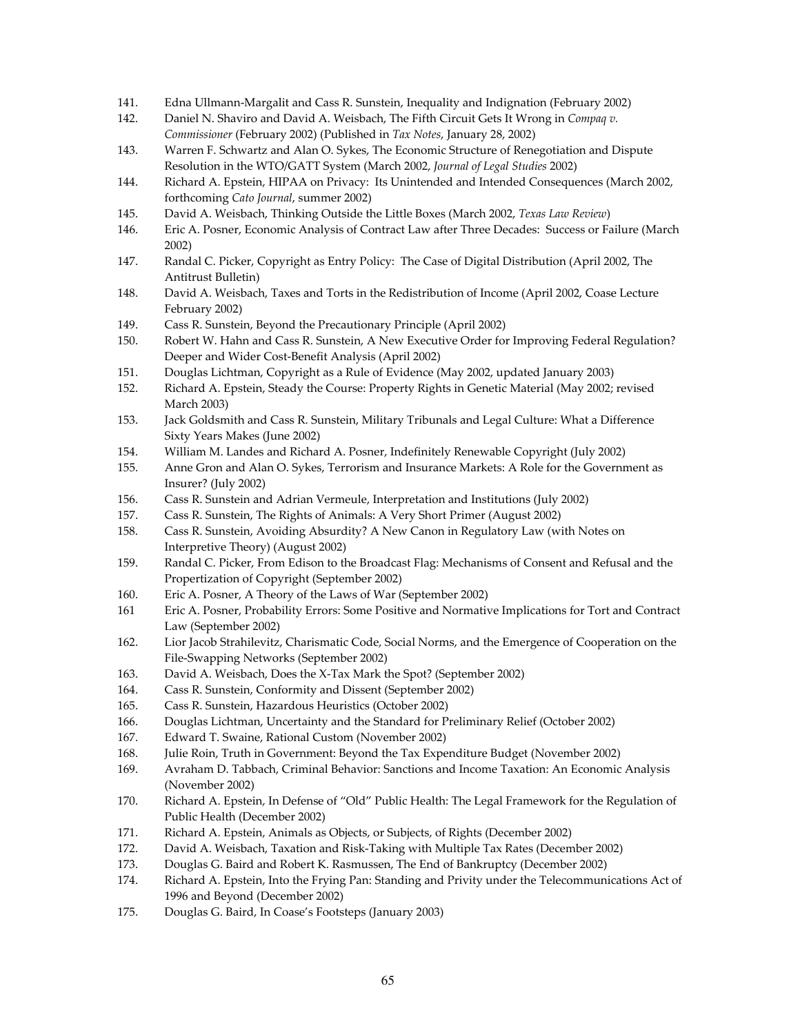141. Edna Ullmann-Margalit and Cass R. Sunstein, Inequality and Indignation (February 2002)
142. Daniel N. Shaviro and David A. Weisbach, The Fifth Circuit Gets It Wrong in *Compaq v. Commissioner* (February 2002) (Published in *Tax Notes*, January 28, 2002)
143. Warren F. Schwartz and Alan O. Sykes, The Economic Structure of Renegotiation and Dispute Resolution in the WTO/GATT System (March 2002, *Journal of Legal Studies* 2002)
144. Richard A. Epstein, HIPAA on Privacy: Its Unintended and Intended Consequences (March 2002, forthcoming *Cato Journal*, summer 2002)
145. David A. Weisbach, Thinking Outside the Little Boxes (March 2002, *Texas Law Review*)
146. Eric A. Posner, Economic Analysis of Contract Law after Three Decades: Success or Failure (March 2002)
147. Randal C. Picker, Copyright as Entry Policy: The Case of Digital Distribution (April 2002, The Antitrust Bulletin)
148. David A. Weisbach, Taxes and Torts in the Redistribution of Income (April 2002, Coase Lecture February 2002)
149. Cass R. Sunstein, Beyond the Precautionary Principle (April 2002)
150. Robert W. Hahn and Cass R. Sunstein, A New Executive Order for Improving Federal Regulation? Deeper and Wider Cost-Benefit Analysis (April 2002)
151. Douglas Lichtman, Copyright as a Rule of Evidence (May 2002, updated January 2003)
152. Richard A. Epstein, Steady the Course: Property Rights in Genetic Material (May 2002; revised March 2003)
153. Jack Goldsmith and Cass R. Sunstein, Military Tribunals and Legal Culture: What a Difference Sixty Years Makes (June 2002)
154. William M. Landes and Richard A. Posner, Indefinitely Renewable Copyright (July 2002)
155. Anne Gron and Alan O. Sykes, Terrorism and Insurance Markets: A Role for the Government as Insurer? (July 2002)
156. Cass R. Sunstein and Adrian Vermeule, Interpretation and Institutions (July 2002)
157. Cass R. Sunstein, The Rights of Animals: A Very Short Primer (August 2002)
158. Cass R. Sunstein, Avoiding Absurdity? A New Canon in Regulatory Law (with Notes on Interpretive Theory) (August 2002)
159. Randal C. Picker, From Edison to the Broadcast Flag: Mechanisms of Consent and Refusal and the Propertization of Copyright (September 2002)
160. Eric A. Posner, A Theory of the Laws of War (September 2002)
161 Eric A. Posner, Probability Errors: Some Positive and Normative Implications for Tort and Contract Law (September 2002)
162. Lior Jacob Strahilevitz, Charismatic Code, Social Norms, and the Emergence of Cooperation on the File-Swapping Networks (September 2002)
163. David A. Weisbach, Does the X-Tax Mark the Spot? (September 2002)
164. Cass R. Sunstein, Conformity and Dissent (September 2002)
165. Cass R. Sunstein, Hazardous Heuristics (October 2002)
166. Douglas Lichtman, Uncertainty and the Standard for Preliminary Relief (October 2002)
167. Edward T. Swaine, Rational Custom (November 2002)
168. Julie Roin, Truth in Government: Beyond the Tax Expenditure Budget (November 2002)
169. Avraham D. Tabbach, Criminal Behavior: Sanctions and Income Taxation: An Economic Analysis (November 2002)
170. Richard A. Epstein, In Defense of "Old" Public Health: The Legal Framework for the Regulation of Public Health (December 2002)
171. Richard A. Epstein, Animals as Objects, or Subjects, of Rights (December 2002)
172. David A. Weisbach, Taxation and Risk-Taking with Multiple Tax Rates (December 2002)
173. Douglas G. Baird and Robert K. Rasmussen, The End of Bankruptcy (December 2002)
174. Richard A. Epstein, Into the Frying Pan: Standing and Privity under the Telecommunications Act of 1996 and Beyond (December 2002)
175. Douglas G. Baird, In Coase's Footsteps (January 2003)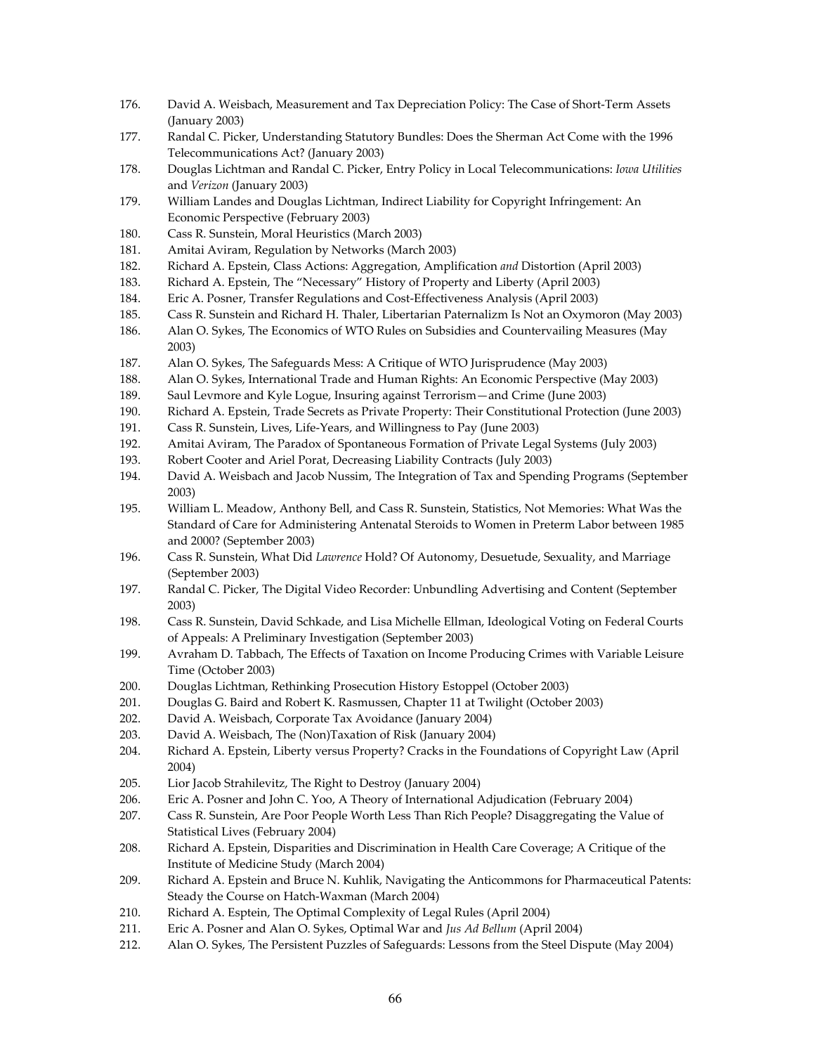176. David A. Weisbach, Measurement and Tax Depreciation Policy: The Case of Short-Term Assets (January 2003)
177. Randal C. Picker, Understanding Statutory Bundles: Does the Sherman Act Come with the 1996 Telecommunications Act? (January 2003)
178. Douglas Lichtman and Randal C. Picker, Entry Policy in Local Telecommunications: *Iowa Utilities* and *Verizon* (January 2003)
179. William Landes and Douglas Lichtman, Indirect Liability for Copyright Infringement: An Economic Perspective (February 2003)
180. Cass R. Sunstein, Moral Heuristics (March 2003)
181. Amitai Aviram, Regulation by Networks (March 2003)
182. Richard A. Epstein, Class Actions: Aggregation, Amplification *and* Distortion (April 2003)
183. Richard A. Epstein, The "Necessary" History of Property and Liberty (April 2003)
184. Eric A. Posner, Transfer Regulations and Cost-Effectiveness Analysis (April 2003)
185. Cass R. Sunstein and Richard H. Thaler, Libertarian Paternalizm Is Not an Oxymoron (May 2003)
186. Alan O. Sykes, The Economics of WTO Rules on Subsidies and Countervailing Measures (May 2003)
187. Alan O. Sykes, The Safeguards Mess: A Critique of WTO Jurisprudence (May 2003)
188. Alan O. Sykes, International Trade and Human Rights: An Economic Perspective (May 2003)
189. Saul Levmore and Kyle Logue, Insuring against Terrorism—and Crime (June 2003)
190. Richard A. Epstein, Trade Secrets as Private Property: Their Constitutional Protection (June 2003)
191. Cass R. Sunstein, Lives, Life-Years, and Willingness to Pay (June 2003)
192. Amitai Aviram, The Paradox of Spontaneous Formation of Private Legal Systems (July 2003)
193. Robert Cooter and Ariel Porat, Decreasing Liability Contracts (July 2003)
194. David A. Weisbach and Jacob Nussim, The Integration of Tax and Spending Programs (September 2003)
195. William L. Meadow, Anthony Bell, and Cass R. Sunstein, Statistics, Not Memories: What Was the Standard of Care for Administering Antenatal Steroids to Women in Preterm Labor between 1985 and 2000? (September 2003)
196. Cass R. Sunstein, What Did *Lawrence* Hold? Of Autonomy, Desuetude, Sexuality, and Marriage (September 2003)
197. Randal C. Picker, The Digital Video Recorder: Unbundling Advertising and Content (September 2003)
198. Cass R. Sunstein, David Schkade, and Lisa Michelle Ellman, Ideological Voting on Federal Courts of Appeals: A Preliminary Investigation (September 2003)
199. Avraham D. Tabbach, The Effects of Taxation on Income Producing Crimes with Variable Leisure Time (October 2003)
200. Douglas Lichtman, Rethinking Prosecution History Estoppel (October 2003)
201. Douglas G. Baird and Robert K. Rasmussen, Chapter 11 at Twilight (October 2003)
202. David A. Weisbach, Corporate Tax Avoidance (January 2004)
203. David A. Weisbach, The (Non)Taxation of Risk (January 2004)
204. Richard A. Epstein, Liberty versus Property? Cracks in the Foundations of Copyright Law (April 2004)
205. Lior Jacob Strahilevitz, The Right to Destroy (January 2004)
206. Eric A. Posner and John C. Yoo, A Theory of International Adjudication (February 2004)
207. Cass R. Sunstein, Are Poor People Worth Less Than Rich People? Disaggregating the Value of Statistical Lives (February 2004)
208. Richard A. Epstein, Disparities and Discrimination in Health Care Coverage; A Critique of the Institute of Medicine Study (March 2004)
209. Richard A. Epstein and Bruce N. Kuhlik, Navigating the Anticommons for Pharmaceutical Patents: Steady the Course on Hatch-Waxman (March 2004)
210. Richard A. Esptein, The Optimal Complexity of Legal Rules (April 2004)
211. Eric A. Posner and Alan O. Sykes, Optimal War and *Jus Ad Bellum* (April 2004)
212. Alan O. Sykes, The Persistent Puzzles of Safeguards: Lessons from the Steel Dispute (May 2004)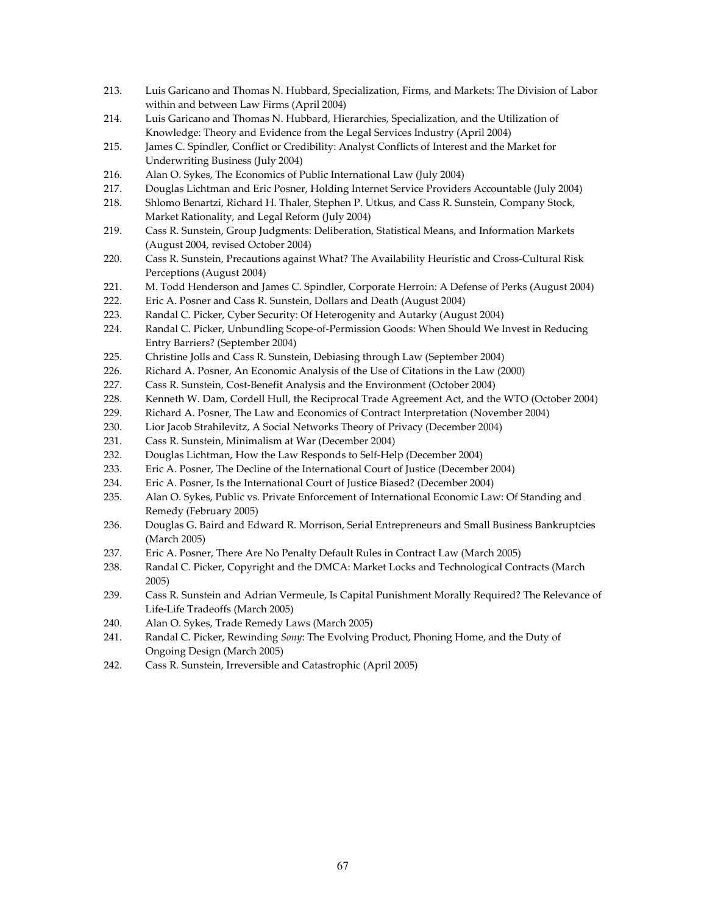213. Luis Garicano and Thomas N. Hubbard, Specialization, Firms, and Markets: The Division of Labor within and between Law Firms (April 2004)
214. Luis Garicano and Thomas N. Hubbard, Hierarchies, Specialization, and the Utilization of Knowledge: Theory and Evidence from the Legal Services Industry (April 2004)
215. James C. Spindler, Conflict or Credibility: Analyst Conflicts of Interest and the Market for Underwriting Business (July 2004)
216. Alan O. Sykes, The Economics of Public International Law (July 2004)
217. Douglas Lichtman and Eric Posner, Holding Internet Service Providers Accountable (July 2004)
218. Shlomo Benartzi, Richard H. Thaler, Stephen P. Utkus, and Cass R. Sunstein, Company Stock, Market Rationality, and Legal Reform (July 2004)
219. Cass R. Sunstein, Group Judgments: Deliberation, Statistical Means, and Information Markets (August 2004, revised October 2004)
220. Cass R. Sunstein, Precautions against What? The Availability Heuristic and Cross-Cultural Risk Perceptions (August 2004)
221. M. Todd Henderson and James C. Spindler, Corporate Herroin: A Defense of Perks (August 2004)
222. Eric A. Posner and Cass R. Sunstein, Dollars and Death (August 2004)
223. Randal C. Picker, Cyber Security: Of Heterogenity and Autarky (August 2004)
224. Randal C. Picker, Unbundling Scope-of-Permission Goods: When Should We Invest in Reducing Entry Barriers? (September 2004)
225. Christine Jolls and Cass R. Sunstein, Debiasing through Law (September 2004)
226. Richard A. Posner, An Economic Analysis of the Use of Citations in the Law (2000)
227. Cass R. Sunstein, Cost-Benefit Analysis and the Environment (October 2004)
228. Kenneth W. Dam, Cordell Hull, the Reciprocal Trade Agreement Act, and the WTO (October 2004)
229. Richard A. Posner, The Law and Economics of Contract Interpretation (November 2004)
230. Lior Jacob Strahilevitz, A Social Networks Theory of Privacy (December 2004)
231. Cass R. Sunstein, Minimalism at War (December 2004)
232. Douglas Lichtman, How the Law Responds to Self-Help (December 2004)
233. Eric A. Posner, The Decline of the International Court of Justice (December 2004)
234. Eric A. Posner, Is the International Court of Justice Biased? (December 2004)
235. Alan O. Sykes, Public vs. Private Enforcement of International Economic Law: Of Standing and Remedy (February 2005)
236. Douglas G. Baird and Edward R. Morrison, Serial Entrepreneurs and Small Business Bankruptcies (March 2005)
237. Eric A. Posner, There Are No Penalty Default Rules in Contract Law (March 2005)
238. Randal C. Picker, Copyright and the DMCA: Market Locks and Technological Contracts (March 2005)
239. Cass R. Sunstein and Adrian Vermeule, Is Capital Punishment Morally Required? The Relevance of Life-Life Tradeoffs (March 2005)
240. Alan O. Sykes, Trade Remedy Laws (March 2005)
241. Randal C. Picker, Rewinding *Sony*: The Evolving Product, Phoning Home, and the Duty of Ongoing Design (March 2005)
242. Cass R. Sunstein, Irreversible and Catastrophic (April 2005)